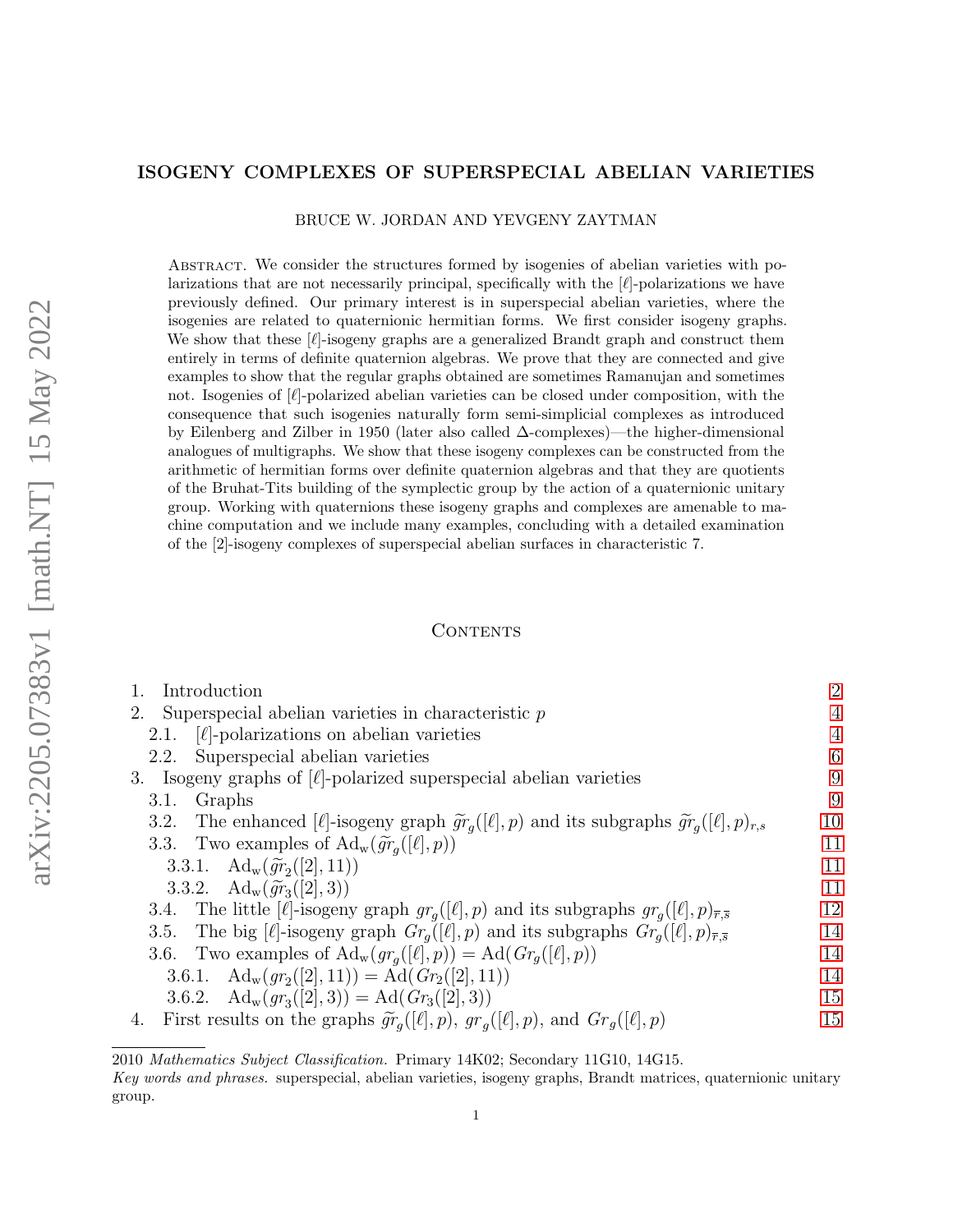# ISOGENY COMPLEXES OF SUPERSPECIAL ABELIAN VARIETIES

BRUCE W. JORDAN AND YEVGENY ZAYTMAN

Abstract. We consider the structures formed by isogenies of abelian varieties with polarizations that are not necessarily principal, specifically with the $[\ell]$-polarizations we have previously defined. Our primary interest is in superspecial abelian varieties, where the isogenies are related to quaternionic hermitian forms. We first consider isogeny graphs. We show that these $[\ell]$-isogeny graphs are a generalized Brandt graph and construct them entirely in terms of definite quaternion algebras. We prove that they are connected and give examples to show that the regular graphs obtained are sometimes Ramanujan and sometimes not. Isogenies of $[\ell]$-polarized abelian varieties can be closed under composition, with the consequence that such isogenies naturally form semi-simplicial complexes as introduced by Eilenberg and Zilber in 1950 (later also called $\Delta$-complexes)—the higher-dimensional analogues of multigraphs. We show that these isogeny complexes can be constructed from the arithmetic of hermitian forms over definite quaternion algebras and that they are quotients of the Bruhat-Tits building of the symplectic group by the action of a quaternionic unitary group. Working with quaternions these isogeny graphs and complexes are amenable to machine computation and we include many examples, concluding with a detailed examination of the $[2]$-isogeny complexes of superspecial abelian surfaces in characteristic 7.

## Contents

1. Introduction — 2
2. Superspecial abelian varieties in characteristic $p$ — 4
   - 2.1. $[\ell]$-polarizations on abelian varieties — 4
   - 2.2. Superspecial abelian varieties — 6
3. Isogeny graphs of $[\ell]$-polarized superspecial abelian varieties — 9
   - 3.1. Graphs — 9
   - 3.2. The enhanced $[\ell]$-isogeny graph $\widetilde{gr}_g([\ell],p)$ and its subgraphs $\widetilde{gr}_g([\ell],p)_{r,s}$ — 10
   - 3.3. Two examples of $\mathrm{Ad}_{\mathrm{w}}(\widetilde{gr}_g([\ell],p))$ — 11
     - 3.3.1. $\mathrm{Ad}_{\mathrm{w}}(\widetilde{gr}_2([2],11))$ — 11
     - 3.3.2. $\mathrm{Ad}_{\mathrm{w}}(\widetilde{gr}_3([2],3))$ — 11
   - 3.4. The little $[\ell]$-isogeny graph $gr_g([\ell],p)$ and its subgraphs $gr_g([\ell],p)_{\overline{r},\overline{s}}$ — 12
   - 3.5. The big $[\ell]$-isogeny graph $Gr_g([\ell],p)$ and its subgraphs $Gr_g([\ell],p)_{\overline{r},\overline{s}}$ — 14
   - 3.6. Two examples of $\mathrm{Ad}_{\mathrm{w}}(gr_g([\ell],p)) = \mathrm{Ad}(Gr_g([\ell],p))$ — 14
     - 3.6.1. $\mathrm{Ad}_{\mathrm{w}}(gr_2([2],11)) = \mathrm{Ad}(Gr_2([2],11))$ — 14
     - 3.6.2. $\mathrm{Ad}_{\mathrm{w}}(gr_3([2],3)) = \mathrm{Ad}(Gr_3([2],3))$ — 15
4. First results on the graphs $\widetilde{gr}_g([\ell],p)$, $gr_g([\ell],p)$, and $Gr_g([\ell],p)$ — 15

2010 *Mathematics Subject Classification.* Primary 14K02; Secondary 11G10, 14G15.
*Key words and phrases.* superspecial, abelian varieties, isogeny graphs, Brandt matrices, quaternionic unitary group.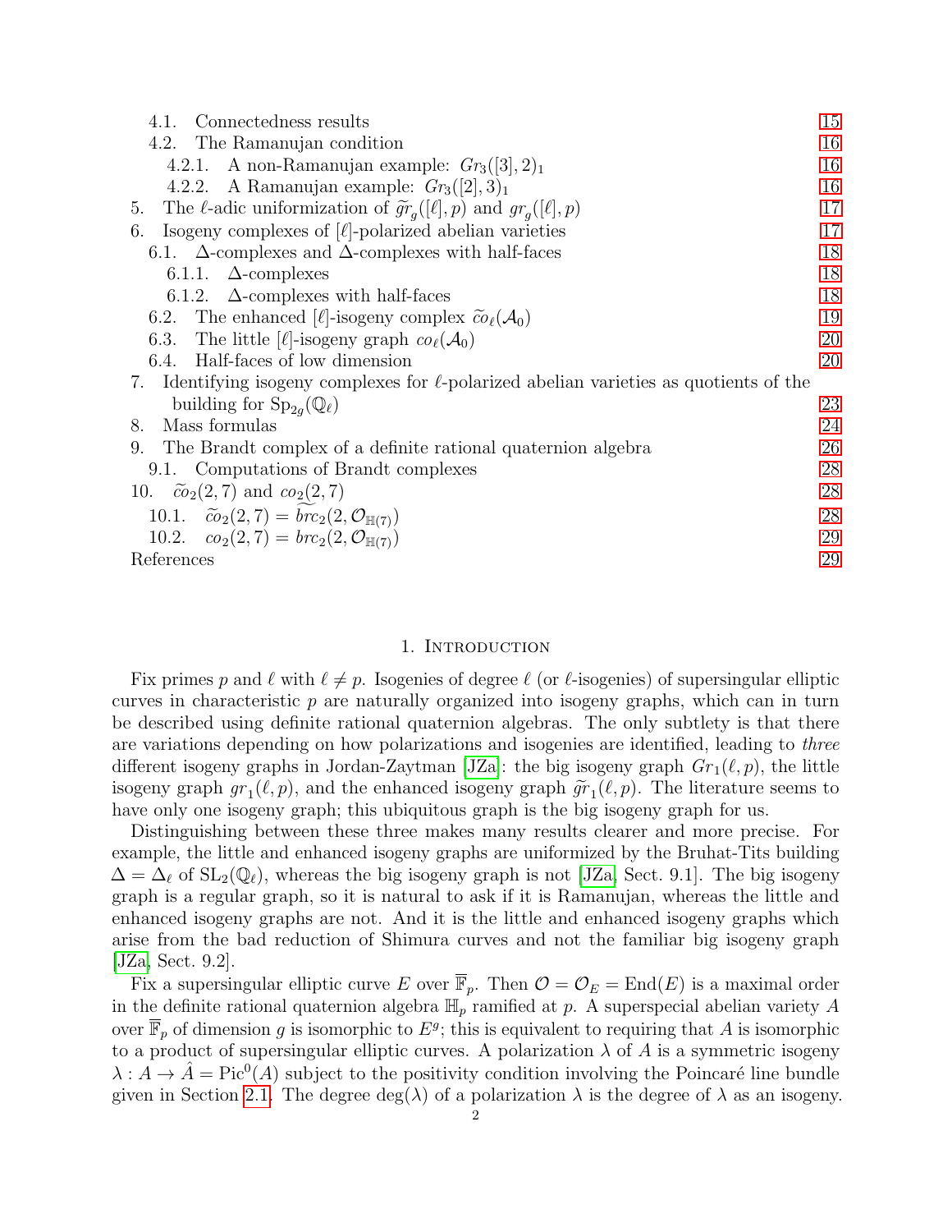4.1. Connectedness results 15
4.2. The Ramanujan condition 16
4.2.1. A non-Ramanujan example: $Gr_3([3], 2)_1$ 16
4.2.2. A Ramanujan example: $Gr_3([2], 3)_1$ 16
5. The $\ell$-adic uniformization of $\widetilde{gr}_g([\ell], p)$ and $gr_g([\ell], p)$ 17
6. Isogeny complexes of $[\ell]$-polarized abelian varieties 17
6.1. $\Delta$-complexes and $\Delta$-complexes with half-faces 18
6.1.1. $\Delta$-complexes 18
6.1.2. $\Delta$-complexes with half-faces 18
6.2. The enhanced $[\ell]$-isogeny complex $\widetilde{co}_\ell(\mathcal{A}_0)$ 19
6.3. The little $[\ell]$-isogeny graph $co_\ell(\mathcal{A}_0)$ 20
6.4. Half-faces of low dimension 20
7. Identifying isogeny complexes for $\ell$-polarized abelian varieties as quotients of the building for $\mathrm{Sp}_{2g}(\mathbb{Q}_\ell)$ 23
8. Mass formulas 24
9. The Brandt complex of a definite rational quaternion algebra 26
9.1. Computations of Brandt complexes 28
10. $\widetilde{co}_2(2, 7)$ and $co_2(2, 7)$ 28
10.1. $\widetilde{co}_2(2, 7) = \widetilde{brc}_2(2, \mathcal{O}_{\mathbb{H}(7)})$ 28
10.2. $co_2(2, 7) = brc_2(2, \mathcal{O}_{\mathbb{H}(7)})$ 29
References 29

## 1. Introduction

Fix primes $p$ and $\ell$ with $\ell \neq p$. Isogenies of degree $\ell$ (or $\ell$-isogenies) of supersingular elliptic curves in characteristic $p$ are naturally organized into isogeny graphs, which can in turn be described using definite rational quaternion algebras. The only subtlety is that there are variations depending on how polarizations and isogenies are identified, leading to *three* different isogeny graphs in Jordan-Zaytman [JZa]: the big isogeny graph $Gr_1(\ell, p)$, the little isogeny graph $gr_1(\ell, p)$, and the enhanced isogeny graph $\widetilde{gr}_1(\ell, p)$. The literature seems to have only one isogeny graph; this ubiquitous graph is the big isogeny graph for us.

Distinguishing between these three makes many results clearer and more precise. For example, the little and enhanced isogeny graphs are uniformized by the Bruhat-Tits building $\Delta = \Delta_\ell$ of $\mathrm{SL}_2(\mathbb{Q}_\ell)$, whereas the big isogeny graph is not [JZa, Sect. 9.1]. The big isogeny graph is a regular graph, so it is natural to ask if it is Ramanujan, whereas the little and enhanced isogeny graphs are not. And it is the little and enhanced isogeny graphs which arise from the bad reduction of Shimura curves and not the familiar big isogeny graph [JZa, Sect. 9.2].

Fix a supersingular elliptic curve $E$ over $\overline{\mathbb{F}}_p$. Then $\mathcal{O} = \mathcal{O}_E = \mathrm{End}(E)$ is a maximal order in the definite rational quaternion algebra $\mathbb{H}_p$ ramified at $p$. A superspecial abelian variety $A$ over $\overline{\mathbb{F}}_p$ of dimension $g$ is isomorphic to $E^g$; this is equivalent to requiring that $A$ is isomorphic to a product of supersingular elliptic curves. A polarization $\lambda$ of $A$ is a symmetric isogeny $\lambda : A \to \hat{A} = \mathrm{Pic}^0(A)$ subject to the positivity condition involving the Poincaré line bundle given in Section 2.1. The degree $\deg(\lambda)$ of a polarization $\lambda$ is the degree of $\lambda$ as an isogeny.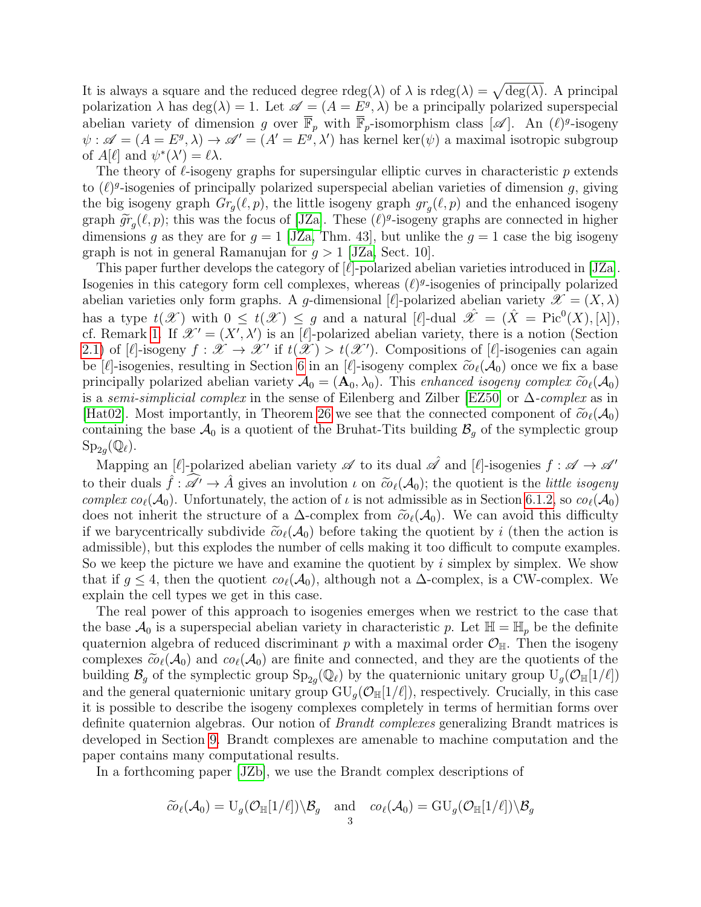It is always a square and the reduced degree $\mathrm{rdeg}(\lambda)$ of $\lambda$ is $\mathrm{rdeg}(\lambda) = \sqrt{\deg(\lambda)}$. A principal polarization $\lambda$ has $\deg(\lambda) = 1$. Let $\mathscr{A} = (A = E^g, \lambda)$ be a principally polarized superspecial abelian variety of dimension $g$ over $\overline{\mathbb{F}}_p$ with $\overline{\mathbb{F}}_p$-isomorphism class $[\mathscr{A}]$. An $(\ell)^g$-isogeny $\psi : \mathscr{A} = (A = E^g, \lambda) \to \mathscr{A}' = (A' = E^g, \lambda')$ has kernel $\ker(\psi)$ a maximal isotropic subgroup of $A[\ell]$ and $\psi^*(\lambda') = \ell\lambda$.

The theory of $\ell$-isogeny graphs for supersingular elliptic curves in characteristic $p$ extends to $(\ell)^g$-isogenies of principally polarized superspecial abelian varieties of dimension $g$, giving the big isogeny graph $Gr_g(\ell, p)$, the little isogeny graph $gr_g(\ell, p)$ and the enhanced isogeny graph $\widetilde{gr}_g(\ell, p)$; this was the focus of [JZa]. These $(\ell)^g$-isogeny graphs are connected in higher dimensions $g$ as they are for $g = 1$ [JZa, Thm. 43], but unlike the $g = 1$ case the big isogeny graph is not in general Ramanujan for $g > 1$ [JZa, Sect. 10].

This paper further develops the category of $[\ell]$-polarized abelian varieties introduced in [JZa]. Isogenies in this category form cell complexes, whereas $(\ell)^g$-isogenies of principally polarized abelian varieties only form graphs. A $g$-dimensional $[\ell]$-polarized abelian variety $\mathscr{X} = (X, \lambda)$ has a type $t(\mathscr{X})$ with $0 \leq t(\mathscr{X}) \leq g$ and a natural $[\ell]$-dual $\hat{\mathscr{X}} = (\hat{X} = \mathrm{Pic}^0(X), [\lambda])$, cf. Remark 1. If $\mathscr{X}' = (X', \lambda')$ is an $[\ell]$-polarized abelian variety, there is a notion (Section 2.1) of $[\ell]$-isogeny $f : \mathscr{X} \to \mathscr{X}'$ if $t(\mathscr{X}) > t(\mathscr{X}')$. Compositions of $[\ell]$-isogenies can again be $[\ell]$-isogenies, resulting in Section 6 in an $[\ell]$-isogeny complex $\widetilde{co}_\ell(\mathcal{A}_0)$ once we fix a base principally polarized abelian variety $\mathcal{A}_0 = (\mathbf{A}_0, \lambda_0)$. This *enhanced isogeny complex* $\widetilde{co}_\ell(\mathcal{A}_0)$ is a *semi-simplicial complex* in the sense of Eilenberg and Zilber [EZ50] or $\Delta$-*complex* as in [Hat02]. Most importantly, in Theorem 26 we see that the connected component of $\widetilde{co}_\ell(\mathcal{A}_0)$ containing the base $\mathcal{A}_0$ is a quotient of the Bruhat-Tits building $\mathcal{B}_g$ of the symplectic group $\mathrm{Sp}_{2g}(\mathbb{Q}_\ell)$.

Mapping an $[\ell]$-polarized abelian variety $\mathscr{A}$ to its dual $\hat{\mathscr{A}}$ and $[\ell]$-isogenies $f : \mathscr{A} \to \mathscr{A}'$ to their duals $\hat{f} : \widehat{\mathscr{A}'} \to \hat{A}$ gives an involution $\iota$ on $\widetilde{co}_\ell(\mathcal{A}_0)$; the quotient is the *little isogeny complex* $co_\ell(\mathcal{A}_0)$. Unfortunately, the action of $\iota$ is not admissible as in Section 6.1.2, so $co_\ell(\mathcal{A}_0)$ does not inherit the structure of a $\Delta$-complex from $\widetilde{co}_\ell(\mathcal{A}_0)$. We can avoid this difficulty if we barycentrically subdivide $\widetilde{co}_\ell(\mathcal{A}_0)$ before taking the quotient by $i$ (then the action is admissible), but this explodes the number of cells making it too difficult to compute examples. So we keep the picture we have and examine the quotient by $i$ simplex by simplex. We show that if $g \leq 4$, then the quotient $co_\ell(\mathcal{A}_0)$, although not a $\Delta$-complex, is a CW-complex. We explain the cell types we get in this case.

The real power of this approach to isogenies emerges when we restrict to the case that the base $\mathcal{A}_0$ is a superspecial abelian variety in characteristic $p$. Let $\mathbb{H} = \mathbb{H}_p$ be the definite quaternion algebra of reduced discriminant $p$ with a maximal order $\mathcal{O}_\mathbb{H}$. Then the isogeny complexes $\widetilde{co}_\ell(\mathcal{A}_0)$ and $co_\ell(\mathcal{A}_0)$ are finite and connected, and they are the quotients of the building $\mathcal{B}_g$ of the symplectic group $\mathrm{Sp}_{2g}(\mathbb{Q}_\ell)$ by the quaternionic unitary group $\mathrm{U}_g(\mathcal{O}_\mathbb{H}[1/\ell])$ and the general quaternionic unitary group $\mathrm{GU}_g(\mathcal{O}_\mathbb{H}[1/\ell])$, respectively. Crucially, in this case it is possible to describe the isogeny complexes completely in terms of hermitian forms over definite quaternion algebras. Our notion of *Brandt complexes* generalizing Brandt matrices is developed in Section 9. Brandt complexes are amenable to machine computation and the paper contains many computational results.

In a forthcoming paper [JZb], we use the Brandt complex descriptions of

$$\widetilde{co}_\ell(\mathcal{A}_0) = \mathrm{U}_g(\mathcal{O}_\mathbb{H}[1/\ell])\backslash\mathcal{B}_g \quad \text{and} \quad co_\ell(\mathcal{A}_0) = \mathrm{GU}_g(\mathcal{O}_\mathbb{H}[1/\ell])\backslash\mathcal{B}_g$$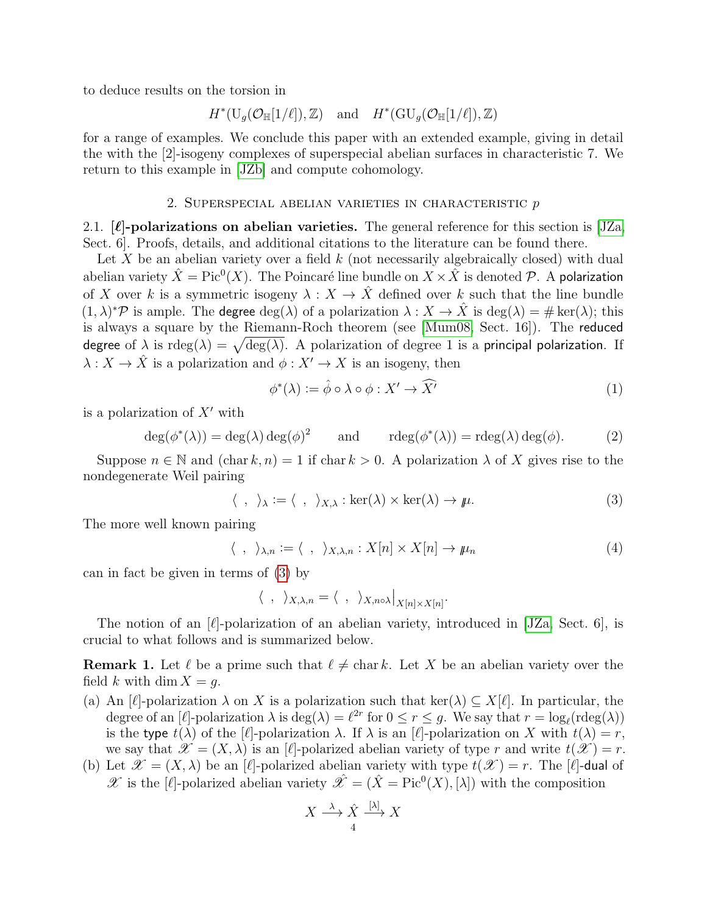to deduce results on the torsion in

$$H^*(\mathrm{U}_g(\mathcal{O}_{\mathbb{H}}[1/\ell]),\mathbb{Z}) \quad \text{and} \quad H^*(\mathrm{GU}_g(\mathcal{O}_{\mathbb{H}}[1/\ell]),\mathbb{Z})$$

for a range of examples. We conclude this paper with an extended example, giving in detail the with the [2]-isogeny complexes of superspecial abelian surfaces in characteristic 7. We return to this example in [JZb] and compute cohomology.

## 2. Superspecial abelian varieties in characteristic $p$

2.1. **$[\ell]$-polarizations on abelian varieties.** The general reference for this section is [JZa, Sect. 6]. Proofs, details, and additional citations to the literature can be found there.

Let $X$ be an abelian variety over a field $k$ (not necessarily algebraically closed) with dual abelian variety $\hat{X} = \mathrm{Pic}^0(X)$. The Poincaré line bundle on $X \times \hat{X}$ is denoted $\mathcal{P}$. A polarization of $X$ over $k$ is a symmetric isogeny $\lambda : X \to \hat{X}$ defined over $k$ such that the line bundle $(1,\lambda)^*\mathcal{P}$ is ample. The degree $\deg(\lambda)$ of a polarization $\lambda : X \to \hat{X}$ is $\deg(\lambda) = \#\ker(\lambda)$; this is always a square by the Riemann-Roch theorem (see [Mum08, Sect. 16]). The reduced degree of $\lambda$ is $\mathrm{rdeg}(\lambda) = \sqrt{\deg(\lambda)}$. A polarization of degree 1 is a principal polarization. If $\lambda : X \to \hat{X}$ is a polarization and $\phi : X' \to X$ is an isogeny, then

$$\phi^*(\lambda) := \hat{\phi} \circ \lambda \circ \phi : X' \to \widehat{X'} \tag{1}$$

is a polarization of $X'$ with

$$\deg(\phi^*(\lambda)) = \deg(\lambda)\deg(\phi)^2 \qquad \text{and} \qquad \mathrm{rdeg}(\phi^*(\lambda)) = \mathrm{rdeg}(\lambda)\deg(\phi). \tag{2}$$

Suppose $n \in \mathbb{N}$ and $(\mathrm{char}\, k, n) = 1$ if $\mathrm{char}\, k > 0$. A polarization $\lambda$ of $X$ gives rise to the nondegenerate Weil pairing

$$\langle\ ,\ \rangle_\lambda := \langle\ ,\ \rangle_{X,\lambda} : \ker(\lambda) \times \ker(\lambda) \to \mu. \tag{3}$$

The more well known pairing

$$\langle\ ,\ \rangle_{\lambda,n} := \langle\ ,\ \rangle_{X,\lambda,n} : X[n] \times X[n] \to \mu_n \tag{4}$$

can in fact be given in terms of (3) by

$$\langle\ ,\ \rangle_{X,\lambda,n} = \langle\ ,\ \rangle_{X,n\circ\lambda}\big|_{X[n]\times X[n]}.$$

The notion of an $[\ell]$-polarization of an abelian variety, introduced in [JZa, Sect. 6], is crucial to what follows and is summarized below.

**Remark 1.** Let $\ell$ be a prime such that $\ell \neq \mathrm{char}\, k$. Let $X$ be an abelian variety over the field $k$ with $\dim X = g$.

(a) An $[\ell]$-polarization $\lambda$ on $X$ is a polarization such that $\ker(\lambda) \subseteq X[\ell]$. In particular, the degree of an $[\ell]$-polarization $\lambda$ is $\deg(\lambda) = \ell^{2r}$ for $0 \le r \le g$. We say that $r = \log_\ell(\mathrm{rdeg}(\lambda))$ is the type $t(\lambda)$ of the $[\ell]$-polarization $\lambda$. If $\lambda$ is an $[\ell]$-polarization on $X$ with $t(\lambda) = r$, we say that $\mathscr{X} = (X,\lambda)$ is an $[\ell]$-polarized abelian variety of type $r$ and write $t(\mathscr{X}) = r$.

(b) Let $\mathscr{X} = (X,\lambda)$ be an $[\ell]$-polarized abelian variety with type $t(\mathscr{X}) = r$. The $[\ell]$-dual of $\mathscr{X}$ is the $[\ell]$-polarized abelian variety $\hat{\mathscr{X}} = (\hat{X} = \mathrm{Pic}^0(X), [\lambda])$ with the composition

$$X \xrightarrow{\lambda} \hat{X} \xrightarrow{[\lambda]} X$$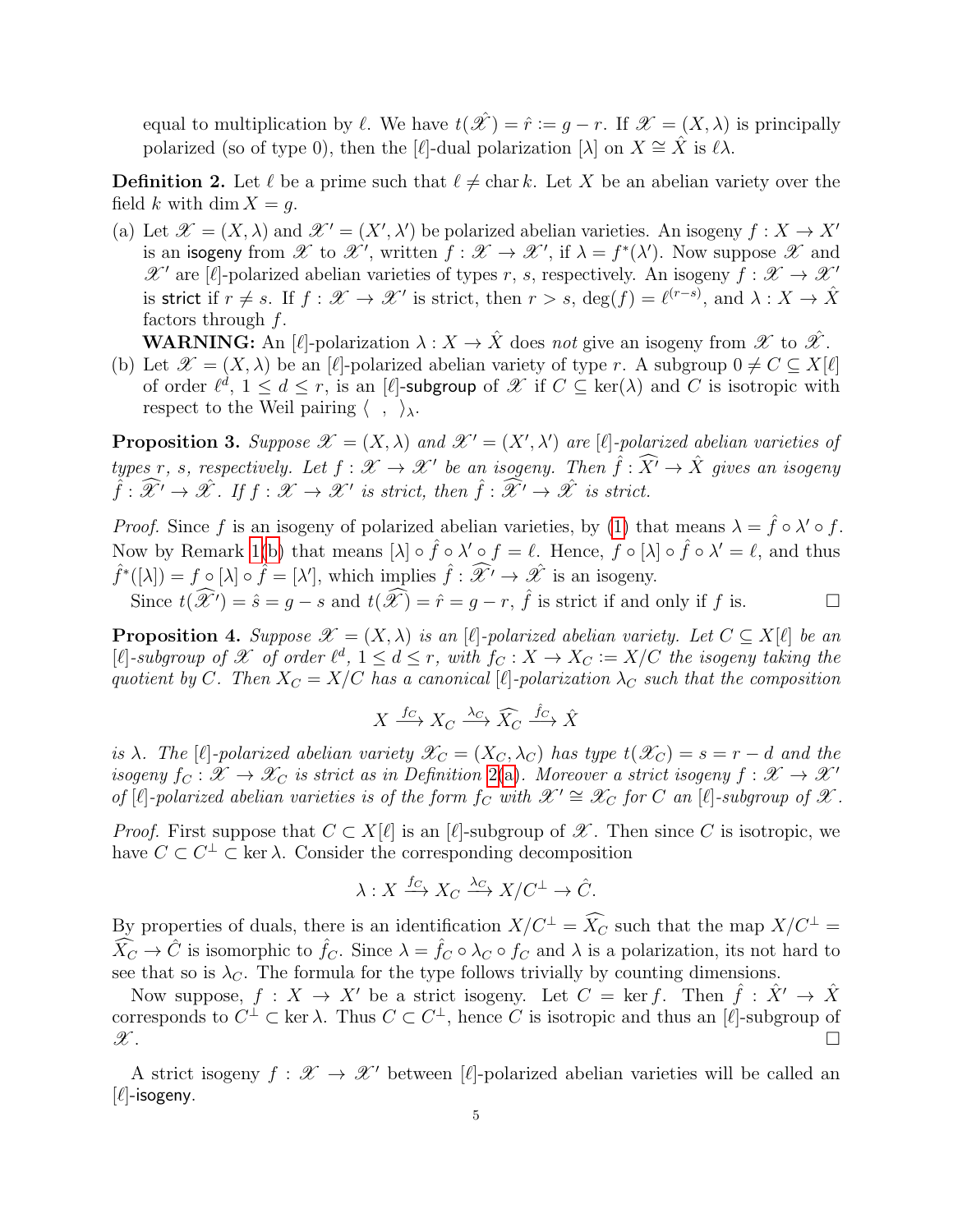equal to multiplication by $\ell$. We have $t(\hat{\mathscr{X}}) = \hat{r} := g - r$. If $\mathscr{X} = (X, \lambda)$ is principally polarized (so of type 0), then the $[\ell]$-dual polarization $[\lambda]$ on $X \cong \hat{X}$ is $\ell\lambda$.

**Definition 2.** Let $\ell$ be a prime such that $\ell \neq \operatorname{char} k$. Let $X$ be an abelian variety over the field $k$ with $\dim X = g$.

(a) Let $\mathscr{X} = (X, \lambda)$ and $\mathscr{X}' = (X', \lambda')$ be polarized abelian varieties. An isogeny $f : X \to X'$ is an isogeny from $\mathscr{X}$ to $\mathscr{X}'$, written $f : \mathscr{X} \to \mathscr{X}'$, if $\lambda = f^*(\lambda')$. Now suppose $\mathscr{X}$ and $\mathscr{X}'$ are $[\ell]$-polarized abelian varieties of types $r$, $s$, respectively. An isogeny $f : \mathscr{X} \to \mathscr{X}'$ is strict if $r \neq s$. If $f : \mathscr{X} \to \mathscr{X}'$ is strict, then $r > s$, $\deg(f) = \ell^{(r-s)}$, and $\lambda : X \to \hat{X}$ factors through $f$.

**WARNING:** An $[\ell]$-polarization $\lambda : X \to \hat{X}$ does *not* give an isogeny from $\mathscr{X}$ to $\hat{\mathscr{X}}$.

(b) Let $\mathscr{X} = (X, \lambda)$ be an $[\ell]$-polarized abelian variety of type $r$. A subgroup $0 \neq C \subseteq X[\ell]$ of order $\ell^d$, $1 \leq d \leq r$, is an $[\ell]$-subgroup of $\mathscr{X}$ if $C \subseteq \ker(\lambda)$ and $C$ is isotropic with respect to the Weil pairing $\langle\ ,\ \rangle_\lambda$.

**Proposition 3.** *Suppose $\mathscr{X} = (X, \lambda)$ and $\mathscr{X}' = (X', \lambda')$ are $[\ell]$-polarized abelian varieties of types $r$, $s$, respectively. Let $f : \mathscr{X} \to \mathscr{X}'$ be an isogeny. Then $\hat{f} : \widehat{X'} \to \hat{X}$ gives an isogeny $\hat{f} : \widehat{\mathscr{X}'} \to \hat{\mathscr{X}}$. If $f : \mathscr{X} \to \mathscr{X}'$ is strict, then $\hat{f} : \widehat{\mathscr{X}'} \to \hat{\mathscr{X}}$ is strict.*

*Proof.* Since $f$ is an isogeny of polarized abelian varieties, by (1) that means $\lambda = \hat{f} \circ \lambda' \circ f$. Now by Remark 1(b) that means $[\lambda] \circ \hat{f} \circ \lambda' \circ f = \ell$. Hence, $f \circ [\lambda] \circ \hat{f} \circ \lambda' = \ell$, and thus $\hat{f}^*([\lambda]) = f \circ [\lambda] \circ \hat{f} = [\lambda']$, which implies $\hat{f} : \widehat{\mathscr{X}'} \to \hat{\mathscr{X}}$ is an isogeny.

Since $t(\widehat{\mathscr{X}'}) = \hat{s} = g - s$ and $t(\widehat{\mathscr{X}}) = \hat{r} = g - r$, $\hat{f}$ is strict if and only if $f$ is. $\square$

**Proposition 4.** *Suppose $\mathscr{X} = (X, \lambda)$ is an $[\ell]$-polarized abelian variety. Let $C \subseteq X[\ell]$ be an $[\ell]$-subgroup of $\mathscr{X}$ of order $\ell^d$, $1 \leq d \leq r$, with $f_C : X \to X_C := X/C$ the isogeny taking the quotient by $C$. Then $X_C = X/C$ has a canonical $[\ell]$-polarization $\lambda_C$ such that the composition*

$$X \xrightarrow{f_C} X_C \xrightarrow{\lambda_C} \widehat{X_C} \xrightarrow{\hat{f}_C} \hat{X}$$

*is $\lambda$. The $[\ell]$-polarized abelian variety $\mathscr{X}_C = (X_C, \lambda_C)$ has type $t(\mathscr{X}_C) = s = r - d$ and the isogeny $f_C : \mathscr{X} \to \mathscr{X}_C$ is strict as in Definition 2(a). Moreover a strict isogeny $f : \mathscr{X} \to \mathscr{X}'$ of $[\ell]$-polarized abelian varieties is of the form $f_C$ with $\mathscr{X}' \cong \mathscr{X}_C$ for $C$ an $[\ell]$-subgroup of $\mathscr{X}$.*

*Proof.* First suppose that $C \subset X[\ell]$ is an $[\ell]$-subgroup of $\mathscr{X}$. Then since $C$ is isotropic, we have $C \subset C^\perp \subset \ker \lambda$. Consider the corresponding decomposition

$$\lambda : X \xrightarrow{f_C} X_C \xrightarrow{\lambda_C} X/C^\perp \to \hat{C}.$$

By properties of duals, there is an identification $X/C^\perp = \widehat{X_C}$ such that the map $X/C^\perp = \widehat{X_C} \to \hat{C}$ is isomorphic to $\hat{f}_C$. Since $\lambda = \hat{f}_C \circ \lambda_C \circ f_C$ and $\lambda$ is a polarization, its not hard to see that so is $\lambda_C$. The formula for the type follows trivially by counting dimensions.

Now suppose, $f : X \to X'$ be a strict isogeny. Let $C = \ker f$. Then $\hat{f} : \hat{X}' \to \hat{X}$ corresponds to $C^\perp \subset \ker \lambda$. Thus $C \subset C^\perp$, hence $C$ is isotropic and thus an $[\ell]$-subgroup of $\mathscr{X}$. $\square$

A strict isogeny $f : \mathscr{X} \to \mathscr{X}'$ between $[\ell]$-polarized abelian varieties will be called an $[\ell]$-isogeny.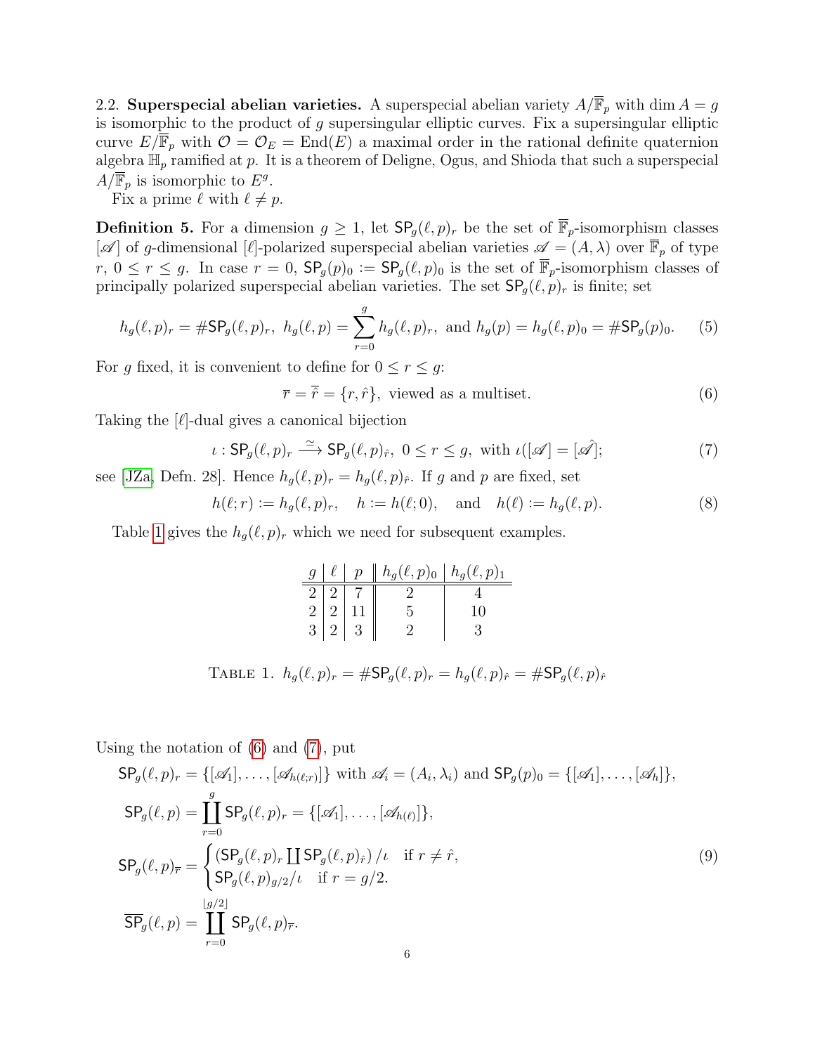2.2. **Superspecial abelian varieties.** A superspecial abelian variety $A/\overline{\mathbb{F}}_p$ with $\dim A = g$ is isomorphic to the product of $g$ supersingular elliptic curves. Fix a supersingular elliptic curve $E/\overline{\mathbb{F}}_p$ with $\mathcal{O} = \mathcal{O}_E = \mathrm{End}(E)$ a maximal order in the rational definite quaternion algebra $\mathbb{H}_p$ ramified at $p$. It is a theorem of Deligne, Ogus, and Shioda that such a superspecial $A/\overline{\mathbb{F}}_p$ is isomorphic to $E^g$.

Fix a prime $\ell$ with $\ell \neq p$.

**Definition 5.** For a dimension $g \geq 1$, let $\mathsf{SP}_g(\ell, p)_r$ be the set of $\overline{\mathbb{F}}_p$-isomorphism classes $[\mathscr{A}]$ of $g$-dimensional $[\ell]$-polarized superspecial abelian varieties $\mathscr{A} = (A, \lambda)$ over $\overline{\mathbb{F}}_p$ of type $r$, $0 \leq r \leq g$. In case $r = 0$, $\mathsf{SP}_g(p)_0 := \mathsf{SP}_g(\ell, p)_0$ is the set of $\overline{\mathbb{F}}_p$-isomorphism classes of principally polarized superspecial abelian varieties. The set $\mathsf{SP}_g(\ell, p)_r$ is finite; set

$$h_g(\ell, p)_r = \#\mathsf{SP}_g(\ell, p)_r,\ h_g(\ell, p) = \sum_{r=0}^{g} h_g(\ell, p)_r,\ \text{and } h_g(p) = h_g(\ell, p)_0 = \#\mathsf{SP}_g(p)_0. \tag{5}$$

For $g$ fixed, it is convenient to define for $0 \leq r \leq g$:

$$\overline{r} = \overline{\hat{r}} = \{r, \hat{r}\},\ \text{viewed as a multiset.} \tag{6}$$

Taking the $[\ell]$-dual gives a canonical bijection

$$\iota : \mathsf{SP}_g(\ell, p)_r \xrightarrow{\simeq} \mathsf{SP}_g(\ell, p)_{\hat{r}},\ 0 \leq r \leq g,\ \text{with } \iota([\mathscr{A}] = [\hat{\mathscr{A}}]; \tag{7}$$

see [JZa, Defn. 28]. Hence $h_g(\ell, p)_r = h_g(\ell, p)_{\hat{r}}$. If $g$ and $p$ are fixed, set

$$h(\ell; r) := h_g(\ell, p)_r, \quad h := h(\ell; 0), \quad \text{and} \quad h(\ell) := h_g(\ell, p). \tag{8}$$

Table 1 gives the $h_g(\ell, p)_r$ which we need for subsequent examples.

| $g$ | $\ell$ | $p$ | $h_g(\ell, p)_0$ | $h_g(\ell, p)_1$ |
|---|---|---|---|---|
| 2 | 2 | 7 | 2 | 4 |
| 2 | 2 | 11 | 5 | 10 |
| 3 | 2 | 3 | 2 | 3 |

TABLE 1. $h_g(\ell, p)_r = \#\mathsf{SP}_g(\ell, p)_r = h_g(\ell, p)_{\hat{r}} = \#\mathsf{SP}_g(\ell, p)_{\hat{r}}$

Using the notation of (6) and (7), put

$$\begin{aligned}
&\mathsf{SP}_g(\ell, p)_r = \{[\mathscr{A}_1], \ldots, [\mathscr{A}_{h(\ell;r)}]\} \text{ with } \mathscr{A}_i = (A_i, \lambda_i) \text{ and } \mathsf{SP}_g(p)_0 = \{[\mathscr{A}_1], \ldots, [\mathscr{A}_h]\},\\
&\mathsf{SP}_g(\ell, p) = \coprod_{r=0}^{g} \mathsf{SP}_g(\ell, p)_r = \{[\mathscr{A}_1], \ldots, [\mathscr{A}_{h(\ell)}]\},\\
&\mathsf{SP}_g(\ell, p)_{\overline{r}} = \begin{cases} \left(\mathsf{SP}_g(\ell, p)_r \coprod \mathsf{SP}_g(\ell, p)_{\hat{r}}\right)/\iota & \text{if } r \neq \hat{r},\\ \mathsf{SP}_g(\ell, p)_{g/2}/\iota & \text{if } r = g/2.\end{cases}\\
&\overline{\mathsf{SP}}_g(\ell, p) = \coprod_{r=0}^{\lfloor g/2 \rfloor} \mathsf{SP}_g(\ell, p)_{\overline{r}}.
\end{aligned} \tag{9}$$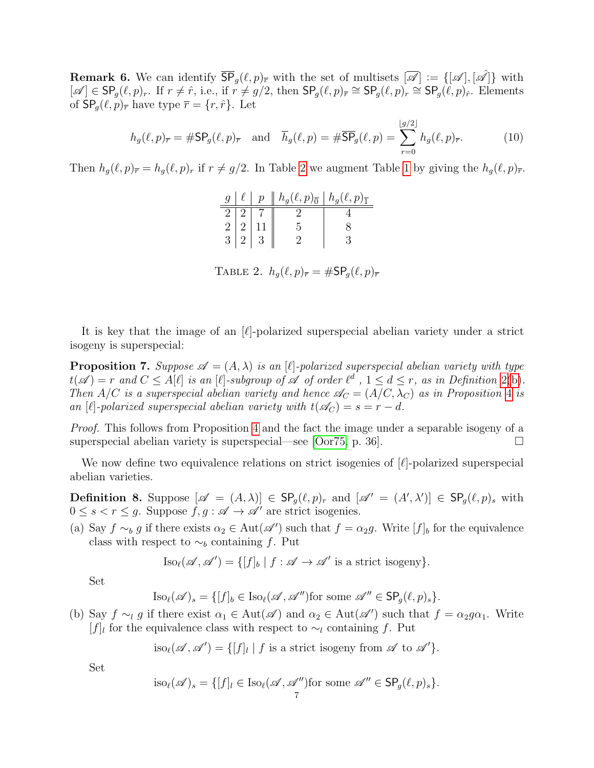**Remark 6.** We can identify $\overline{\mathsf{SP}}_g(\ell,p)_{\overline{r}}$ with the set of multisets $[\overline{\mathscr{A}}] := \{[\mathscr{A}],[\hat{\mathscr{A}}]\}$ with $[\mathscr{A}] \in \mathsf{SP}_g(\ell,p)_r$. If $r \neq \hat{r}$, i.e., if $r \neq g/2$, then $\mathsf{SP}_g(\ell,p)_{\overline{r}} \cong \mathsf{SP}_g(\ell,p)_r \cong \mathsf{SP}_g(\ell,p)_{\hat{r}}$. Elements of $\mathsf{SP}_g(\ell,p)_{\overline{r}}$ have type $\overline{r} = \{r,\hat{r}\}$. Let

$$h_g(\ell,p)_{\overline{r}} = \#\mathsf{SP}_g(\ell,p)_{\overline{r}} \quad \text{and} \quad \overline{h}_g(\ell,p) = \#\overline{\mathsf{SP}}_g(\ell,p) = \sum_{r=0}^{\lfloor g/2 \rfloor} h_g(\ell,p)_{\overline{r}}. \tag{10}$$

Then $h_g(\ell,p)_{\overline{r}} = h_g(\ell,p)_r$ if $r \neq g/2$. In Table 2 we augment Table 1 by giving the $h_g(\ell,p)_{\overline{r}}$.

| $g$ | $\ell$ | $p$ | $h_g(\ell,p)_{\overline{0}}$ | $h_g(\ell,p)_{\overline{1}}$ |
|---|---|---|---|---|
| 2 | 2 | 7 | 2 | 4 |
| 2 | 2 | 11 | 5 | 8 |
| 3 | 2 | 3 | 2 | 3 |

TABLE 2. $h_g(\ell,p)_{\overline{r}} = \#\mathsf{SP}_g(\ell,p)_{\overline{r}}$

It is key that the image of an $[\ell]$-polarized superspecial abelian variety under a strict isogeny is superspecial:

**Proposition 7.** *Suppose $\mathscr{A} = (A,\lambda)$ is an $[\ell]$-polarized superspecial abelian variety with type $t(\mathscr{A}) = r$ and $C \leq A[\ell]$ is an $[\ell]$-subgroup of $\mathscr{A}$ of order $\ell^d$, $1 \leq d \leq r$, as in Definition 2(b). Then $A/C$ is a superspecial abelian variety and hence $\mathscr{A}_C = (A/C, \lambda_C)$ as in Proposition 4 is an $[\ell]$-polarized superspecial abelian variety with $t(\mathscr{A}_C) = s = r - d$.*

*Proof.* This follows from Proposition 4 and the fact the image under a separable isogeny of a superspecial abelian variety is superspecial—see [Oor75, p. 36]. □

We now define two equivalence relations on strict isogenies of $[\ell]$-polarized superspecial abelian varieties.

**Definition 8.** Suppose $[\mathscr{A} = (A,\lambda)] \in \mathsf{SP}_g(\ell,p)_r$ and $[\mathscr{A}' = (A',\lambda')] \in \mathsf{SP}_g(\ell,p)_s$ with $0 \leq s < r \leq g$. Suppose $f, g : \mathscr{A} \to \mathscr{A}'$ are strict isogenies.

(a) Say $f \sim_b g$ if there exists $\alpha_2 \in \operatorname{Aut}(\mathscr{A}')$ such that $f = \alpha_2 g$. Write $[f]_b$ for the equivalence class with respect to $\sim_b$ containing $f$. Put

$$\operatorname{Iso}_\ell(\mathscr{A},\mathscr{A}') = \{[f]_b \mid f : \mathscr{A} \to \mathscr{A}' \text{ is a strict isogeny}\}.$$

Set

$$\operatorname{Iso}_\ell(\mathscr{A})_s = \{[f]_b \in \operatorname{Iso}_\ell(\mathscr{A},\mathscr{A}'')\text{for some } \mathscr{A}'' \in \mathsf{SP}_g(\ell,p)_s\}.$$

(b) Say $f \sim_l g$ if there exist $\alpha_1 \in \operatorname{Aut}(\mathscr{A})$ and $\alpha_2 \in \operatorname{Aut}(\mathscr{A}')$ such that $f = \alpha_2 g \alpha_1$. Write $[f]_l$ for the equivalence class with respect to $\sim_l$ containing $f$. Put

$$\operatorname{iso}_\ell(\mathscr{A},\mathscr{A}') = \{[f]_l \mid f \text{ is a strict isogeny from } \mathscr{A} \text{ to } \mathscr{A}'\}.$$

Set

$$\operatorname{iso}_\ell(\mathscr{A})_s = \{[f]_l \in \operatorname{Iso}_\ell(\mathscr{A},\mathscr{A}'')\text{for some } \mathscr{A}'' \in \mathsf{SP}_g(\ell,p)_s\}.$$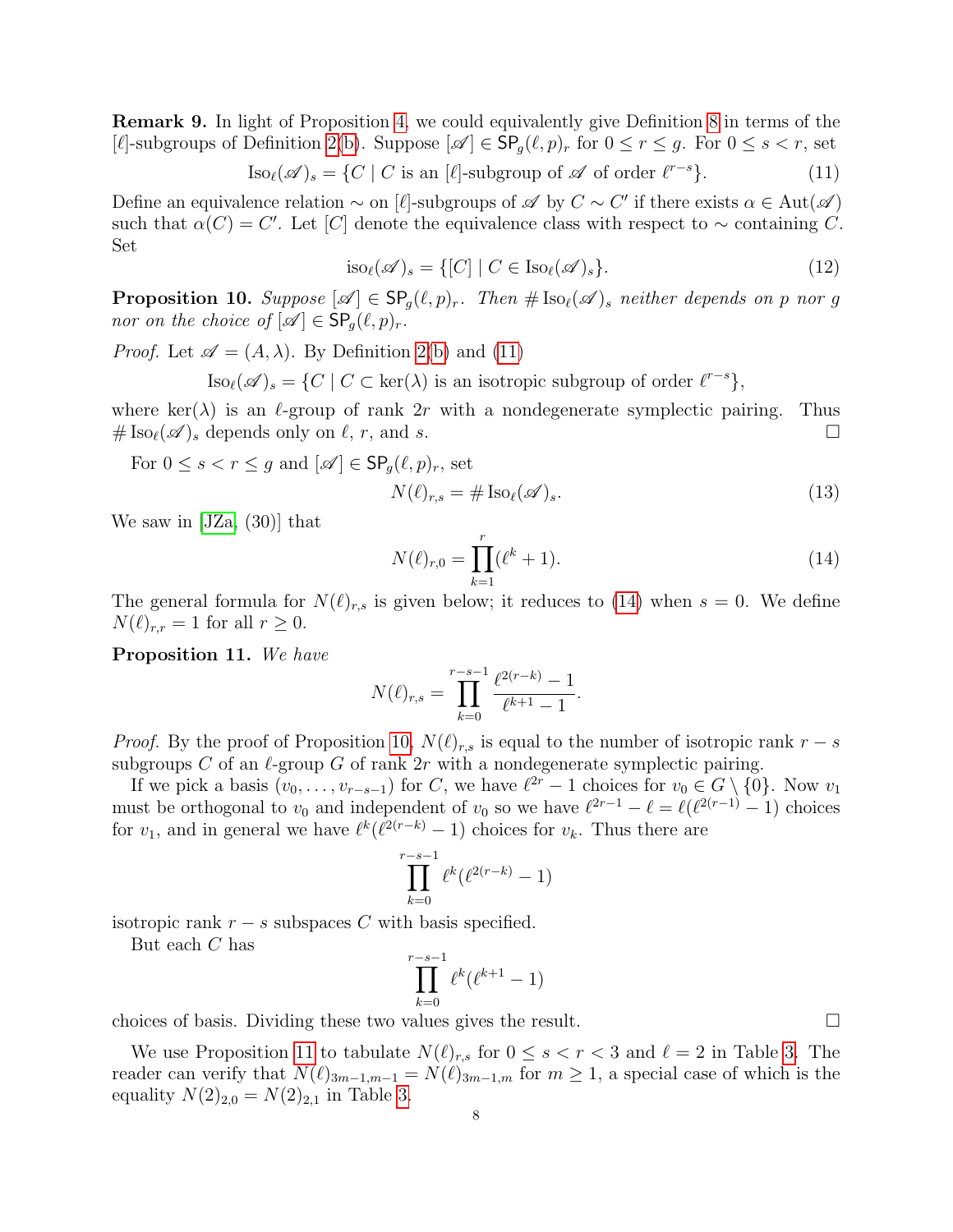**Remark 9.** In light of Proposition 4, we could equivalently give Definition 8 in terms of the $[\ell]$-subgroups of Definition 2(b). Suppose $[\mathscr{A}] \in \mathsf{SP}_g(\ell,p)_r$ for $0 \le r \le g$. For $0 \le s < r$, set

$$\mathrm{Iso}_\ell(\mathscr{A})_s = \{C \mid C \text{ is an } [\ell]\text{-subgroup of } \mathscr{A} \text{ of order } \ell^{r-s}\}. \tag{11}$$

Define an equivalence relation $\sim$ on $[\ell]$-subgroups of $\mathscr{A}$ by $C \sim C'$ if there exists $\alpha \in \mathrm{Aut}(\mathscr{A})$ such that $\alpha(C) = C'$. Let $[C]$ denote the equivalence class with respect to $\sim$ containing $C$. Set

$$\mathrm{iso}_\ell(\mathscr{A})_s = \{[C] \mid C \in \mathrm{Iso}_\ell(\mathscr{A})_s\}. \tag{12}$$

**Proposition 10.** *Suppose $[\mathscr{A}] \in \mathsf{SP}_g(\ell,p)_r$. Then $\#\,\mathrm{Iso}_\ell(\mathscr{A})_s$ neither depends on $p$ nor $g$ nor on the choice of $[\mathscr{A}] \in \mathsf{SP}_g(\ell,p)_r$.*

*Proof.* Let $\mathscr{A} = (A,\lambda)$. By Definition 2(b) and (11)

$$\mathrm{Iso}_\ell(\mathscr{A})_s = \{C \mid C \subset \ker(\lambda) \text{ is an isotropic subgroup of order } \ell^{r-s}\},$$

where $\ker(\lambda)$ is an $\ell$-group of rank $2r$ with a nondegenerate symplectic pairing. Thus $\#\,\mathrm{Iso}_\ell(\mathscr{A})_s$ depends only on $\ell$, $r$, and $s$. □

For $0 \le s < r \le g$ and $[\mathscr{A}] \in \mathsf{SP}_g(\ell,p)_r$, set

$$N(\ell)_{r,s} = \#\,\mathrm{Iso}_\ell(\mathscr{A})_s. \tag{13}$$

We saw in [JZa, (30)] that

$$N(\ell)_{r,0} = \prod_{k=1}^{r} (\ell^k + 1). \tag{14}$$

The general formula for $N(\ell)_{r,s}$ is given below; it reduces to (14) when $s = 0$. We define $N(\ell)_{r,r} = 1$ for all $r \ge 0$.

**Proposition 11.** *We have*

$$N(\ell)_{r,s} = \prod_{k=0}^{r-s-1} \frac{\ell^{2(r-k)} - 1}{\ell^{k+1} - 1}.$$

*Proof.* By the proof of Proposition 10, $N(\ell)_{r,s}$ is equal to the number of isotropic rank $r-s$ subgroups $C$ of an $\ell$-group $G$ of rank $2r$ with a nondegenerate symplectic pairing.

If we pick a basis $(v_0,\ldots,v_{r-s-1})$ for $C$, we have $\ell^{2r}-1$ choices for $v_0 \in G \setminus \{0\}$. Now $v_1$ must be orthogonal to $v_0$ and independent of $v_0$ so we have $\ell^{2r-1} - \ell = \ell(\ell^{2(r-1)} - 1)$ choices for $v_1$, and in general we have $\ell^k(\ell^{2(r-k)} - 1)$ choices for $v_k$. Thus there are

$$\prod_{k=0}^{r-s-1} \ell^k(\ell^{2(r-k)} - 1)$$

isotropic rank $r-s$ subspaces $C$ with basis specified.

But each $C$ has

$$\prod_{k=0}^{r-s-1} \ell^k(\ell^{k+1} - 1)$$

choices of basis. Dividing these two values gives the result. □

We use Proposition 11 to tabulate $N(\ell)_{r,s}$ for $0 \le s < r < 3$ and $\ell = 2$ in Table 3. The reader can verify that $N(\ell)_{3m-1,m-1} = N(\ell)_{3m-1,m}$ for $m \ge 1$, a special case of which is the equality $N(2)_{2,0} = N(2)_{2,1}$ in Table 3.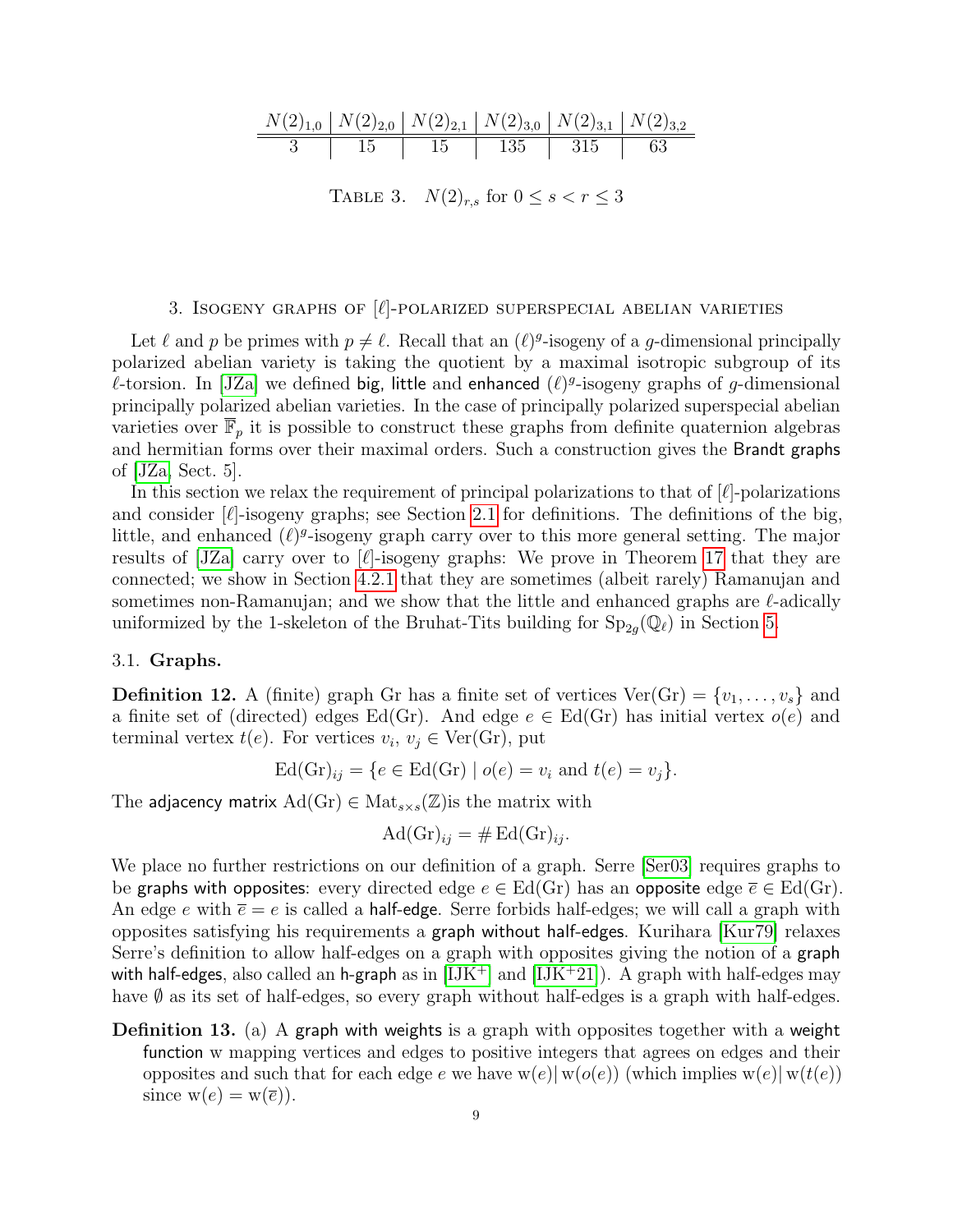| $N(2)_{1,0}$ | $N(2)_{2,0}$ | $N(2)_{2,1}$ | $N(2)_{3,0}$ | $N(2)_{3,1}$ | $N(2)_{3,2}$ |
|---|---|---|---|---|---|
| 3 | 15 | 15 | 135 | 315 | 63 |

Table 3. $N(2)_{r,s}$ for $0 \le s < r \le 3$

## 3. Isogeny graphs of $[\ell]$-polarized superspecial abelian varieties

Let $\ell$ and $p$ be primes with $p \neq \ell$. Recall that an $(\ell)^g$-isogeny of a $g$-dimensional principally polarized abelian variety is taking the quotient by a maximal isotropic subgroup of its $\ell$-torsion. In [JZa] we defined big, little and enhanced $(\ell)^g$-isogeny graphs of $g$-dimensional principally polarized abelian varieties. In the case of principally polarized superspecial abelian varieties over $\overline{\mathbb{F}}_p$ it is possible to construct these graphs from definite quaternion algebras and hermitian forms over their maximal orders. Such a construction gives the Brandt graphs of [JZa, Sect. 5].

In this section we relax the requirement of principal polarizations to that of $[\ell]$-polarizations and consider $[\ell]$-isogeny graphs; see Section 2.1 for definitions. The definitions of the big, little, and enhanced $(\ell)^g$-isogeny graph carry over to this more general setting. The major results of [JZa] carry over to $[\ell]$-isogeny graphs: We prove in Theorem 17 that they are connected; we show in Section 4.2.1 that they are sometimes (albeit rarely) Ramanujan and sometimes non-Ramanujan; and we show that the little and enhanced graphs are $\ell$-adically uniformized by the 1-skeleton of the Bruhat-Tits building for $\mathrm{Sp}_{2g}(\mathbb{Q}_\ell)$ in Section 5.

### 3.1. Graphs.

**Definition 12.** A (finite) graph Gr has a finite set of vertices $\mathrm{Ver}(\mathrm{Gr}) = \{v_1, \ldots, v_s\}$ and a finite set of (directed) edges $\mathrm{Ed}(\mathrm{Gr})$. And edge $e \in \mathrm{Ed}(\mathrm{Gr})$ has initial vertex $o(e)$ and terminal vertex $t(e)$. For vertices $v_i$, $v_j \in \mathrm{Ver}(\mathrm{Gr})$, put

$$\mathrm{Ed}(\mathrm{Gr})_{ij} = \{e \in \mathrm{Ed}(\mathrm{Gr}) \mid o(e) = v_i \text{ and } t(e) = v_j\}.$$

The adjacency matrix $\mathrm{Ad}(\mathrm{Gr}) \in \mathrm{Mat}_{s\times s}(\mathbb{Z})$is the matrix with

$$\mathrm{Ad}(\mathrm{Gr})_{ij} = \#\,\mathrm{Ed}(\mathrm{Gr})_{ij}.$$

We place no further restrictions on our definition of a graph. Serre [Ser03] requires graphs to be graphs with opposites: every directed edge $e \in \mathrm{Ed}(\mathrm{Gr})$ has an opposite edge $\overline{e} \in \mathrm{Ed}(\mathrm{Gr})$. An edge $e$ with $\overline{e} = e$ is called a half-edge. Serre forbids half-edges; we will call a graph with opposites satisfying his requirements a graph without half-edges. Kurihara [Kur79] relaxes Serre's definition to allow half-edges on a graph with opposites giving the notion of a graph with half-edges, also called an h-graph as in [IJK+] and [IJK+21]). A graph with half-edges may have $\emptyset$ as its set of half-edges, so every graph without half-edges is a graph with half-edges.

**Definition 13.** (a) A graph with weights is a graph with opposites together with a weight function w mapping vertices and edges to positive integers that agrees on edges and their opposites and such that for each edge $e$ we have $\mathrm{w}(e) \,|\, \mathrm{w}(o(e))$ (which implies $\mathrm{w}(e) \,|\, \mathrm{w}(t(e))$ since $\mathrm{w}(e) = \mathrm{w}(\overline{e})$).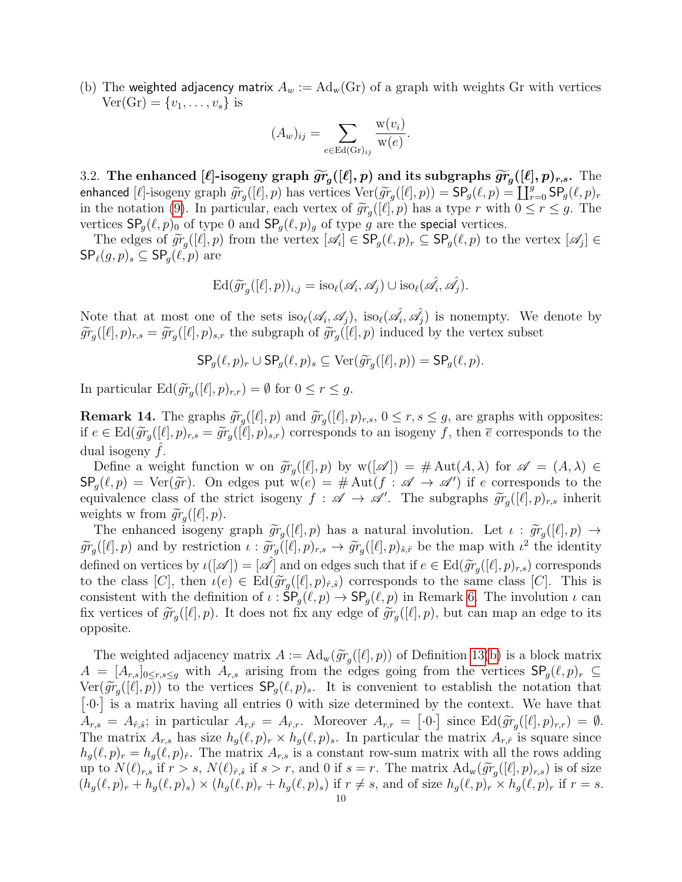(b) The weighted adjacency matrix $A_w := \mathrm{Ad}_{\mathrm{w}}(\mathrm{Gr})$ of a graph with weights Gr with vertices $\mathrm{Ver}(\mathrm{Gr}) = \{v_1, \ldots, v_s\}$ is

$$(A_w)_{ij} = \sum_{e \in \mathrm{Ed}(\mathrm{Gr})_{ij}} \frac{\mathrm{w}(v_i)}{\mathrm{w}(e)}.$$

3.2. **The enhanced $[\ell]$-isogeny graph $\widetilde{gr}_g([\ell], p)$ and its subgraphs $\widetilde{gr}_g([\ell], p)_{r,s}$.** The enhanced $[\ell]$-isogeny graph $\widetilde{gr}_g([\ell], p)$ has vertices $\mathrm{Ver}(\widetilde{gr}_g([\ell], p)) = \mathsf{SP}_g(\ell, p) = \coprod_{r=0}^{g} \mathsf{SP}_g(\ell, p)_r$ in the notation (9). In particular, each vertex of $\widetilde{gr}_g([\ell], p)$ has a type $r$ with $0 \le r \le g$. The vertices $\mathsf{SP}_g(\ell, p)_0$ of type 0 and $\mathsf{SP}_g(\ell, p)_g$ of type $g$ are the special vertices.

The edges of $\widetilde{gr}_g([\ell], p)$ from the vertex $[\mathscr{A}_i] \in \mathsf{SP}_g(\ell, p)_r \subseteq \mathsf{SP}_g(\ell, p)$ to the vertex $[\mathscr{A}_j] \in \mathsf{SP}_\ell(g, p)_s \subseteq \mathsf{SP}_g(\ell, p)$ are

$$\mathrm{Ed}(\widetilde{gr}_g([\ell], p))_{i,j} = \mathrm{iso}_\ell(\mathscr{A}_i, \mathscr{A}_j) \cup \mathrm{iso}_\ell(\hat{\mathscr{A}_i}, \hat{\mathscr{A}_j}).$$

Note that at most one of the sets $\mathrm{iso}_\ell(\mathscr{A}_i, \mathscr{A}_j)$, $\mathrm{iso}_\ell(\hat{\mathscr{A}_i}, \hat{\mathscr{A}_j})$ is nonempty. We denote by $\widetilde{gr}_g([\ell], p)_{r,s} = \widetilde{gr}_g([\ell], p)_{s,r}$ the subgraph of $\widetilde{gr}_g([\ell], p)$ induced by the vertex subset

$$\mathsf{SP}_g(\ell, p)_r \cup \mathsf{SP}_g(\ell, p)_s \subseteq \mathrm{Ver}(\widetilde{gr}_g([\ell], p)) = \mathsf{SP}_g(\ell, p).$$

In particular $\mathrm{Ed}(\widetilde{gr}_g([\ell], p)_{r,r}) = \emptyset$ for $0 \le r \le g$.

**Remark 14.** The graphs $\widetilde{gr}_g([\ell], p)$ and $\widetilde{gr}_g([\ell], p)_{r,s}$, $0 \le r, s \le g$, are graphs with opposites: if $e \in \mathrm{Ed}(\widetilde{gr}_g([\ell], p)_{r,s} = \widetilde{gr}_g([\ell], p)_{s,r})$ corresponds to an isogeny $f$, then $\overline{e}$ corresponds to the dual isogeny $\hat{f}$.

Define a weight function w on $\widetilde{gr}_g([\ell], p)$ by $\mathrm{w}([\mathscr{A}]) = \#\mathrm{Aut}(A, \lambda)$ for $\mathscr{A} = (A, \lambda) \in \mathsf{SP}_g(\ell, p) = \mathrm{Ver}(\widetilde{gr})$. On edges put $\mathrm{w}(e) = \#\mathrm{Aut}(f : \mathscr{A} \to \mathscr{A}')$ if $e$ corresponds to the equivalence class of the strict isogeny $f : \mathscr{A} \to \mathscr{A}'$. The subgraphs $\widetilde{gr}_g([\ell], p)_{r,s}$ inherit weights w from $\widetilde{gr}_g([\ell], p)$.

The enhanced isogeny graph $\widetilde{gr}_g([\ell], p)$ has a natural involution. Let $\iota : \widetilde{gr}_g([\ell], p) \to \widetilde{gr}_g([\ell], p)$ and by restriction $\iota : \widetilde{gr}_g([\ell], p)_{r,s} \to \widetilde{gr}_g([\ell], p)_{\hat{s},\hat{r}}$ be the map with $\iota^2$ the identity defined on vertices by $\iota([\mathscr{A}]) = [\hat{\mathscr{A}}]$ and on edges such that if $e \in \mathrm{Ed}(\widetilde{gr}_g([\ell], p)_{r,s})$ corresponds to the class $[C]$, then $\iota(e) \in \mathrm{Ed}(\widetilde{gr}_g([\ell], p)_{\hat{r},\hat{s}})$ corresponds to the same class $[C]$. This is consistent with the definition of $\iota : \mathsf{SP}_g(\ell, p) \to \mathsf{SP}_g(\ell, p)$ in Remark 6. The involution $\iota$ can fix vertices of $\widetilde{gr}_g([\ell], p)$. It does not fix any edge of $\widetilde{gr}_g([\ell], p)$, but can map an edge to its opposite.

The weighted adjacency matrix $A := \mathrm{Ad}_{\mathrm{w}}(\widetilde{gr}_g([\ell], p))$ of Definition 13(b) is a block matrix $A = [A_{r,s}]_{0 \le r,s \le g}$ with $A_{r,s}$ arising from the edges going from the vertices $\mathsf{SP}_g(\ell, p)_r \subseteq \mathrm{Ver}(\widetilde{gr}_g([\ell], p))$ to the vertices $\mathsf{SP}_g(\ell, p)_s$. It is convenient to establish the notation that $\left[\cdot 0 \cdot\right]$ is a matrix having all entries 0 with size determined by the context. We have that $A_{r,s} = A_{\hat{r},\hat{s}}$; in particular $A_{r,\hat{r}} = A_{\hat{r},r}$. Moreover $A_{r,r} = \left[\cdot 0 \cdot\right]$ since $\mathrm{Ed}(\widetilde{gr}_g([\ell], p)_{r,r}) = \emptyset$. The matrix $A_{r,s}$ has size $h_g(\ell, p)_r \times h_g(\ell, p)_s$. In particular the matrix $A_{r,\hat{r}}$ is square since $h_g(\ell, p)_r = h_g(\ell, p)_{\hat{r}}$. The matrix $A_{r,s}$ is a constant row-sum matrix with all the rows adding up to $N(\ell)_{r,s}$ if $r > s$, $N(\ell)_{\hat{r},\hat{s}}$ if $s > r$, and 0 if $s = r$. The matrix $\mathrm{Ad}_{\mathrm{w}}(\widetilde{gr}_g([\ell], p)_{r,s})$ is of size $(h_g(\ell, p)_r + h_g(\ell, p)_s) \times (h_g(\ell, p)_r + h_g(\ell, p)_s)$ if $r \ne s$, and of size $h_g(\ell, p)_r \times h_g(\ell, p)_r$ if $r = s$.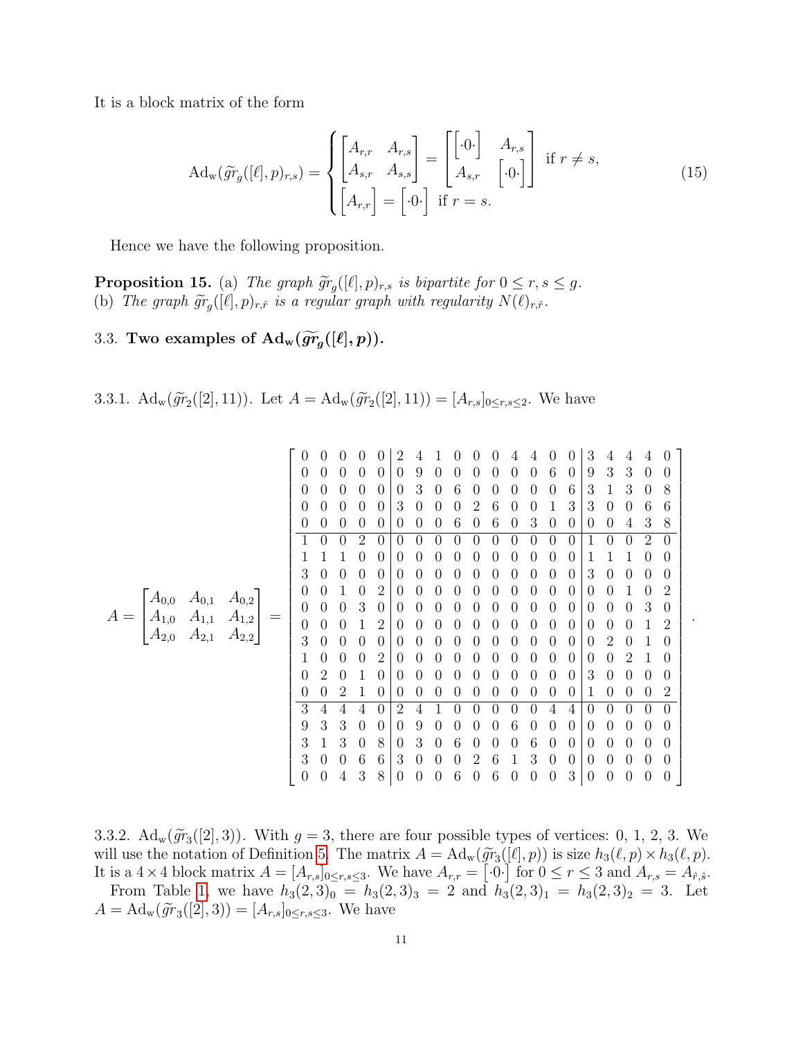It is a block matrix of the form

$$
\mathrm{Ad_w}(\widetilde{gr}_g([\ell],p)_{r,s}) = \begin{cases} \begin{bmatrix} A_{r,r} & A_{r,s} \\ A_{s,r} & A_{s,s} \end{bmatrix} = \begin{bmatrix} \begin{bmatrix} \cdot 0 \cdot \end{bmatrix} & A_{r,s} \\ A_{s,r} & \begin{bmatrix} \cdot 0 \cdot \end{bmatrix} \end{bmatrix} & \text{if } r \neq s, \\ \begin{bmatrix} A_{r,r} \end{bmatrix} = \begin{bmatrix} \cdot 0 \cdot \end{bmatrix} & \text{if } r = s. \end{cases} \tag{15}
$$

Hence we have the following proposition.

**Proposition 15.** (a) *The graph $\widetilde{gr}_g([\ell],p)_{r,s}$ is bipartite for $0 \leq r,s \leq g$.*
(b) *The graph $\widetilde{gr}_g([\ell],p)_{r,\hat{r}}$ is a regular graph with regularity $N(\ell)_{r,\hat{r}}$.*

## 3.3. Two examples of $\mathrm{Ad_w}(\widetilde{gr}_g([\ell],p))$.

3.3.1. $\mathrm{Ad_w}(\widetilde{gr}_2([2],11))$. Let $A = \mathrm{Ad_w}(\widetilde{gr}_2([2],11)) = [A_{r,s}]_{0\leq r,s\leq 2}$. We have

$$
A = \begin{bmatrix} A_{0,0} & A_{0,1} & A_{0,2} \\ A_{1,0} & A_{1,1} & A_{1,2} \\ A_{2,0} & A_{2,1} & A_{2,2} \end{bmatrix} = \left[\begin{array}{ccccc|cccccccccc|ccccc}
0&0&0&0&0&2&4&1&0&0&0&4&4&0&0&3&4&4&4&0\\
0&0&0&0&0&0&9&0&0&0&0&0&0&6&0&9&3&3&0&0\\
0&0&0&0&0&0&3&0&6&0&0&0&0&0&6&3&1&3&0&8\\
0&0&0&0&0&3&0&0&0&2&6&0&0&1&3&3&0&0&6&6\\
0&0&0&0&0&0&0&0&6&0&6&0&3&0&0&0&0&4&3&8\\
\hline
1&0&0&2&0&0&0&0&0&0&0&0&0&0&0&1&0&0&2&0\\
1&1&1&0&0&0&0&0&0&0&0&0&0&0&0&1&1&1&0&0\\
3&0&0&0&0&0&0&0&0&0&0&0&0&0&0&3&0&0&0&0\\
0&0&1&0&2&0&0&0&0&0&0&0&0&0&0&0&0&1&0&2\\
0&0&0&3&0&0&0&0&0&0&0&0&0&0&0&0&0&0&3&0\\
0&0&0&1&2&0&0&0&0&0&0&0&0&0&0&0&0&0&1&2\\
3&0&0&0&0&0&0&0&0&0&0&0&0&0&0&0&2&0&1&0\\
1&0&0&0&2&0&0&0&0&0&0&0&0&0&0&0&0&2&1&0\\
0&2&0&1&0&0&0&0&0&0&0&0&0&0&0&3&0&0&0&0\\
0&0&2&1&0&0&0&0&0&0&0&0&0&0&0&1&0&0&0&2\\
\hline
3&4&4&4&0&2&4&1&0&0&0&0&0&4&4&0&0&0&0&0\\
9&3&3&0&0&0&9&0&0&0&0&6&0&0&0&0&0&0&0&0\\
3&1&3&0&8&0&3&0&6&0&0&0&6&0&0&0&0&0&0&0\\
3&0&0&6&6&3&0&0&0&2&6&1&3&0&0&0&0&0&0&0\\
0&0&4&3&8&0&0&0&6&0&6&0&0&0&3&0&0&0&0&0
\end{array}\right].
$$

3.3.2. $\mathrm{Ad_w}(\widetilde{gr}_3([2],3))$. With $g=3$, there are four possible types of vertices: 0, 1, 2, 3. We will use the notation of Definition 5. The matrix $A = \mathrm{Ad_w}(\widetilde{gr}_3([\ell],p))$ is size $h_3(\ell,p) \times h_3(\ell,p)$. It is a $4\times 4$ block matrix $A = [A_{r,s}]_{0\leq r,s\leq 3}$. We have $A_{r,r} = \begin{bmatrix} \cdot 0 \cdot \end{bmatrix}$ for $0 \leq r \leq 3$ and $A_{r,s} = A_{\hat{r},\hat{s}}$.
From Table 1, we have $h_3(2,3)_0 = h_3(2,3)_3 = 2$ and $h_3(2,3)_1 = h_3(2,3)_2 = 3$. Let $A = \mathrm{Ad_w}(\widetilde{gr}_3([2],3)) = [A_{r,s}]_{0\leq r,s\leq 3}$. We have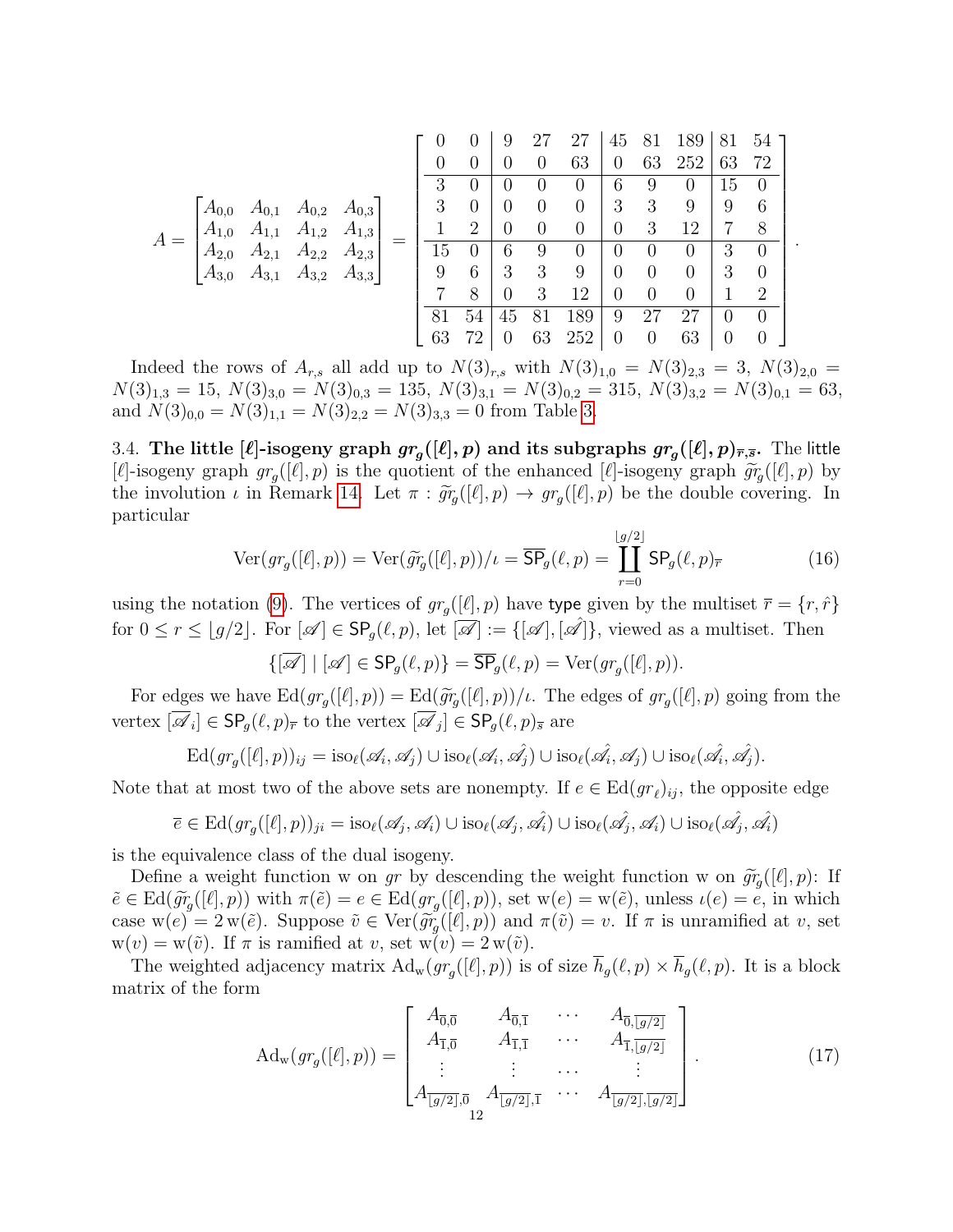$$A = \begin{bmatrix} A_{0,0} & A_{0,1} & A_{0,2} & A_{0,3} \\ A_{1,0} & A_{1,1} & A_{1,2} & A_{1,3} \\ A_{2,0} & A_{2,1} & A_{2,2} & A_{2,3} \\ A_{3,0} & A_{3,1} & A_{3,2} & A_{3,3} \end{bmatrix} = \left[\begin{array}{cc|ccc|ccc|cc} 0 & 0 & 9 & 27 & 27 & 45 & 81 & 189 & 81 & 54 \\ 0 & 0 & 0 & 0 & 63 & 0 & 63 & 252 & 63 & 72 \\ \hline 3 & 0 & 0 & 0 & 0 & 6 & 9 & 0 & 15 & 0 \\ 3 & 0 & 0 & 0 & 0 & 3 & 3 & 9 & 9 & 6 \\ 1 & 2 & 0 & 0 & 0 & 0 & 3 & 12 & 7 & 8 \\ \hline 15 & 0 & 6 & 9 & 0 & 0 & 0 & 0 & 3 & 0 \\ 9 & 6 & 3 & 3 & 9 & 0 & 0 & 0 & 3 & 0 \\ 7 & 8 & 0 & 3 & 12 & 0 & 0 & 0 & 1 & 2 \\ \hline 81 & 54 & 45 & 81 & 189 & 9 & 27 & 27 & 0 & 0 \\ 63 & 72 & 0 & 63 & 252 & 0 & 0 & 63 & 0 & 0 \end{array}\right].$$

Indeed the rows of $A_{r,s}$ all add up to $N(3)_{r,s}$ with $N(3)_{1,0} = N(3)_{2,3} = 3$, $N(3)_{2,0} = N(3)_{1,3} = 15$, $N(3)_{3,0} = N(3)_{0,3} = 135$, $N(3)_{3,1} = N(3)_{0,2} = 315$, $N(3)_{3,2} = N(3)_{0,1} = 63$, and $N(3)_{0,0} = N(3)_{1,1} = N(3)_{2,2} = N(3)_{3,3} = 0$ from Table 3.

3.4. **The little $[\ell]$-isogeny graph $gr_g([\ell], p)$ and its subgraphs $gr_g([\ell], p)_{\overline{r},\overline{s}}$.** The little $[\ell]$-isogeny graph $gr_g([\ell], p)$ is the quotient of the enhanced $[\ell]$-isogeny graph $\widetilde{gr}_g([\ell], p)$ by the involution $\iota$ in Remark 14. Let $\pi : \widetilde{gr}_g([\ell], p) \to gr_g([\ell], p)$ be the double covering. In particular

$$\mathrm{Ver}(gr_g([\ell], p)) = \mathrm{Ver}(\widetilde{gr}_g([\ell], p))/\iota = \overline{\mathsf{SP}}_g(\ell, p) = \coprod_{r=0}^{\lfloor g/2 \rfloor} \mathsf{SP}_g(\ell, p)_{\overline{r}} \tag{16}$$

using the notation (9). The vertices of $gr_g([\ell], p)$ have type given by the multiset $\overline{r} = \{r, \hat{r}\}$ for $0 \le r \le \lfloor g/2 \rfloor$. For $[\mathscr{A}] \in \mathsf{SP}_g(\ell, p)$, let $[\overline{\mathscr{A}}] := \{[\mathscr{A}], [\hat{\mathscr{A}}]\}$, viewed as a multiset. Then

$$\{[\overline{\mathscr{A}}] \mid [\mathscr{A}] \in \mathsf{SP}_g(\ell, p)\} = \overline{\mathsf{SP}}_g(\ell, p) = \mathrm{Ver}(gr_g([\ell], p)).$$

For edges we have $\mathrm{Ed}(gr_g([\ell], p)) = \mathrm{Ed}(\widetilde{gr}_g([\ell], p))/\iota$. The edges of $gr_g([\ell], p)$ going from the vertex $[\overline{\mathscr{A}}_i] \in \mathsf{SP}_g(\ell, p)_{\overline{r}}$ to the vertex $[\overline{\mathscr{A}}_j] \in \mathsf{SP}_g(\ell, p)_{\overline{s}}$ are

$$\mathrm{Ed}(gr_g([\ell], p))_{ij} = \mathrm{iso}_\ell(\mathscr{A}_i, \mathscr{A}_j) \cup \mathrm{iso}_\ell(\mathscr{A}_i, \hat{\mathscr{A}_j}) \cup \mathrm{iso}_\ell(\hat{\mathscr{A}_i}, \mathscr{A}_j) \cup \mathrm{iso}_\ell(\hat{\mathscr{A}_i}, \hat{\mathscr{A}_j}).$$

Note that at most two of the above sets are nonempty. If $e \in \mathrm{Ed}(gr_\ell)_{ij}$, the opposite edge

$$\overline{e} \in \mathrm{Ed}(gr_g([\ell], p))_{ji} = \mathrm{iso}_\ell(\mathscr{A}_j, \mathscr{A}_i) \cup \mathrm{iso}_\ell(\mathscr{A}_j, \hat{\mathscr{A}_i}) \cup \mathrm{iso}_\ell(\hat{\mathscr{A}_j}, \mathscr{A}_i) \cup \mathrm{iso}_\ell(\hat{\mathscr{A}_j}, \hat{\mathscr{A}_i})$$

is the equivalence class of the dual isogeny.

Define a weight function $\mathrm{w}$ on $gr$ by descending the weight function $\mathrm{w}$ on $\widetilde{gr}_g([\ell], p)$: If $\tilde{e} \in \mathrm{Ed}(\widetilde{gr}_g([\ell], p))$ with $\pi(\tilde{e}) = e \in \mathrm{Ed}(gr_g([\ell], p))$, set $\mathrm{w}(e) = \mathrm{w}(\tilde{e})$, unless $\iota(e) = e$, in which case $\mathrm{w}(e) = 2\,\mathrm{w}(\tilde{e})$. Suppose $\tilde{v} \in \mathrm{Ver}(\widetilde{gr}_g([\ell], p))$ and $\pi(\tilde{v}) = v$. If $\pi$ is unramified at $v$, set $\mathrm{w}(v) = \mathrm{w}(\tilde{v})$. If $\pi$ is ramified at $v$, set $\mathrm{w}(v) = 2\,\mathrm{w}(\tilde{v})$.

The weighted adjacency matrix $\mathrm{Ad}_{\mathrm{w}}(gr_g([\ell], p))$ is of size $\overline{h}_g(\ell, p) \times \overline{h}_g(\ell, p)$. It is a block matrix of the form

$$\mathrm{Ad}_{\mathrm{w}}(gr_g([\ell], p)) = \begin{bmatrix} A_{\overline{0},\overline{0}} & A_{\overline{0},\overline{1}} & \cdots & A_{\overline{0},\overline{\lfloor g/2 \rfloor}} \\ A_{\overline{1},\overline{0}} & A_{\overline{1},\overline{1}} & \cdots & A_{\overline{1},\overline{\lfloor g/2 \rfloor}} \\ \vdots & \vdots & \cdots & \vdots \\ A_{\overline{\lfloor g/2 \rfloor},\overline{0}} & A_{\overline{\lfloor g/2 \rfloor},\overline{1}} & \cdots & A_{\overline{\lfloor g/2 \rfloor},\overline{\lfloor g/2 \rfloor}} \end{bmatrix}. \tag{17}$$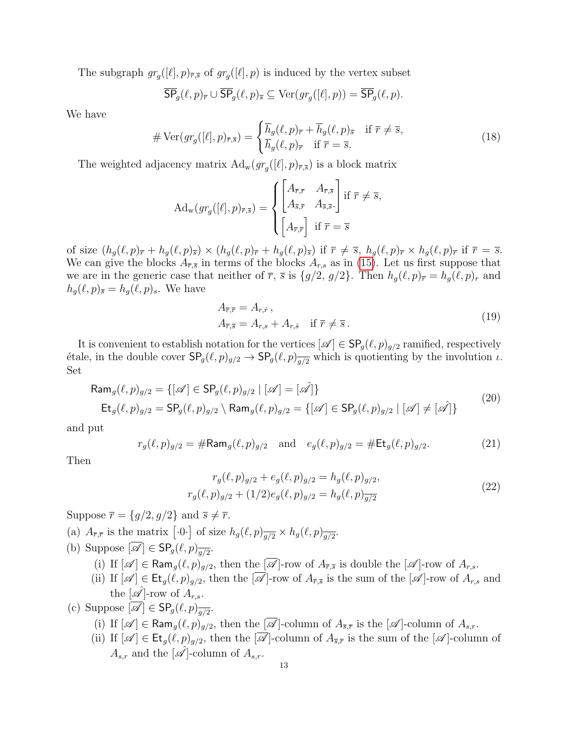The subgraph $gr_g([\ell],p)_{\overline{r},\overline{s}}$ of $gr_g([\ell],p)$ is induced by the vertex subset

$$\overline{\mathsf{SP}}_g(\ell,p)_{\overline{r}} \cup \overline{\mathsf{SP}}_g(\ell,p)_{\overline{s}} \subseteq \mathrm{Ver}(gr_g([\ell],p)) = \overline{\mathsf{SP}}_g(\ell,p).$$

We have

$$\#\,\mathrm{Ver}(gr_g([\ell],p)_{\overline{r},\overline{s}}) = \begin{cases} \overline{h}_g(\ell,p)_{\overline{r}} + \overline{h}_g(\ell,p)_{\overline{s}} & \text{if } \overline{r} \neq \overline{s}, \\ \overline{h}_g(\ell,p)_{\overline{r}} & \text{if } \overline{r} = \overline{s}. \end{cases} \tag{18}$$

The weighted adjacency matrix $\mathrm{Ad}_{\mathrm{w}}(gr_g([\ell],p)_{\overline{r},\overline{s}})$ is a block matrix

$$\mathrm{Ad}_{\mathrm{w}}(gr_g([\ell],p)_{\overline{r},\overline{s}}) = \begin{cases} \begin{bmatrix} A_{\overline{r},\overline{r}} & A_{\overline{r},\overline{s}} \\ A_{\overline{s},\overline{r}} & A_{\overline{s},\overline{s}}. \end{bmatrix} \text{if } \overline{r} \neq \overline{s}, \\ \begin{bmatrix} A_{\overline{r},\overline{r}} \end{bmatrix} \text{ if } \overline{r} = \overline{s} \end{cases}$$

of size $(h_g(\ell,p)_{\overline{r}} + h_g(\ell,p)_{\overline{s}}) \times (h_g(\ell,p)_{\overline{r}} + h_g(\ell,p)_{\overline{s}})$ if $\overline{r} \neq \overline{s}$, $h_g(\ell,p)_{\overline{r}} \times h_g(\ell,p)_{\overline{r}}$ if $\overline{r} = \overline{s}$. We can give the blocks $A_{\overline{r},\overline{s}}$ in terms of the blocks $A_{r,s}$ as in (15). Let us first suppose that we are in the generic case that neither of $\overline{r}$, $\overline{s}$ is $\{g/2,\, g/2\}$. Then $h_g(\ell,p)_{\overline{r}} = h_g(\ell,p)_r$ and $h_g(\ell,p)_{\overline{s}} = h_g(\ell,p)_s$. We have

$$\begin{aligned} A_{\overline{r},\overline{r}} &= A_{r,\hat{r}}\,, \\ A_{\overline{r},\overline{s}} &= A_{r,s} + A_{r,\hat{s}} \quad \text{if } \overline{r} \neq \overline{s}\,. \end{aligned} \tag{19}$$

It is convenient to establish notation for the vertices $[\mathscr{A}] \in \mathsf{SP}_g(\ell,p)_{g/2}$ ramified, respectively étale, in the double cover $\mathsf{SP}_g(\ell,p)_{g/2} \to \mathsf{SP}_g(\ell,p)_{\overline{g/2}}$ which is quotienting by the involution $\iota$. Set

$$\begin{aligned} \mathsf{Ram}_g(\ell,p)_{g/2} &= \{[\mathscr{A}] \in \mathsf{SP}_g(\ell,p)_{g/2} \mid [\mathscr{A}] = [\hat{\mathscr{A}}]\} \\ \mathsf{Et}_g(\ell,p)_{g/2} &= \mathsf{SP}_g(\ell,p)_{g/2} \setminus \mathsf{Ram}_g(\ell,p)_{g/2} = \{[\mathscr{A}] \in \mathsf{SP}_g(\ell,p)_{g/2} \mid [\mathscr{A}] \neq [\hat{\mathscr{A}}]\} \end{aligned} \tag{20}$$

and put

$$r_g(\ell,p)_{g/2} = \#\mathsf{Ram}_g(\ell,p)_{g/2} \quad \text{and} \quad e_g(\ell,p)_{g/2} = \#\mathsf{Et}_g(\ell,p)_{g/2}. \tag{21}$$

Then

$$\begin{aligned} r_g(\ell,p)_{g/2} + e_g(\ell,p)_{g/2} &= h_g(\ell,p)_{g/2}, \\ r_g(\ell,p)_{g/2} + (1/2)e_g(\ell,p)_{g/2} &= h_g(\ell,p)_{\overline{g/2}} \end{aligned} \tag{22}$$

Suppose $\overline{r} = \{g/2, g/2\}$ and $\overline{s} \neq \overline{r}$.

(a) $A_{\overline{r},\overline{r}}$ is the matrix $\begin{bmatrix} \cdot 0 \cdot \end{bmatrix}$ of size $h_g(\ell,p)_{\overline{g/2}} \times h_g(\ell,p)_{\overline{g/2}}$.

(b) Suppose $[\overline{\mathscr{A}}] \in \mathsf{SP}_g(\ell,p)_{\overline{g/2}}$.
   - (i) If $[\mathscr{A}] \in \mathsf{Ram}_g(\ell,p)_{g/2}$, then the $[\overline{\mathscr{A}}]$-row of $A_{\overline{r},\overline{s}}$ is double the $[\mathscr{A}]$-row of $A_{r,s}$.
   - (ii) If $[\mathscr{A}] \in \mathsf{Et}_g(\ell,p)_{g/2}$, then the $[\overline{\mathscr{A}}]$-row of $A_{\overline{r},\overline{s}}$ is the sum of the $[\mathscr{A}]$-row of $A_{r,s}$ and the $[\hat{\mathscr{A}}]$-row of $A_{r,s}$.

(c) Suppose $[\overline{\mathscr{A}}] \in \mathsf{SP}_g(\ell,p)_{\overline{g/2}}$.
   - (i) If $[\mathscr{A}] \in \mathsf{Ram}_g(\ell,p)_{g/2}$, then the $[\overline{\mathscr{A}}]$-column of $A_{\overline{s},\overline{r}}$ is the $[\mathscr{A}]$-column of $A_{s,r}$.
   - (ii) If $[\mathscr{A}] \in \mathsf{Et}_g(\ell,p)_{g/2}$, then the $[\overline{\mathscr{A}}]$-column of $A_{\overline{s},\overline{r}}$ is the sum of the $[\mathscr{A}]$-column of $A_{s,r}$ and the $[\hat{\mathscr{A}}]$-column of $A_{s,r}$.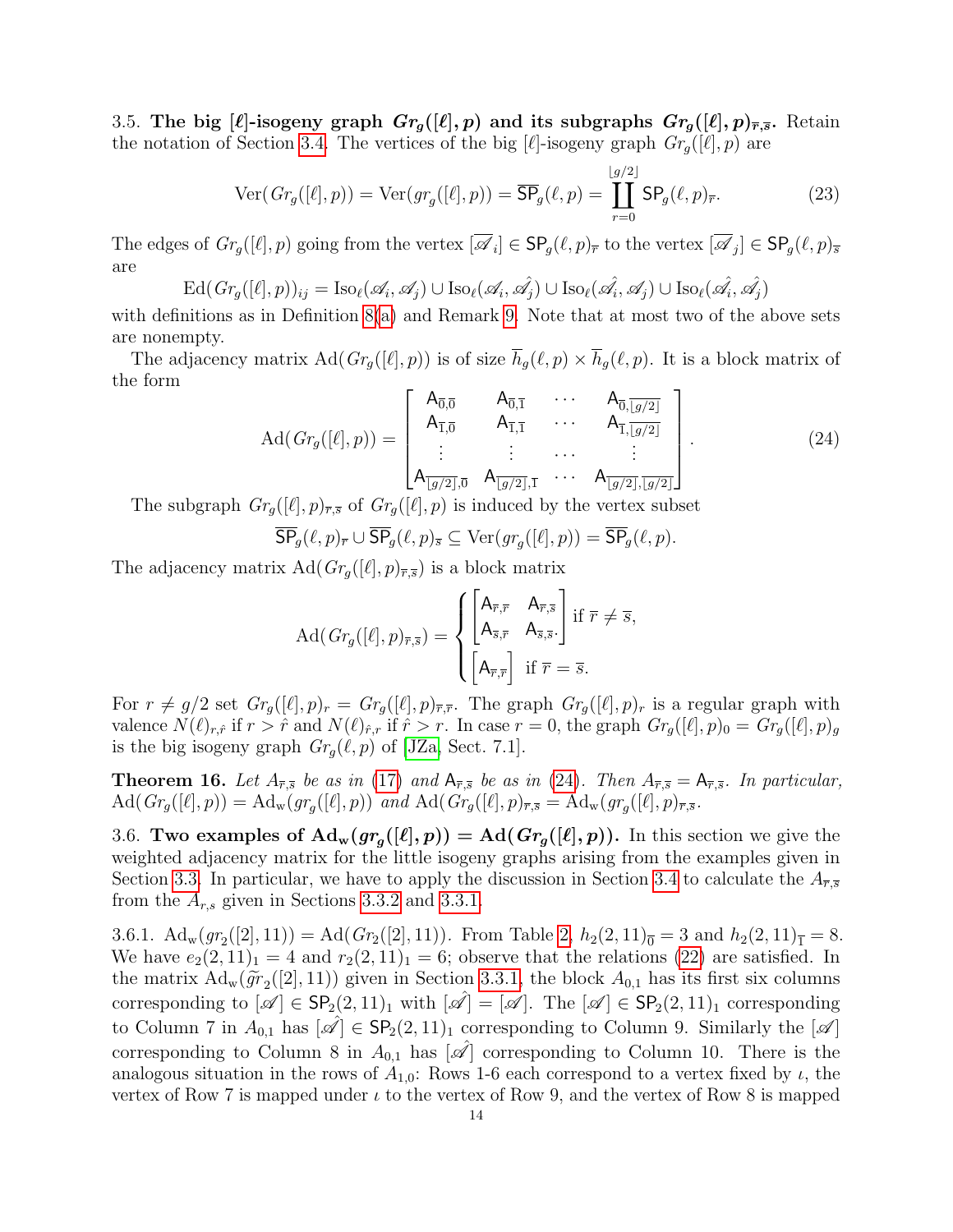3.5. **The big $[\ell]$-isogeny graph $Gr_g([\ell],p)$ and its subgraphs $Gr_g([\ell],p)_{\overline{r},\overline{s}}$.** Retain the notation of Section 3.4. The vertices of the big $[\ell]$-isogeny graph $Gr_g([\ell],p)$ are

$$\mathrm{Ver}(Gr_g([\ell],p)) = \mathrm{Ver}(gr_g([\ell],p)) = \overline{\mathsf{SP}}_g(\ell,p) = \coprod_{r=0}^{\lfloor g/2 \rfloor} \mathsf{SP}_g(\ell,p)_{\overline{r}}. \tag{23}$$

The edges of $Gr_g([\ell],p)$ going from the vertex $[\overline{\mathscr{A}}_i] \in \mathsf{SP}_g(\ell,p)_{\overline{r}}$ to the vertex $[\overline{\mathscr{A}}_j] \in \mathsf{SP}_g(\ell,p)_{\overline{s}}$ are

$$\mathrm{Ed}(Gr_g([\ell],p))_{ij} = \mathrm{Iso}_\ell(\mathscr{A}_i,\mathscr{A}_j) \cup \mathrm{Iso}_\ell(\mathscr{A}_i,\hat{\mathscr{A}_j}) \cup \mathrm{Iso}_\ell(\hat{\mathscr{A}_i},\mathscr{A}_j) \cup \mathrm{Iso}_\ell(\hat{\mathscr{A}_i},\hat{\mathscr{A}_j})$$

with definitions as in Definition 8(a) and Remark 9. Note that at most two of the above sets are nonempty.

The adjacency matrix $\mathrm{Ad}(Gr_g([\ell],p))$ is of size $\overline{h}_g(\ell,p) \times \overline{h}_g(\ell,p)$. It is a block matrix of the form

$$\mathrm{Ad}(Gr_g([\ell],p)) = \begin{bmatrix} \mathsf{A}_{\overline{0},\overline{0}} & \mathsf{A}_{\overline{0},\overline{1}} & \cdots & \mathsf{A}_{\overline{0},\overline{\lfloor g/2 \rfloor}} \\ \mathsf{A}_{\overline{1},\overline{0}} & \mathsf{A}_{\overline{1},\overline{1}} & \cdots & \mathsf{A}_{\overline{1},\overline{\lfloor g/2 \rfloor}} \\ \vdots & \vdots & \cdots & \vdots \\ \mathsf{A}_{\overline{\lfloor g/2 \rfloor},\overline{0}} & \mathsf{A}_{\overline{\lfloor g/2 \rfloor},\overline{1}} & \cdots & \mathsf{A}_{\overline{\lfloor g/2 \rfloor},\overline{\lfloor g/2 \rfloor}} \end{bmatrix}. \tag{24}$$

The subgraph $Gr_g([\ell],p)_{\overline{r},\overline{s}}$ of $Gr_g([\ell],p)$ is induced by the vertex subset

$$\overline{\mathsf{SP}}_g(\ell,p)_{\overline{r}} \cup \overline{\mathsf{SP}}_g(\ell,p)_{\overline{s}} \subseteq \mathrm{Ver}(gr_g([\ell],p)) = \overline{\mathsf{SP}}_g(\ell,p).$$

The adjacency matrix $\mathrm{Ad}(Gr_g([\ell],p)_{\overline{r},\overline{s}})$ is a block matrix

$$\mathrm{Ad}(Gr_g([\ell],p)_{\overline{r},\overline{s}}) = \begin{cases} \begin{bmatrix} \mathsf{A}_{\overline{r},\overline{r}} & \mathsf{A}_{\overline{r},\overline{s}} \\ \mathsf{A}_{\overline{s},\overline{r}} & \mathsf{A}_{\overline{s},\overline{s}}. \end{bmatrix} & \text{if } \overline{r} \neq \overline{s}, \\ \begin{bmatrix} \mathsf{A}_{\overline{r},\overline{r}} \end{bmatrix} & \text{if } \overline{r} = \overline{s}. \end{cases}$$

For $r \neq g/2$ set $Gr_g([\ell],p)_r = Gr_g([\ell],p)_{\overline{r},\overline{r}}$. The graph $Gr_g([\ell],p)_r$ is a regular graph with valence $N(\ell)_{r,\hat{r}}$ if $r > \hat{r}$ and $N(\ell)_{\hat{r},r}$ if $\hat{r} > r$. In case $r = 0$, the graph $Gr_g([\ell],p)_0 = Gr_g([\ell],p)_g$ is the big isogeny graph $Gr_g(\ell,p)$ of [JZa, Sect. 7.1].

**Theorem 16.** *Let $A_{\overline{r},\overline{s}}$ be as in (17) and $\mathsf{A}_{\overline{r},\overline{s}}$ be as in (24). Then $A_{\overline{r},\overline{s}} = \mathsf{A}_{\overline{r},\overline{s}}$. In particular, $\mathrm{Ad}(Gr_g([\ell],p)) = \mathrm{Ad}_{\mathrm{w}}(gr_g([\ell],p))$ and $\mathrm{Ad}(Gr_g([\ell],p)_{\overline{r},\overline{s}} = \mathrm{Ad}_{\mathrm{w}}(gr_g([\ell],p)_{\overline{r},\overline{s}}$.*

3.6. **Two examples of $\mathrm{Ad}_{\mathrm{w}}(gr_g([\ell],p)) = \mathrm{Ad}(Gr_g([\ell],p))$.** In this section we give the weighted adjacency matrix for the little isogeny graphs arising from the examples given in Section 3.3. In particular, we have to apply the discussion in Section 3.4 to calculate the $A_{\overline{r},\overline{s}}$ from the $A_{r,s}$ given in Sections 3.3.2 and 3.3.1.

3.6.1. $\mathrm{Ad}_{\mathrm{w}}(gr_2([2],11)) = \mathrm{Ad}(Gr_2([2],11))$. From Table 2, $h_2(2,11)_{\overline{0}} = 3$ and $h_2(2,11)_{\overline{1}} = 8$. We have $e_2(2,11)_1 = 4$ and $r_2(2,11)_1 = 6$; observe that the relations (22) are satisfied. In the matrix $\mathrm{Ad}_{\mathrm{w}}(\widetilde{gr}_2([2],11))$ given in Section 3.3.1, the block $A_{0,1}$ has its first six columns corresponding to $[\mathscr{A}] \in \mathsf{SP}_2(2,11)_1$ with $[\hat{\mathscr{A}}] = [\mathscr{A}]$. The $[\mathscr{A}] \in \mathsf{SP}_2(2,11)_1$ corresponding to Column 7 in $A_{0,1}$ has $[\hat{\mathscr{A}}] \in \mathsf{SP}_2(2,11)_1$ corresponding to Column 9. Similarly the $[\mathscr{A}]$ corresponding to Column 8 in $A_{0,1}$ has $[\hat{\mathscr{A}}]$ corresponding to Column 10. There is the analogous situation in the rows of $A_{1,0}$: Rows 1-6 each correspond to a vertex fixed by $\iota$, the vertex of Row 7 is mapped under $\iota$ to the vertex of Row 9, and the vertex of Row 8 is mapped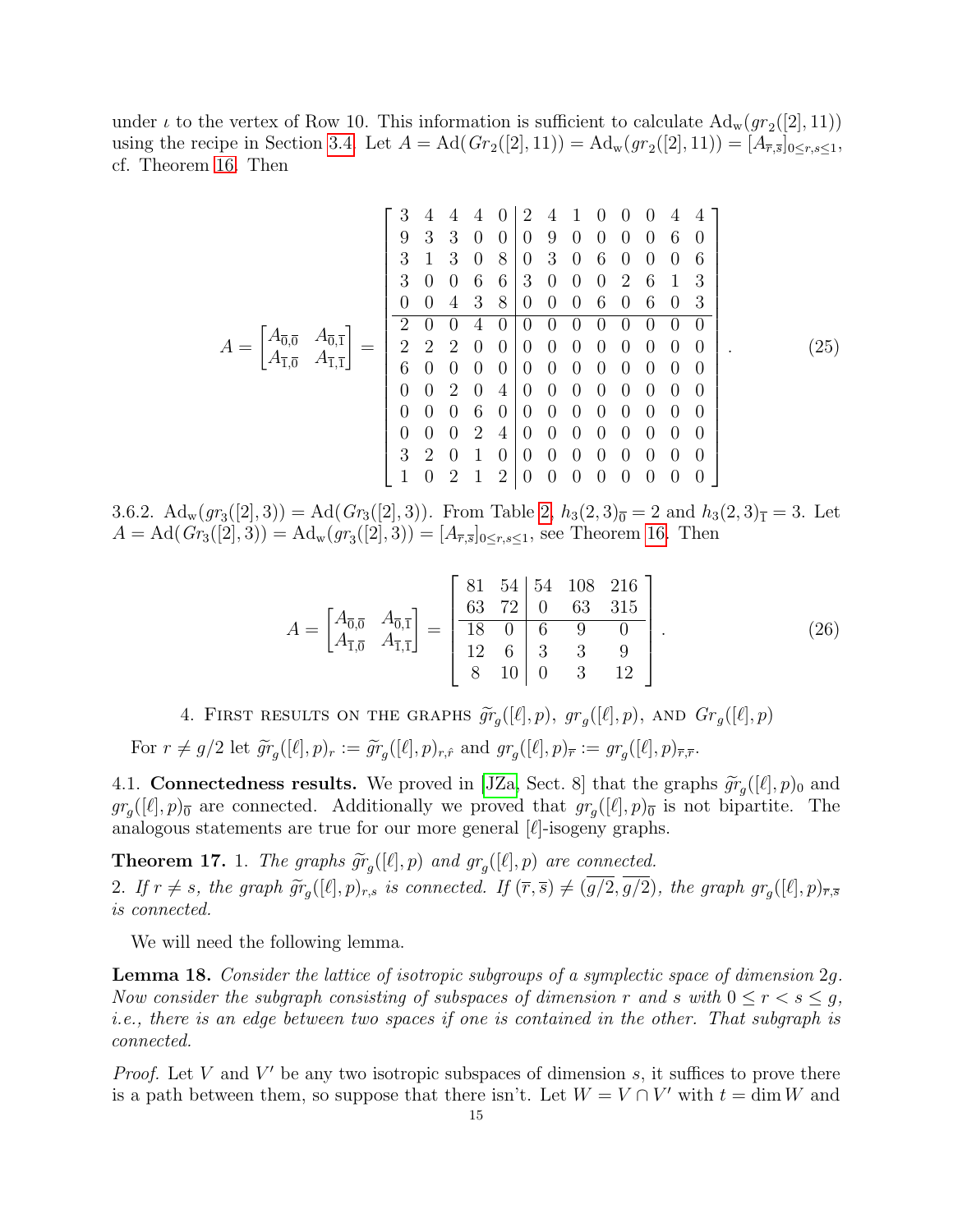under $\iota$ to the vertex of Row 10. This information is sufficient to calculate $\mathrm{Ad}_{\mathrm{w}}(gr_2([2],11))$ using the recipe in Section 3.4. Let $A = \mathrm{Ad}(Gr_2([2],11)) = \mathrm{Ad}_{\mathrm{w}}(gr_2([2],11)) = [A_{\overline{r},\overline{s}}]_{0\le r,s\le 1}$, cf. Theorem 16. Then

$$A = \begin{bmatrix} A_{\overline{0},\overline{0}} & A_{\overline{0},\overline{1}} \\ A_{\overline{1},\overline{0}} & A_{\overline{1},\overline{1}} \end{bmatrix} = \left[\begin{array}{ccccc|cccccccc} 3 & 4 & 4 & 4 & 0 & 2 & 4 & 1 & 0 & 0 & 0 & 4 & 4 \\ 9 & 3 & 3 & 0 & 0 & 0 & 9 & 0 & 0 & 0 & 0 & 6 & 0 \\ 3 & 1 & 3 & 0 & 8 & 0 & 3 & 0 & 6 & 0 & 0 & 0 & 6 \\ 3 & 0 & 0 & 6 & 6 & 3 & 0 & 0 & 0 & 2 & 6 & 1 & 3 \\ 0 & 0 & 4 & 3 & 8 & 0 & 0 & 0 & 6 & 0 & 6 & 0 & 3 \\ \hline 2 & 0 & 0 & 4 & 0 & 0 & 0 & 0 & 0 & 0 & 0 & 0 & 0 \\ 2 & 2 & 2 & 0 & 0 & 0 & 0 & 0 & 0 & 0 & 0 & 0 & 0 \\ 6 & 0 & 0 & 0 & 0 & 0 & 0 & 0 & 0 & 0 & 0 & 0 & 0 \\ 0 & 0 & 2 & 0 & 4 & 0 & 0 & 0 & 0 & 0 & 0 & 0 & 0 \\ 0 & 0 & 0 & 6 & 0 & 0 & 0 & 0 & 0 & 0 & 0 & 0 & 0 \\ 0 & 0 & 0 & 2 & 4 & 0 & 0 & 0 & 0 & 0 & 0 & 0 & 0 \\ 3 & 2 & 0 & 1 & 0 & 0 & 0 & 0 & 0 & 0 & 0 & 0 & 0 \\ 1 & 0 & 2 & 1 & 2 & 0 & 0 & 0 & 0 & 0 & 0 & 0 & 0 \end{array}\right]. \tag{25}$$

3.6.2. $\mathrm{Ad}_{\mathrm{w}}(gr_3([2],3)) = \mathrm{Ad}(Gr_3([2],3))$. From Table 2, $h_3(2,3)_{\overline{0}} = 2$ and $h_3(2,3)_{\overline{1}} = 3$. Let $A = \mathrm{Ad}(Gr_3([2],3)) = \mathrm{Ad}_{\mathrm{w}}(gr_3([2],3)) = [A_{\overline{r},\overline{s}}]_{0\le r,s\le 1}$, see Theorem 16. Then

$$A = \begin{bmatrix} A_{\overline{0},\overline{0}} & A_{\overline{0},\overline{1}} \\ A_{\overline{1},\overline{0}} & A_{\overline{1},\overline{1}} \end{bmatrix} = \left[\begin{array}{cc|ccc} 81 & 54 & 54 & 108 & 216 \\ 63 & 72 & 0 & 63 & 315 \\ \hline 18 & 0 & 6 & 9 & 0 \\ 12 & 6 & 3 & 3 & 9 \\ 8 & 10 & 0 & 3 & 12 \end{array}\right]. \tag{26}$$

## 4. First results on the graphs $\widetilde{gr}_g([\ell],p)$, $gr_g([\ell],p)$, and $Gr_g([\ell],p)$

For $r \neq g/2$ let $\widetilde{gr}_g([\ell],p)_r := \widetilde{gr}_g([\ell],p)_{r,\hat{r}}$ and $gr_g([\ell],p)_{\overline{r}} := gr_g([\ell],p)_{\overline{r},\overline{r}}$.

### 4.1. Connectedness results.

We proved in [JZa, Sect. 8] that the graphs $\widetilde{gr}_g([\ell],p)_0$ and $gr_g([\ell],p)_{\overline{0}}$ are connected. Additionally we proved that $gr_g([\ell],p)_{\overline{0}}$ is not bipartite. The analogous statements are true for our more general $[\ell]$-isogeny graphs.

**Theorem 17.** 1. *The graphs $\widetilde{gr}_g([\ell],p)$ and $gr_g([\ell],p)$ are connected.*
2. *If $r \neq s$, the graph $\widetilde{gr}_g([\ell],p)_{r,s}$ is connected. If $(\overline{r},\overline{s}) \neq (\overline{g/2},\overline{g/2})$, the graph $gr_g([\ell],p)_{\overline{r},\overline{s}}$ is connected.*

We will need the following lemma.

**Lemma 18.** *Consider the lattice of isotropic subgroups of a symplectic space of dimension $2g$. Now consider the subgraph consisting of subspaces of dimension $r$ and $s$ with $0 \le r < s \le g$, i.e., there is an edge between two spaces if one is contained in the other. That subgraph is connected.*

*Proof.* Let $V$ and $V'$ be any two isotropic subspaces of dimension $s$, it suffices to prove there is a path between them, so suppose that there isn't. Let $W = V \cap V'$ with $t = \dim W$ and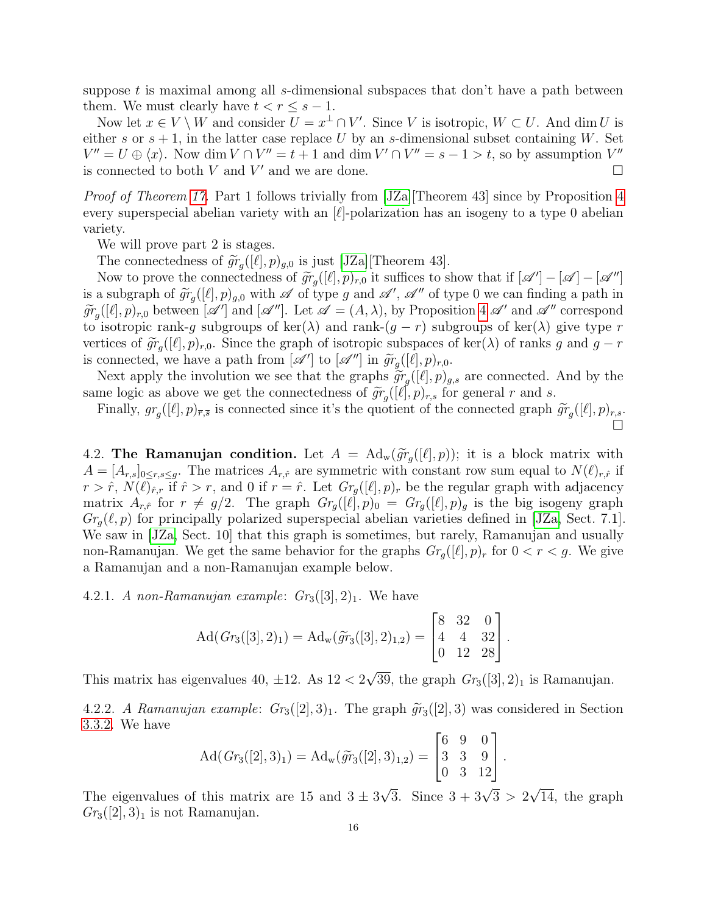suppose $t$ is maximal among all $s$-dimensional subspaces that don't have a path between them. We must clearly have $t < r \le s-1$.

Now let $x \in V \setminus W$ and consider $U = x^\perp \cap V'$. Since $V$ is isotropic, $W \subset U$. And $\dim U$ is either $s$ or $s+1$, in the latter case replace $U$ by an $s$-dimensional subset containing $W$. Set $V'' = U \oplus \langle x \rangle$. Now $\dim V \cap V'' = t+1$ and $\dim V' \cap V'' = s-1 > t$, so by assumption $V''$ is connected to both $V$ and $V'$ and we are done. $\square$

*Proof of Theorem 17.* Part 1 follows trivially from [JZa][Theorem 43] since by Proposition 4 every superspecial abelian variety with an $[\ell]$-polarization has an isogeny to a type 0 abelian variety.

We will prove part 2 is stages.

The connectedness of $\widetilde{gr}_g([\ell],p)_{g,0}$ is just [JZa][Theorem 43].

Now to prove the connectedness of $\widetilde{gr}_g([\ell],p)_{r,0}$ it suffices to show that if $[\mathscr{A}'] - [\mathscr{A}] - [\mathscr{A}'']$ is a subgraph of $\widetilde{gr}_g([\ell],p)_{g,0}$ with $\mathscr{A}$ of type $g$ and $\mathscr{A}'$, $\mathscr{A}''$ of type 0 we can finding a path in $\widetilde{gr}_g([\ell],p)_{r,0}$ between $[\mathscr{A}']$ and $[\mathscr{A}'']$. Let $\mathscr{A} = (A,\lambda)$, by Proposition 4 $\mathscr{A}'$ and $\mathscr{A}''$ correspond to isotropic rank-$g$ subgroups of $\ker(\lambda)$ and rank-$(g-r)$ subgroups of $\ker(\lambda)$ give type $r$ vertices of $\widetilde{gr}_g([\ell],p)_{r,0}$. Since the graph of isotropic subspaces of $\ker(\lambda)$ of ranks $g$ and $g-r$ is connected, we have a path from $[\mathscr{A}']$ to $[\mathscr{A}'']$ in $\widetilde{gr}_g([\ell],p)_{r,0}$.

Next apply the involution we see that the graphs $\widetilde{gr}_g([\ell],p)_{g,s}$ are connected. And by the same logic as above we get the connectedness of $\widetilde{gr}_g([\ell],p)_{r,s}$ for general $r$ and $s$.

Finally, $gr_g([\ell],p)_{\overline{r},\overline{s}}$ is connected since it's the quotient of the connected graph $\widetilde{gr}_g([\ell],p)_{r,s}$. $\square$

4.2. **The Ramanujan condition.** Let $A = \mathrm{Ad}_{\mathrm{w}}(\widetilde{gr}_g([\ell],p))$; it is a block matrix with $A = [A_{r,s}]_{0\le r,s\le g}$. The matrices $A_{r,\hat{r}}$ are symmetric with constant row sum equal to $N(\ell)_{r,\hat{r}}$ if $r > \hat{r}$, $N(\ell)_{\hat{r},r}$ if $\hat{r} > r$, and 0 if $r = \hat{r}$. Let $Gr_g([\ell],p)_r$ be the regular graph with adjacency matrix $A_{r,\hat{r}}$ for $r \ne g/2$. The graph $Gr_g([\ell],p)_0 = Gr_g([\ell],p)_g$ is the big isogeny graph $Gr_g(\ell,p)$ for principally polarized superspecial abelian varieties defined in [JZa, Sect. 7.1]. We saw in [JZa, Sect. 10] that this graph is sometimes, but rarely, Ramanujan and usually non-Ramanujan. We get the same behavior for the graphs $Gr_g([\ell],p)_r$ for $0 < r < g$. We give a Ramanujan and a non-Ramanujan example below.

4.2.1. *A non-Ramanujan example*: $Gr_3([3],2)_1$. We have

$$\mathrm{Ad}(Gr_3([3],2)_1) = \mathrm{Ad}_{\mathrm{w}}(\widetilde{gr}_3([3],2)_{1,2}) = \begin{bmatrix} 8 & 32 & 0 \\ 4 & 4 & 32 \\ 0 & 12 & 28 \end{bmatrix}.$$

This matrix has eigenvalues $40$, $\pm 12$. As $12 < 2\sqrt{39}$, the graph $Gr_3([3],2)_1$ is Ramanujan.

4.2.2. *A Ramanujan example*: $Gr_3([2],3)_1$. The graph $\widetilde{gr}_3([2],3)$ was considered in Section 3.3.2. We have

$$\mathrm{Ad}(Gr_3([2],3)_1) = \mathrm{Ad}_{\mathrm{w}}(\widetilde{gr}_3([2],3)_{1,2}) = \begin{bmatrix} 6 & 9 & 0 \\ 3 & 3 & 9 \\ 0 & 3 & 12 \end{bmatrix}.$$

The eigenvalues of this matrix are 15 and $3 \pm 3\sqrt{3}$. Since $3 + 3\sqrt{3} > 2\sqrt{14}$, the graph $Gr_3([2],3)_1$ is not Ramanujan.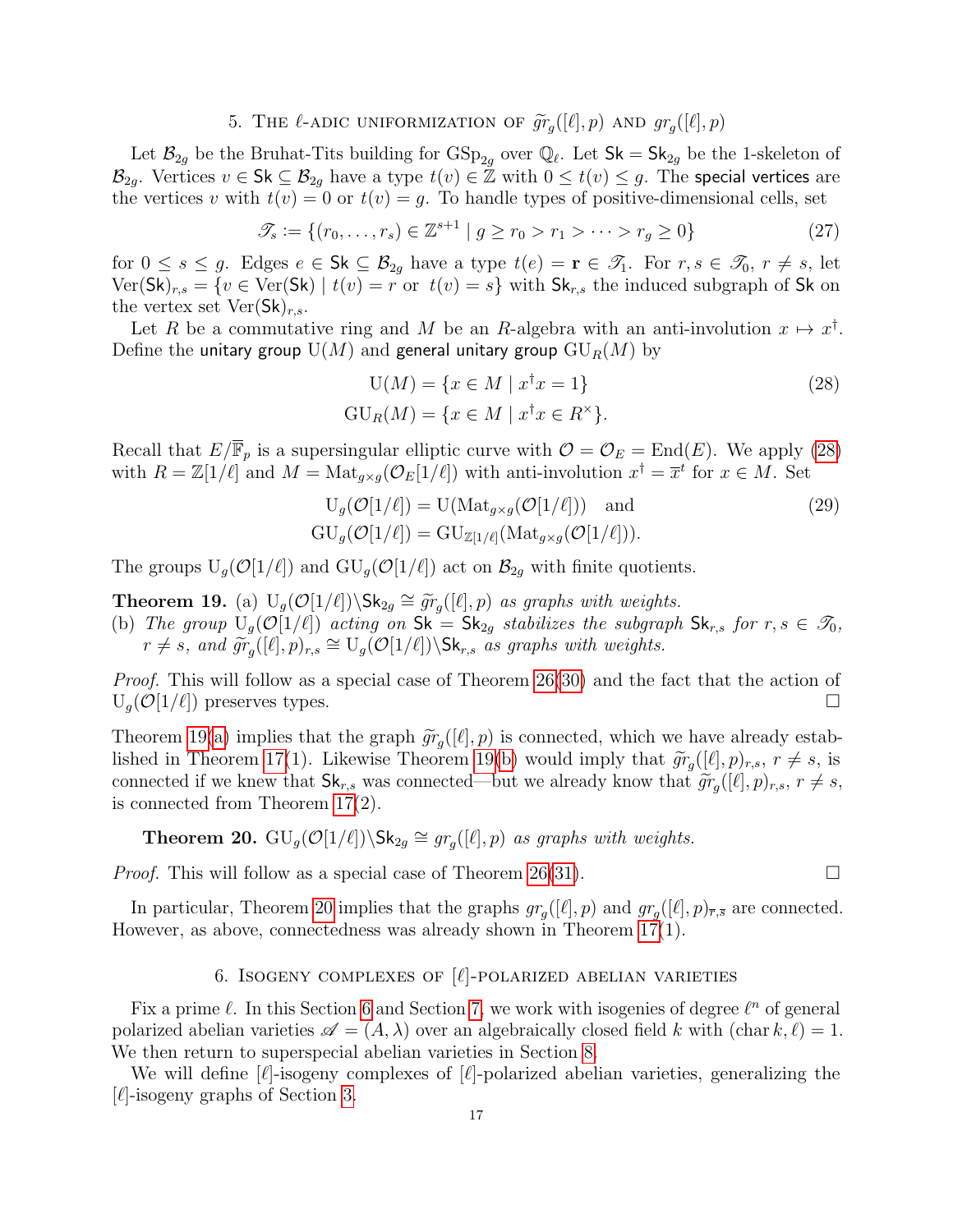## 5. The $\ell$-adic uniformization of $\widetilde{gr}_g([\ell],p)$ and $gr_g([\ell],p)$

Let $\mathcal{B}_{2g}$ be the Bruhat-Tits building for $\mathrm{GSp}_{2g}$ over $\mathbb{Q}_\ell$. Let $\mathsf{Sk} = \mathsf{Sk}_{2g}$ be the 1-skeleton of $\mathcal{B}_{2g}$. Vertices $v \in \mathsf{Sk} \subseteq \mathcal{B}_{2g}$ have a type $t(v) \in \mathbb{Z}$ with $0 \le t(v) \le g$. The special vertices are the vertices $v$ with $t(v) = 0$ or $t(v) = g$. To handle types of positive-dimensional cells, set

$$\mathscr{T}_s := \{(r_0, \ldots, r_s) \in \mathbb{Z}^{s+1} \mid g \ge r_0 > r_1 > \cdots > r_g \ge 0\} \tag{27}$$

for $0 \le s \le g$. Edges $e \in \mathsf{Sk} \subseteq \mathcal{B}_{2g}$ have a type $t(e) = \mathbf{r} \in \mathscr{T}_1$. For $r, s \in \mathscr{T}_0$, $r \ne s$, let $\mathrm{Ver}(\mathsf{Sk})_{r,s} = \{v \in \mathrm{Ver}(\mathsf{Sk}) \mid t(v) = r \text{ or } t(v) = s\}$ with $\mathsf{Sk}_{r,s}$ the induced subgraph of $\mathsf{Sk}$ on the vertex set $\mathrm{Ver}(\mathsf{Sk})_{r,s}$.

Let $R$ be a commutative ring and $M$ be an $R$-algebra with an anti-involution $x \mapsto x^\dagger$. Define the unitary group $\mathrm{U}(M)$ and general unitary group $\mathrm{GU}_R(M)$ by

$$\begin{aligned} \mathrm{U}(M) &= \{x \in M \mid x^\dagger x = 1\} \\ \mathrm{GU}_R(M) &= \{x \in M \mid x^\dagger x \in R^\times\}. \end{aligned} \tag{28}$$

Recall that $E/\overline{\mathbb{F}}_p$ is a supersingular elliptic curve with $\mathcal{O} = \mathcal{O}_E = \mathrm{End}(E)$. We apply (28) with $R = \mathbb{Z}[1/\ell]$ and $M = \mathrm{Mat}_{g\times g}(\mathcal{O}_E[1/\ell])$ with anti-involution $x^\dagger = \overline{x}^t$ for $x \in M$. Set

$$\begin{aligned} \mathrm{U}_g(\mathcal{O}[1/\ell]) &= \mathrm{U}(\mathrm{Mat}_{g\times g}(\mathcal{O}[1/\ell])) \quad \text{and} \\ \mathrm{GU}_g(\mathcal{O}[1/\ell]) &= \mathrm{GU}_{\mathbb{Z}[1/\ell]}(\mathrm{Mat}_{g\times g}(\mathcal{O}[1/\ell])). \end{aligned} \tag{29}$$

The groups $\mathrm{U}_g(\mathcal{O}[1/\ell])$ and $\mathrm{GU}_g(\mathcal{O}[1/\ell])$ act on $\mathcal{B}_{2g}$ with finite quotients.

**Theorem 19.** *(a) $\mathrm{U}_g(\mathcal{O}[1/\ell])\backslash\mathsf{Sk}_{2g} \cong \widetilde{gr}_g([\ell],p)$ as graphs with weights.*
*(b) The group $\mathrm{U}_g(\mathcal{O}[1/\ell])$ acting on $\mathsf{Sk} = \mathsf{Sk}_{2g}$ stabilizes the subgraph $\mathsf{Sk}_{r,s}$ for $r, s \in \mathscr{T}_0$, $r \ne s$, and $\widetilde{gr}_g([\ell],p)_{r,s} \cong \mathrm{U}_g(\mathcal{O}[1/\ell])\backslash\mathsf{Sk}_{r,s}$ as graphs with weights.*

*Proof.* This will follow as a special case of Theorem 26(30) and the fact that the action of $\mathrm{U}_g(\mathcal{O}[1/\ell])$ preserves types. □

Theorem 19(a) implies that the graph $\widetilde{gr}_g([\ell],p)$ is connected, which we have already established in Theorem 17(1). Likewise Theorem 19(b) would imply that $\widetilde{gr}_g([\ell],p)_{r,s}$, $r \ne s$, is connected if we knew that $\mathsf{Sk}_{r,s}$ was connected—but we already know that $\widetilde{gr}_g([\ell],p)_{r,s}$, $r \ne s$, is connected from Theorem 17(2).

**Theorem 20.** *$\mathrm{GU}_g(\mathcal{O}[1/\ell])\backslash\mathsf{Sk}_{2g} \cong gr_g([\ell],p)$ as graphs with weights.*

*Proof.* This will follow as a special case of Theorem 26(31). □

In particular, Theorem 20 implies that the graphs $gr_g([\ell],p)$ and $gr_g([\ell],p)_{\overline{r},\overline{s}}$ are connected. However, as above, connectedness was already shown in Theorem 17(1).

## 6. Isogeny complexes of $[\ell]$-polarized abelian varieties

Fix a prime $\ell$. In this Section 6 and Section 7, we work with isogenies of degree $\ell^n$ of general polarized abelian varieties $\mathscr{A} = (A, \lambda)$ over an algebraically closed field $k$ with $(\mathrm{char}\, k, \ell) = 1$. We then return to superspecial abelian varieties in Section 8.

We will define $[\ell]$-isogeny complexes of $[\ell]$-polarized abelian varieties, generalizing the $[\ell]$-isogeny graphs of Section 3.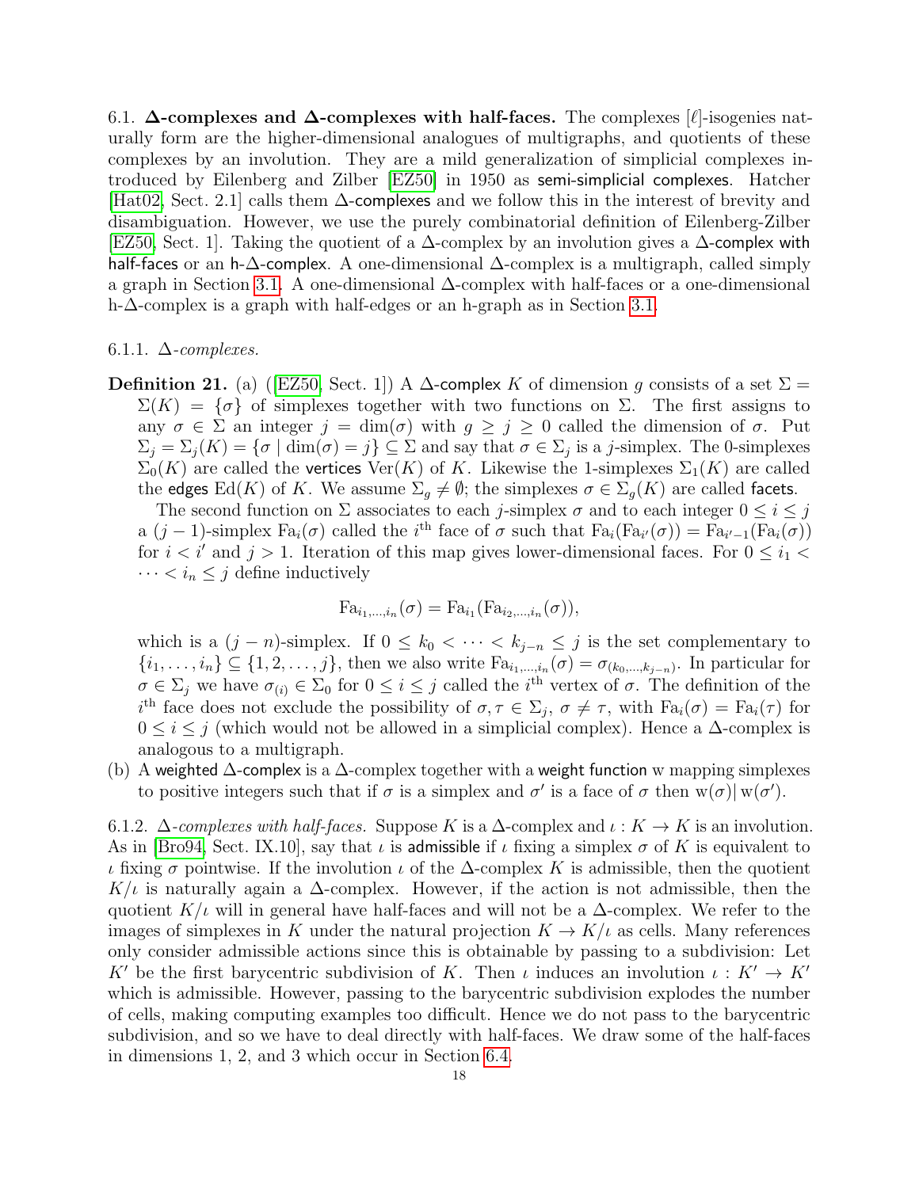6.1. **Δ-complexes and Δ-complexes with half-faces.** The complexes [$\ell$]-isogenies naturally form are the higher-dimensional analogues of multigraphs, and quotients of these complexes by an involution. They are a mild generalization of simplicial complexes introduced by Eilenberg and Zilber [EZ50] in 1950 as semi-simplicial complexes. Hatcher [Hat02, Sect. 2.1] calls them Δ-complexes and we follow this in the interest of brevity and disambiguation. However, we use the purely combinatorial definition of Eilenberg-Zilber [EZ50, Sect. 1]. Taking the quotient of a Δ-complex by an involution gives a Δ-complex with half-faces or an h-Δ-complex. A one-dimensional Δ-complex is a multigraph, called simply a graph in Section 3.1. A one-dimensional Δ-complex with half-faces or a one-dimensional h-Δ-complex is a graph with half-edges or an h-graph as in Section 3.1.

6.1.1. *Δ-complexes.*

**Definition 21.** (a) ([EZ50, Sect. 1]) A Δ-complex $K$ of dimension $g$ consists of a set $\Sigma = \Sigma(K) = \{\sigma\}$ of simplexes together with two functions on $\Sigma$. The first assigns to any $\sigma \in \Sigma$ an integer $j = \dim(\sigma)$ with $g \geq j \geq 0$ called the dimension of $\sigma$. Put $\Sigma_j = \Sigma_j(K) = \{\sigma \mid \dim(\sigma) = j\} \subseteq \Sigma$ and say that $\sigma \in \Sigma_j$ is a $j$-simplex. The 0-simplexes $\Sigma_0(K)$ are called the vertices $\mathrm{Ver}(K)$ of $K$. Likewise the 1-simplexes $\Sigma_1(K)$ are called the edges $\mathrm{Ed}(K)$ of $K$. We assume $\Sigma_g \neq \emptyset$; the simplexes $\sigma \in \Sigma_g(K)$ are called facets.

The second function on $\Sigma$ associates to each $j$-simplex $\sigma$ and to each integer $0 \leq i \leq j$ a $(j-1)$-simplex $\mathrm{Fa}_i(\sigma)$ called the $i^{\text{th}}$ face of $\sigma$ such that $\mathrm{Fa}_i(\mathrm{Fa}_{i'}(\sigma)) = \mathrm{Fa}_{i'-1}(\mathrm{Fa}_i(\sigma))$ for $i < i'$ and $j > 1$. Iteration of this map gives lower-dimensional faces. For $0 \leq i_1 < \cdots < i_n \leq j$ define inductively

$$\mathrm{Fa}_{i_1,\ldots,i_n}(\sigma) = \mathrm{Fa}_{i_1}(\mathrm{Fa}_{i_2,\ldots,i_n}(\sigma)),$$

which is a $(j-n)$-simplex. If $0 \leq k_0 < \cdots < k_{j-n} \leq j$ is the set complementary to $\{i_1, \ldots, i_n\} \subseteq \{1, 2, \ldots, j\}$, then we also write $\mathrm{Fa}_{i_1,\ldots,i_n}(\sigma) = \sigma_{(k_0,\ldots,k_{j-n})}$. In particular for $\sigma \in \Sigma_j$ we have $\sigma_{(i)} \in \Sigma_0$ for $0 \leq i \leq j$ called the $i^{\text{th}}$ vertex of $\sigma$. The definition of the $i^{\text{th}}$ face does not exclude the possibility of $\sigma, \tau \in \Sigma_j$, $\sigma \neq \tau$, with $\mathrm{Fa}_i(\sigma) = \mathrm{Fa}_i(\tau)$ for $0 \leq i \leq j$ (which would not be allowed in a simplicial complex). Hence a Δ-complex is analogous to a multigraph.

(b) A weighted Δ-complex is a Δ-complex together with a weight function $\mathrm{w}$ mapping simplexes to positive integers such that if $\sigma$ is a simplex and $\sigma'$ is a face of $\sigma$ then $\mathrm{w}(\sigma) \mid \mathrm{w}(\sigma')$.

6.1.2. *Δ-complexes with half-faces.* Suppose $K$ is a Δ-complex and $\iota : K \to K$ is an involution. As in [Bro94, Sect. IX.10], say that $\iota$ is admissible if $\iota$ fixing a simplex $\sigma$ of $K$ is equivalent to $\iota$ fixing $\sigma$ pointwise. If the involution $\iota$ of the Δ-complex $K$ is admissible, then the quotient $K/\iota$ is naturally again a Δ-complex. However, if the action is not admissible, then the quotient $K/\iota$ will in general have half-faces and will not be a Δ-complex. We refer to the images of simplexes in $K$ under the natural projection $K \to K/\iota$ as cells. Many references only consider admissible actions since this is obtainable by passing to a subdivision: Let $K'$ be the first barycentric subdivision of $K$. Then $\iota$ induces an involution $\iota : K' \to K'$ which is admissible. However, passing to the barycentric subdivision explodes the number of cells, making computing examples too difficult. Hence we do not pass to the barycentric subdivision, and so we have to deal directly with half-faces. We draw some of the half-faces in dimensions 1, 2, and 3 which occur in Section 6.4.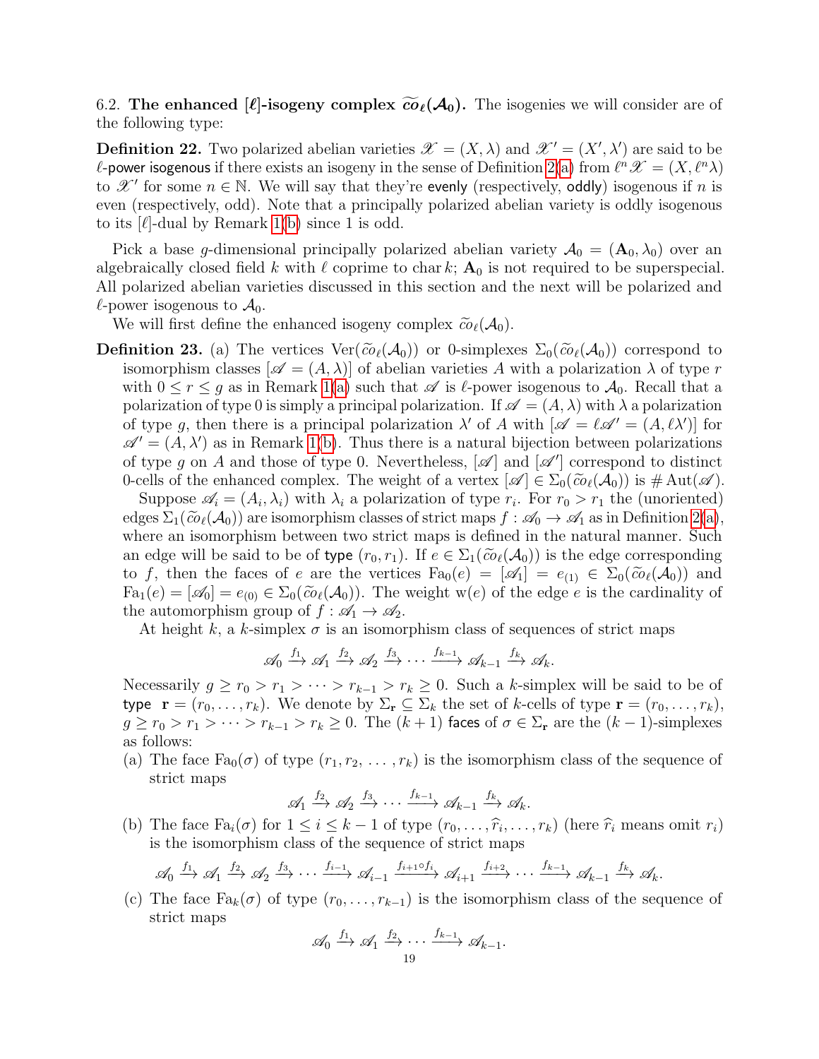6.2. **The enhanced $[\ell]$-isogeny complex $\widetilde{co}_\ell(\mathcal{A}_0)$.** The isogenies we will consider are of the following type:

**Definition 22.** Two polarized abelian varieties $\mathscr{X} = (X, \lambda)$ and $\mathscr{X}' = (X', \lambda')$ are said to be $\ell$-power isogenous if there exists an isogeny in the sense of Definition 2(a) from $\ell^n \mathscr{X} = (X, \ell^n \lambda)$ to $\mathscr{X}'$ for some $n \in \mathbb{N}$. We will say that they're evenly (respectively, oddly) isogenous if $n$ is even (respectively, odd). Note that a principally polarized abelian variety is oddly isogenous to its $[\ell]$-dual by Remark 1(b) since 1 is odd.

Pick a base $g$-dimensional principally polarized abelian variety $\mathcal{A}_0 = (\mathbf{A}_0, \lambda_0)$ over an algebraically closed field $k$ with $\ell$ coprime to $\operatorname{char} k$; $\mathbf{A}_0$ is not required to be superspecial. All polarized abelian varieties discussed in this section and the next will be polarized and $\ell$-power isogenous to $\mathcal{A}_0$.

We will first define the enhanced isogeny complex $\widetilde{co}_\ell(\mathcal{A}_0)$.

**Definition 23.** (a) The vertices $\operatorname{Ver}(\widetilde{co}_\ell(\mathcal{A}_0))$ or 0-simplexes $\Sigma_0(\widetilde{co}_\ell(\mathcal{A}_0))$ correspond to isomorphism classes $[\mathscr{A} = (A, \lambda)]$ of abelian varieties $A$ with a polarization $\lambda$ of type $r$ with $0 \le r \le g$ as in Remark 1(a) such that $\mathscr{A}$ is $\ell$-power isogenous to $\mathcal{A}_0$. Recall that a polarization of type 0 is simply a principal polarization. If $\mathscr{A} = (A, \lambda)$ with $\lambda$ a polarization of type $g$, then there is a principal polarization $\lambda'$ of $A$ with $[\mathscr{A} = \ell\mathscr{A}' = (A, \ell\lambda')]$ for $\mathscr{A}' = (A, \lambda')$ as in Remark 1(b). Thus there is a natural bijection between polarizations of type $g$ on $A$ and those of type 0. Nevertheless, $[\mathscr{A}]$ and $[\mathscr{A}']$ correspond to distinct 0-cells of the enhanced complex. The weight of a vertex $[\mathscr{A}] \in \Sigma_0(\widetilde{co}_\ell(\mathcal{A}_0))$ is $\#\operatorname{Aut}(\mathscr{A})$.

Suppose $\mathscr{A}_i = (A_i, \lambda_i)$ with $\lambda_i$ a polarization of type $r_i$. For $r_0 > r_1$ the (unoriented) edges $\Sigma_1(\widetilde{co}_\ell(\mathcal{A}_0))$ are isomorphism classes of strict maps $f : \mathscr{A}_0 \to \mathscr{A}_1$ as in Definition 2(a), where an isomorphism between two strict maps is defined in the natural manner. Such an edge will be said to be of type $(r_0, r_1)$. If $e \in \Sigma_1(\widetilde{co}_\ell(\mathcal{A}_0))$ is the edge corresponding to $f$, then the faces of $e$ are the vertices $\operatorname{Fa}_0(e) = [\mathscr{A}_1] = e_{(1)} \in \Sigma_0(\widetilde{co}_\ell(\mathcal{A}_0))$ and $\operatorname{Fa}_1(e) = [\mathscr{A}_0] = e_{(0)} \in \Sigma_0(\widetilde{co}_\ell(\mathcal{A}_0))$. The weight $\mathrm{w}(e)$ of the edge $e$ is the cardinality of the automorphism group of $f : \mathscr{A}_1 \to \mathscr{A}_2$.

At height $k$, a $k$-simplex $\sigma$ is an isomorphism class of sequences of strict maps

$$\mathscr{A}_0 \xrightarrow{f_1} \mathscr{A}_1 \xrightarrow{f_2} \mathscr{A}_2 \xrightarrow{f_3} \cdots \xrightarrow{f_{k-1}} \mathscr{A}_{k-1} \xrightarrow{f_k} \mathscr{A}_k.$$

Necessarily $g \ge r_0 > r_1 > \cdots > r_{k-1} > r_k \ge 0$. Such a $k$-simplex will be said to be of type $\mathbf{r} = (r_0, \ldots, r_k)$. We denote by $\Sigma_{\mathbf{r}} \subseteq \Sigma_k$ the set of $k$-cells of type $\mathbf{r} = (r_0, \ldots, r_k)$, $g \ge r_0 > r_1 > \cdots > r_{k-1} > r_k \ge 0$. The $(k+1)$ faces of $\sigma \in \Sigma_{\mathbf{r}}$ are the $(k-1)$-simplexes as follows:

(a) The face $\operatorname{Fa}_0(\sigma)$ of type $(r_1, r_2, \ldots, r_k)$ is the isomorphism class of the sequence of strict maps

$$\mathscr{A}_1 \xrightarrow{f_2} \mathscr{A}_2 \xrightarrow{f_3} \cdots \xrightarrow{f_{k-1}} \mathscr{A}_{k-1} \xrightarrow{f_k} \mathscr{A}_k.$$

(b) The face $\operatorname{Fa}_i(\sigma)$ for $1 \le i \le k-1$ of type $(r_0, \ldots, \widehat{r}_i, \ldots, r_k)$ (here $\widehat{r}_i$ means omit $r_i$) is the isomorphism class of the sequence of strict maps

$$\mathscr{A}_0 \xrightarrow{f_1} \mathscr{A}_1 \xrightarrow{f_2} \mathscr{A}_2 \xrightarrow{f_3} \cdots \xrightarrow{f_{i-1}} \mathscr{A}_{i-1} \xrightarrow{f_{i+1} \circ f_i} \mathscr{A}_{i+1} \xrightarrow{f_{i+2}} \cdots \xrightarrow{f_{k-1}} \mathscr{A}_{k-1} \xrightarrow{f_k} \mathscr{A}_k.$$

(c) The face $\operatorname{Fa}_k(\sigma)$ of type $(r_0, \ldots, r_{k-1})$ is the isomorphism class of the sequence of strict maps

$$\mathscr{A}_0 \xrightarrow{f_1} \mathscr{A}_1 \xrightarrow{f_2} \cdots \xrightarrow{f_{k-1}} \mathscr{A}_{k-1}.$$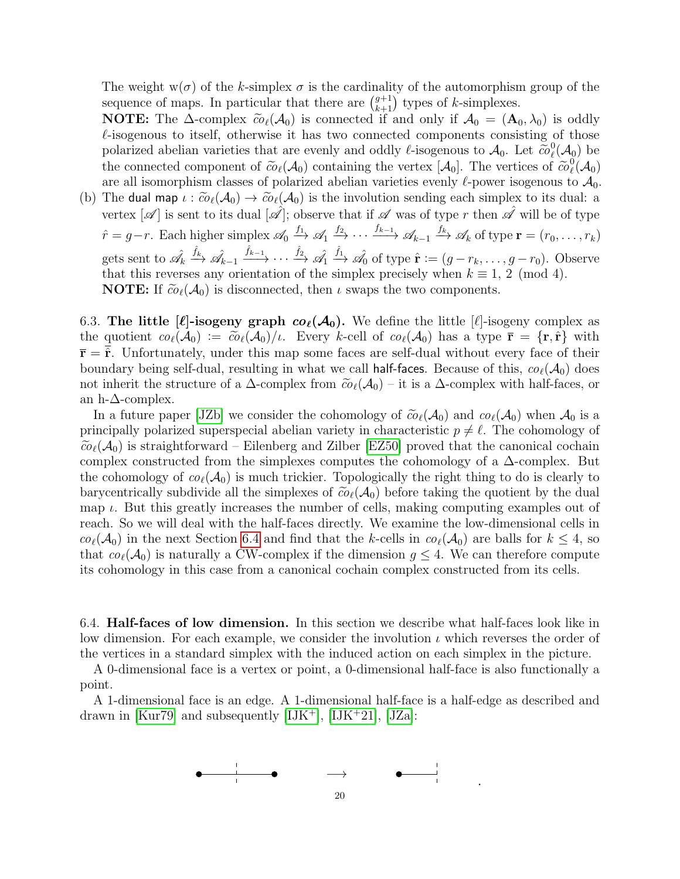The weight $\mathrm{w}(\sigma)$ of the $k$-simplex $\sigma$ is the cardinality of the automorphism group of the sequence of maps. In particular that there are $\binom{g+1}{k+1}$ types of $k$-simplexes.

**NOTE:** The $\Delta$-complex $\widetilde{co}_\ell(\mathcal{A}_0)$ is connected if and only if $\mathcal{A}_0 = (\mathbf{A}_0, \lambda_0)$ is oddly $\ell$-isogenous to itself, otherwise it has two connected components consisting of those polarized abelian varieties that are evenly and oddly $\ell$-isogenous to $\mathcal{A}_0$. Let $\widetilde{co}^0_\ell(\mathcal{A}_0)$ be the connected component of $\widetilde{co}_\ell(\mathcal{A}_0)$ containing the vertex $[\mathcal{A}_0]$. The vertices of $\widetilde{co}^0_\ell(\mathcal{A}_0)$ are all isomorphism classes of polarized abelian varieties evenly $\ell$-power isogenous to $\mathcal{A}_0$.

(b) The dual map $\iota : \widetilde{co}_\ell(\mathcal{A}_0) \to \widetilde{co}_\ell(\mathcal{A}_0)$ is the involution sending each simplex to its dual: a vertex $[\mathscr{A}]$ is sent to its dual $[\hat{\mathscr{A}}]$; observe that if $\mathscr{A}$ was of type $r$ then $\hat{\mathscr{A}}$ will be of type $\hat{r} = g - r$. Each higher simplex $\mathscr{A}_0 \xrightarrow{f_1} \mathscr{A}_1 \xrightarrow{f_2} \cdots \xrightarrow{f_{k-1}} \mathscr{A}_{k-1} \xrightarrow{f_k} \mathscr{A}_k$ of type $\mathbf{r} = (r_0, \ldots, r_k)$ gets sent to $\hat{\mathscr{A}}_k \xrightarrow{\hat{f}_k} \hat{\mathscr{A}}_{k-1} \xrightarrow{\hat{f}_{k-1}} \cdots \xrightarrow{\hat{f}_2} \hat{\mathscr{A}}_1 \xrightarrow{\hat{f}_1} \hat{\mathscr{A}}_0$ of type $\hat{\mathbf{r}} := (g - r_k, \ldots, g - r_0)$. Observe that this reverses any orientation of the simplex precisely when $k \equiv 1, 2 \pmod 4$.

**NOTE:** If $\widetilde{co}_\ell(\mathcal{A}_0)$ is disconnected, then $\iota$ swaps the two components.

6.3. **The little $[\ell]$-isogeny graph $co_\ell(\mathcal{A}_0)$.** We define the little $[\ell]$-isogeny complex as the quotient $co_\ell(\mathcal{A}_0) := \widetilde{co}_\ell(\mathcal{A}_0)/\iota$. Every $k$-cell of $co_\ell(\mathcal{A}_0)$ has a type $\overline{\mathbf{r}} = \{\mathbf{r}, \hat{\mathbf{r}}\}$ with $\overline{\mathbf{r}} = \hat{\overline{\mathbf{r}}}$. Unfortunately, under this map some faces are self-dual without every face of their boundary being self-dual, resulting in what we call half-faces. Because of this, $co_\ell(\mathcal{A}_0)$ does not inherit the structure of a $\Delta$-complex from $\widetilde{co}_\ell(\mathcal{A}_0)$ – it is a $\Delta$-complex with half-faces, or an h-$\Delta$-complex.

In a future paper [JZb] we consider the cohomology of $\widetilde{co}_\ell(\mathcal{A}_0)$ and $co_\ell(\mathcal{A}_0)$ when $\mathcal{A}_0$ is a principally polarized superspecial abelian variety in characteristic $p \neq \ell$. The cohomology of $\widetilde{co}_\ell(\mathcal{A}_0)$ is straightforward – Eilenberg and Zilber [EZ50] proved that the canonical cochain complex constructed from the simplexes computes the cohomology of a $\Delta$-complex. But the cohomology of $co_\ell(\mathcal{A}_0)$ is much trickier. Topologically the right thing to do is clearly to barycentrically subdivide all the simplexes of $\widetilde{co}_\ell(\mathcal{A}_0)$ before taking the quotient by the dual map $\iota$. But this greatly increases the number of cells, making computing examples out of reach. So we will deal with the half-faces directly. We examine the low-dimensional cells in $co_\ell(\mathcal{A}_0)$ in the next Section 6.4 and find that the $k$-cells in $co_\ell(\mathcal{A}_0)$ are balls for $k \leq 4$, so that $co_\ell(\mathcal{A}_0)$ is naturally a CW-complex if the dimension $g \leq 4$. We can therefore compute its cohomology in this case from a canonical cochain complex constructed from its cells.

6.4. **Half-faces of low dimension.** In this section we describe what half-faces look like in low dimension. For each example, we consider the involution $\iota$ which reverses the order of the vertices in a standard simplex with the induced action on each simplex in the picture.

A 0-dimensional face is a vertex or point, a 0-dimensional half-face is also functionally a point.

A 1-dimensional face is an edge. A 1-dimensional half-face is a half-edge as described and drawn in [Kur79] and subsequently [IJK+], [IJK+21], [JZa]: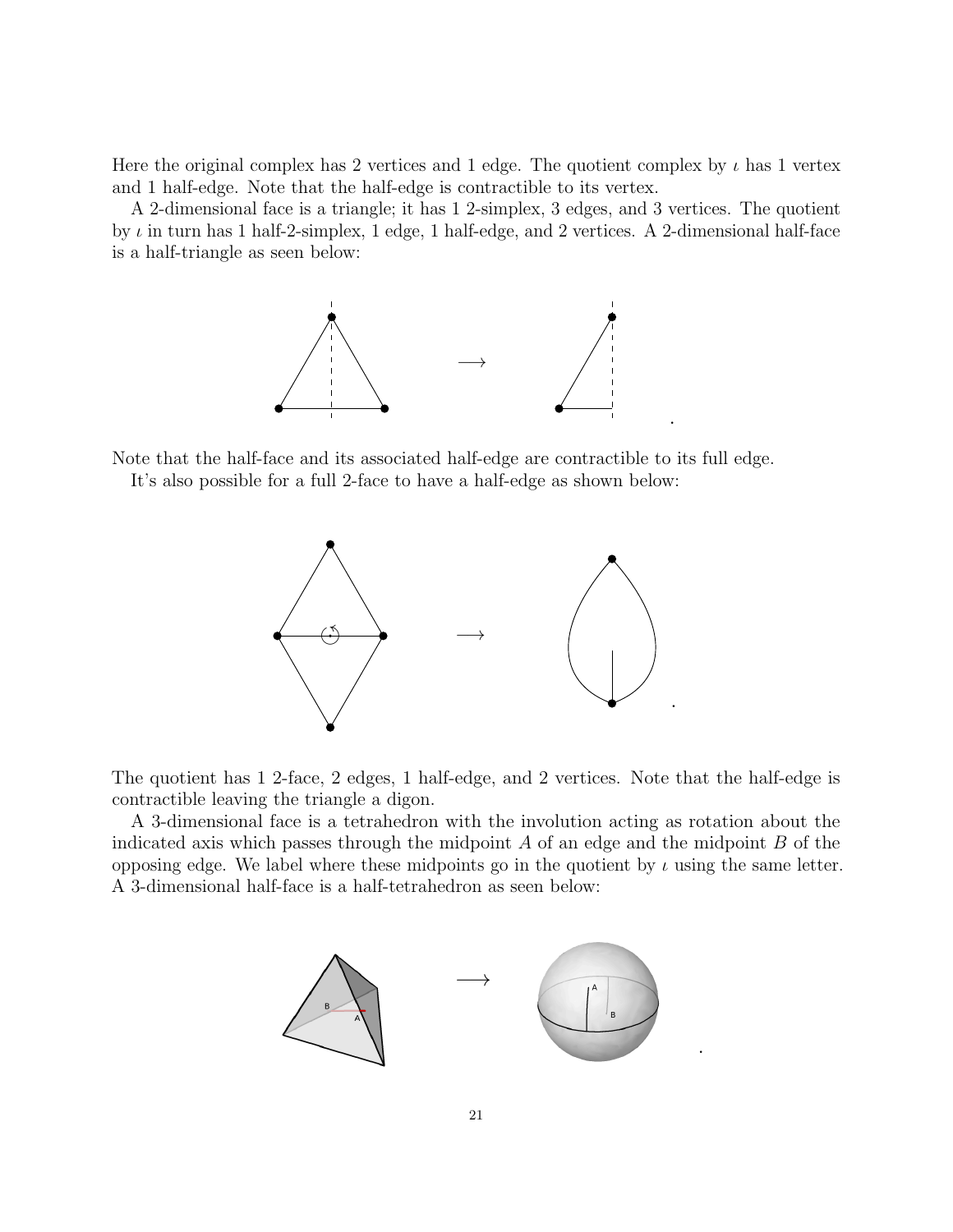Here the original complex has 2 vertices and 1 edge. The quotient complex by $\iota$ has 1 vertex and 1 half-edge. Note that the half-edge is contractible to its vertex.

A 2-dimensional face is a triangle; it has 1 2-simplex, 3 edges, and 3 vertices. The quotient by $\iota$ in turn has 1 half-2-simplex, 1 edge, 1 half-edge, and 2 vertices. A 2-dimensional half-face is a half-triangle as seen below:

Note that the half-face and its associated half-edge are contractible to its full edge.

It's also possible for a full 2-face to have a half-edge as shown below:

The quotient has 1 2-face, 2 edges, 1 half-edge, and 2 vertices. Note that the half-edge is contractible leaving the triangle a digon.

A 3-dimensional face is a tetrahedron with the involution acting as rotation about the indicated axis which passes through the midpoint $A$ of an edge and the midpoint $B$ of the opposing edge. We label where these midpoints go in the quotient by $\iota$ using the same letter. A 3-dimensional half-face is a half-tetrahedron as seen below: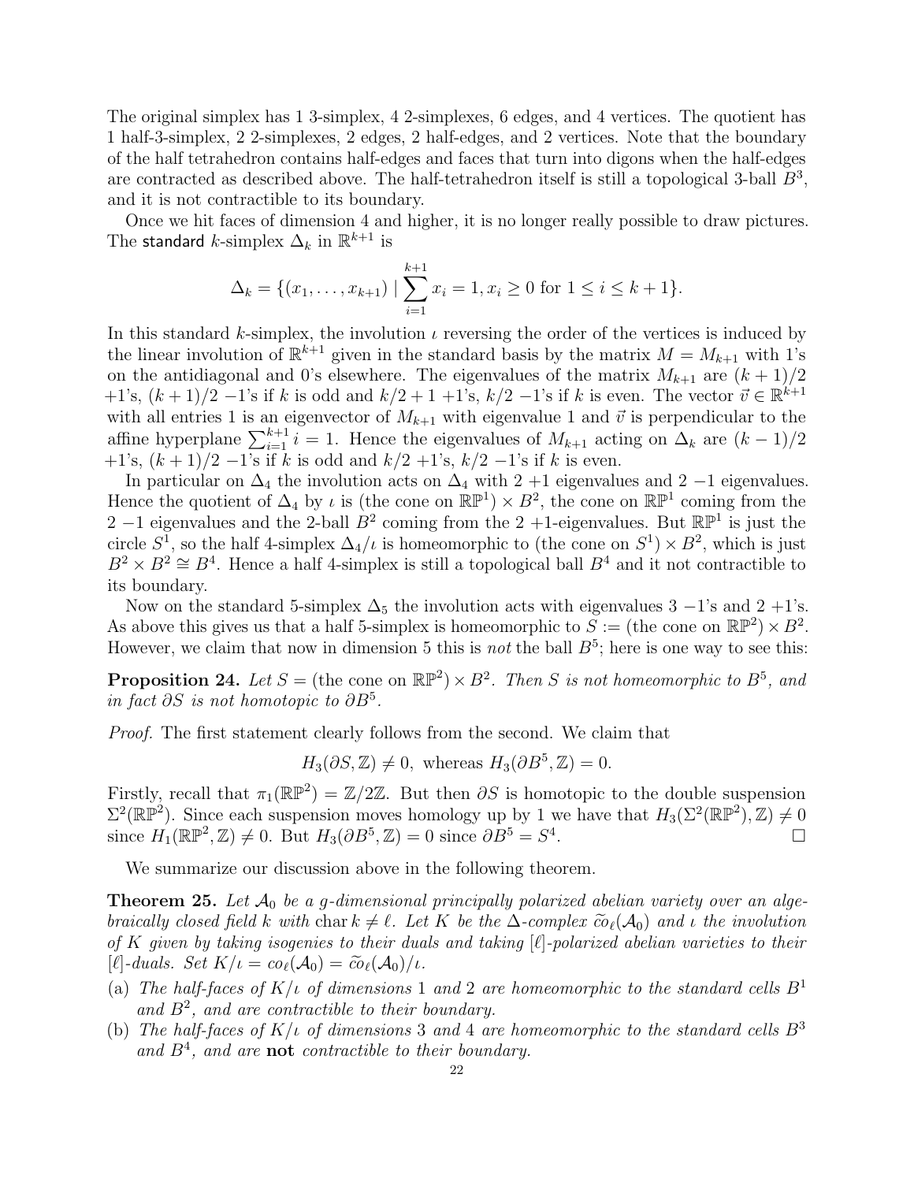The original simplex has 1 3-simplex, 4 2-simplexes, 6 edges, and 4 vertices. The quotient has 1 half-3-simplex, 2 2-simplexes, 2 edges, 2 half-edges, and 2 vertices. Note that the boundary of the half tetrahedron contains half-edges and faces that turn into digons when the half-edges are contracted as described above. The half-tetrahedron itself is still a topological 3-ball $B^3$, and it is not contractible to its boundary.

Once we hit faces of dimension 4 and higher, it is no longer really possible to draw pictures. The standard $k$-simplex $\Delta_k$ in $\mathbb{R}^{k+1}$ is

$$\Delta_k = \{(x_1, \ldots, x_{k+1}) \mid \sum_{i=1}^{k+1} x_i = 1, x_i \geq 0 \text{ for } 1 \leq i \leq k+1\}.$$

In this standard $k$-simplex, the involution $\iota$ reversing the order of the vertices is induced by the linear involution of $\mathbb{R}^{k+1}$ given in the standard basis by the matrix $M = M_{k+1}$ with 1's on the antidiagonal and 0's elsewhere. The eigenvalues of the matrix $M_{k+1}$ are $(k+1)/2$ $+1$'s, $(k+1)/2$ $-1$'s if $k$ is odd and $k/2+1$ $+1$'s, $k/2$ $-1$'s if $k$ is even. The vector $\vec{v} \in \mathbb{R}^{k+1}$ with all entries 1 is an eigenvector of $M_{k+1}$ with eigenvalue 1 and $\vec{v}$ is perpendicular to the affine hyperplane $\sum_{i=1}^{k+1} i = 1$. Hence the eigenvalues of $M_{k+1}$ acting on $\Delta_k$ are $(k-1)/2$ $+1$'s, $(k+1)/2$ $-1$'s if $k$ is odd and $k/2$ $+1$'s, $k/2$ $-1$'s if $k$ is even.

In particular on $\Delta_4$ the involution acts on $\Delta_4$ with 2 $+1$ eigenvalues and 2 $-1$ eigenvalues. Hence the quotient of $\Delta_4$ by $\iota$ is (the cone on $\mathbb{RP}^1$) $\times B^2$, the cone on $\mathbb{RP}^1$ coming from the 2 $-1$ eigenvalues and the 2-ball $B^2$ coming from the 2 $+1$-eigenvalues. But $\mathbb{RP}^1$ is just the circle $S^1$, so the half 4-simplex $\Delta_4/\iota$ is homeomorphic to (the cone on $S^1$) $\times B^2$, which is just $B^2 \times B^2 \cong B^4$. Hence a half 4-simplex is still a topological ball $B^4$ and it not contractible to its boundary.

Now on the standard 5-simplex $\Delta_5$ the involution acts with eigenvalues 3 $-1$'s and 2 $+1$'s. As above this gives us that a half 5-simplex is homeomorphic to $S :=$ (the cone on $\mathbb{RP}^2$) $\times B^2$. However, we claim that now in dimension 5 this is *not* the ball $B^5$; here is one way to see this:

**Proposition 24.** *Let $S =$ (the cone on $\mathbb{RP}^2$) $\times B^2$. Then $S$ is not homeomorphic to $B^5$, and in fact $\partial S$ is not homotopic to $\partial B^5$.*

*Proof.* The first statement clearly follows from the second. We claim that

$$H_3(\partial S, \mathbb{Z}) \neq 0, \text{ whereas } H_3(\partial B^5, \mathbb{Z}) = 0.$$

Firstly, recall that $\pi_1(\mathbb{RP}^2) = \mathbb{Z}/2\mathbb{Z}$. But then $\partial S$ is homotopic to the double suspension $\Sigma^2(\mathbb{RP}^2)$. Since each suspension moves homology up by 1 we have that $H_3(\Sigma^2(\mathbb{RP}^2), \mathbb{Z}) \neq 0$ since $H_1(\mathbb{RP}^2, \mathbb{Z}) \neq 0$. But $H_3(\partial B^5, \mathbb{Z}) = 0$ since $\partial B^5 = S^4$. $\square$

We summarize our discussion above in the following theorem.

**Theorem 25.** *Let $\mathcal{A}_0$ be a $g$-dimensional principally polarized abelian variety over an algebraically closed field $k$ with $\operatorname{char} k \neq \ell$. Let $K$ be the $\Delta$-complex $\widetilde{co}_\ell(\mathcal{A}_0)$ and $\iota$ the involution of $K$ given by taking isogenies to their duals and taking $[\ell]$-polarized abelian varieties to their $[\ell]$-duals. Set $K/\iota = co_\ell(\mathcal{A}_0) = \widetilde{co}_\ell(\mathcal{A}_0)/\iota$.*

(a) *The half-faces of $K/\iota$ of dimensions 1 and 2 are homeomorphic to the standard cells $B^1$ and $B^2$, and are contractible to their boundary.*
(b) *The half-faces of $K/\iota$ of dimensions 3 and 4 are homeomorphic to the standard cells $B^3$ and $B^4$, and are* **not** *contractible to their boundary.*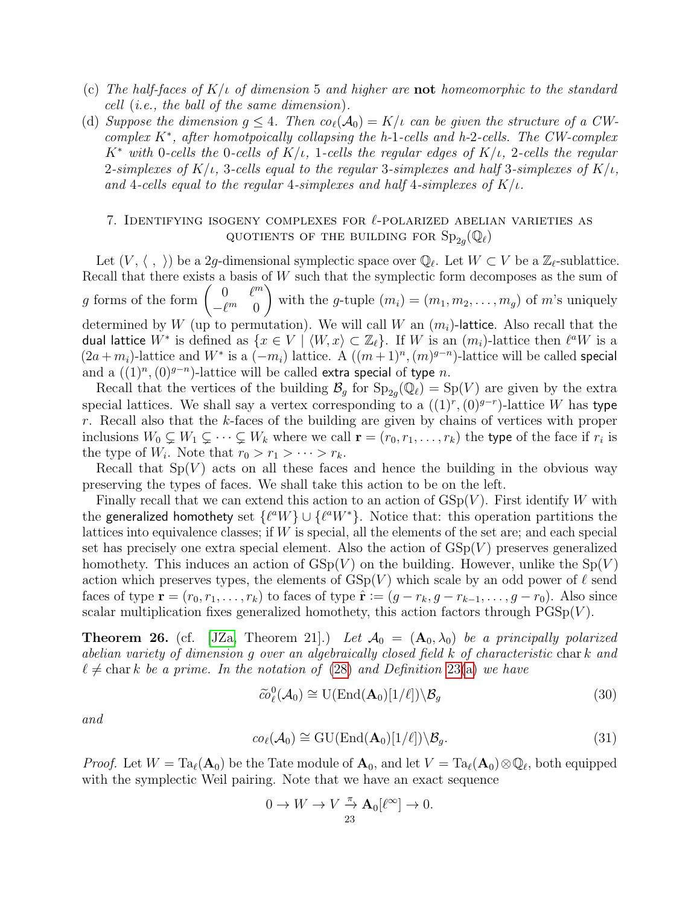(c) *The half-faces of $K/\iota$ of dimension 5 and higher are* **not** *homeomorphic to the standard cell (i.e., the ball of the same dimension).*

(d) *Suppose the dimension $g \leq 4$. Then $co_\ell(\mathcal{A}_0) = K/\iota$ can be given the structure of a CW-complex $K^*$, after homotopically collapsing the h-1-cells and h-2-cells. The CW-complex $K^*$ with 0-cells the 0-cells of $K/\iota$, 1-cells the regular edges of $K/\iota$, 2-cells the regular 2-simplexes of $K/\iota$, 3-cells equal to the regular 3-simplexes and half 3-simplexes of $K/\iota$, and 4-cells equal to the regular 4-simplexes and half 4-simplexes of $K/\iota$.*

## 7. Identifying isogeny complexes for $\ell$-polarized abelian varieties as quotients of the building for $\mathrm{Sp}_{2g}(\mathbb{Q}_\ell)$

Let $(V, \langle\ ,\ \rangle)$ be a $2g$-dimensional symplectic space over $\mathbb{Q}_\ell$. Let $W \subset V$ be a $\mathbb{Z}_\ell$-sublattice. Recall that there exists a basis of $W$ such that the symplectic form decomposes as the sum of $g$ forms of the form $\begin{pmatrix} 0 & \ell^m \\ -\ell^m & 0 \end{pmatrix}$ with the $g$-tuple $(m_i) = (m_1, m_2, \ldots, m_g)$ of $m$'s uniquely determined by $W$ (up to permutation). We will call $W$ an $(m_i)$-lattice. Also recall that the dual lattice $W^*$ is defined as $\{x \in V \mid \langle W, x\rangle \subset \mathbb{Z}_\ell\}$. If $W$ is an $(m_i)$-lattice then $\ell^a W$ is a $(2a + m_i)$-lattice and $W^*$ is a $(-m_i)$ lattice. A $((m+1)^n, (m)^{g-n})$-lattice will be called special and a $((1)^n, (0)^{g-n})$-lattice will be called extra special of type $n$.

Recall that the vertices of the building $\mathcal{B}_g$ for $\mathrm{Sp}_{2g}(\mathbb{Q}_\ell) = \mathrm{Sp}(V)$ are given by the extra special lattices. We shall say a vertex corresponding to a $((1)^r, (0)^{g-r})$-lattice $W$ has type $r$. Recall also that the $k$-faces of the building are given by chains of vertices with proper inclusions $W_0 \subsetneq W_1 \subsetneq \cdots \subsetneq W_k$ where we call $\mathbf{r} = (r_0, r_1, \ldots, r_k)$ the type of the face if $r_i$ is the type of $W_i$. Note that $r_0 > r_1 > \cdots > r_k$.

Recall that $\mathrm{Sp}(V)$ acts on all these faces and hence the building in the obvious way preserving the types of faces. We shall take this action to be on the left.

Finally recall that we can extend this action to an action of $\mathrm{GSp}(V)$. First identify $W$ with the generalized homothety set $\{\ell^a W\} \cup \{\ell^a W^*\}$. Notice that: this operation partitions the lattices into equivalence classes; if $W$ is special, all the elements of the set are; and each special set has precisely one extra special element. Also the action of $\mathrm{GSp}(V)$ preserves generalized homothety. This induces an action of $\mathrm{GSp}(V)$ on the building. However, unlike the $\mathrm{Sp}(V)$ action which preserves types, the elements of $\mathrm{GSp}(V)$ which scale by an odd power of $\ell$ send faces of type $\mathbf{r} = (r_0, r_1, \ldots, r_k)$ to faces of type $\hat{\mathbf{r}} := (g - r_k, g - r_{k-1}, \ldots, g - r_0)$. Also since scalar multiplication fixes generalized homothety, this action factors through $\mathrm{PGSp}(V)$.

**Theorem 26.** (cf. [JZa, Theorem 21].) *Let $\mathcal{A}_0 = (\mathbf{A}_0, \lambda_0)$ be a principally polarized abelian variety of dimension $g$ over an algebraically closed field $k$ of characteristic $\mathrm{char}\, k$ and $\ell \neq \mathrm{char}\, k$ be a prime. In the notation of (28) and Definition 23(a) we have*

$$\widetilde{co}^0_\ell(\mathcal{A}_0) \cong \mathrm{U}(\mathrm{End}(\mathbf{A}_0)[1/\ell]) \backslash \mathcal{B}_g \tag{30}$$

*and*

$$co_\ell(\mathcal{A}_0) \cong \mathrm{GU}(\mathrm{End}(\mathbf{A}_0)[1/\ell]) \backslash \mathcal{B}_g. \tag{31}$$

*Proof.* Let $W = \mathrm{Ta}_\ell(\mathbf{A}_0)$ be the Tate module of $\mathbf{A}_0$, and let $V = \mathrm{Ta}_\ell(\mathbf{A}_0) \otimes \mathbb{Q}_\ell$, both equipped with the symplectic Weil pairing. Note that we have an exact sequence

$$0 \to W \to V \xrightarrow{\pi} \mathbf{A}_0[\ell^\infty] \to 0.$$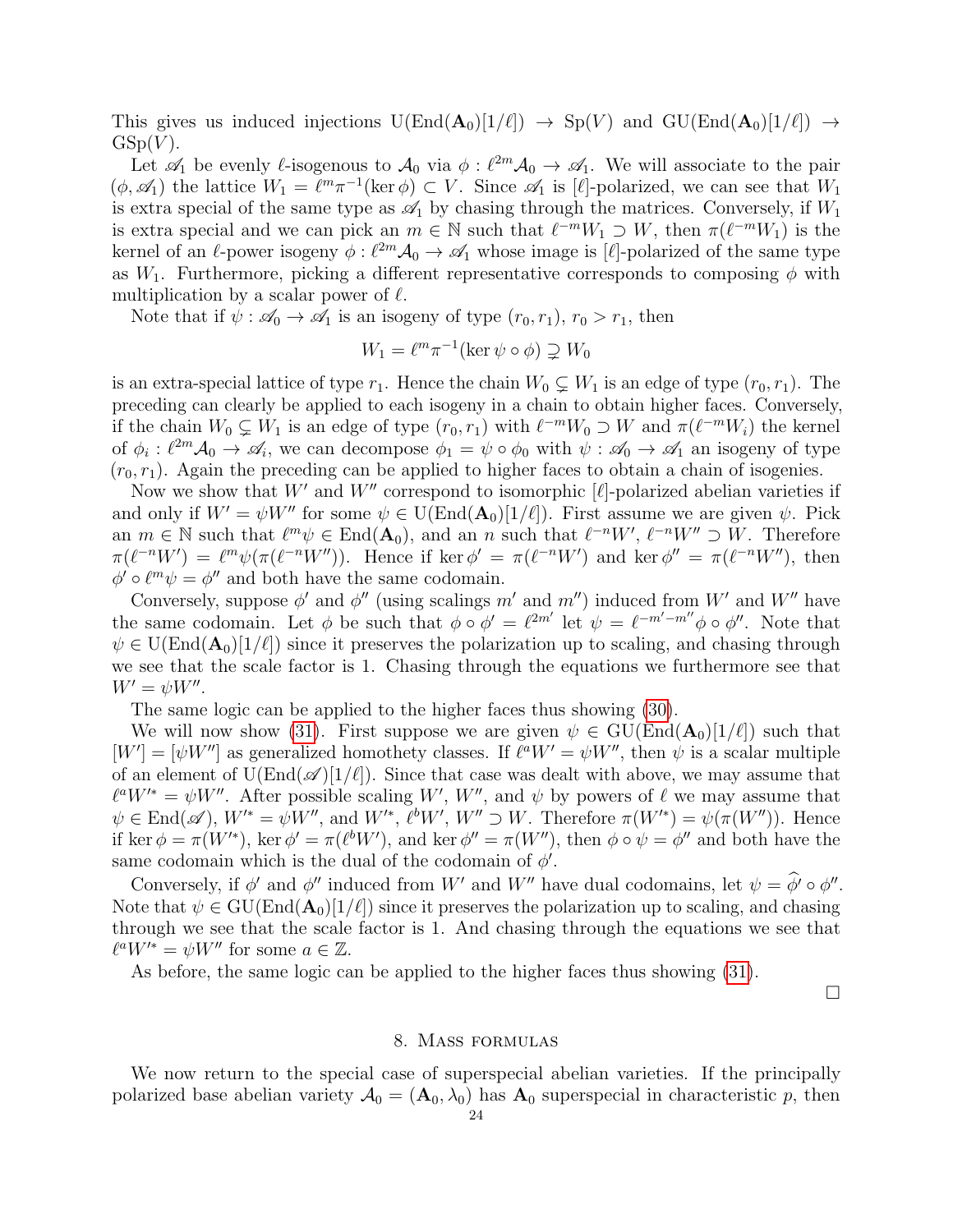This gives us induced injections $\mathrm{U}(\mathrm{End}(\mathbf{A}_0)[1/\ell]) \to \mathrm{Sp}(V)$ and $\mathrm{GU}(\mathrm{End}(\mathbf{A}_0)[1/\ell]) \to \mathrm{GSp}(V)$.

Let $\mathscr{A}_1$ be evenly $\ell$-isogenous to $\mathcal{A}_0$ via $\phi : \ell^{2m}\mathcal{A}_0 \to \mathscr{A}_1$. We will associate to the pair $(\phi, \mathscr{A}_1)$ the lattice $W_1 = \ell^m \pi^{-1}(\ker \phi) \subset V$. Since $\mathscr{A}_1$ is $[\ell]$-polarized, we can see that $W_1$ is extra special of the same type as $\mathscr{A}_1$ by chasing through the matrices. Conversely, if $W_1$ is extra special and we can pick an $m \in \mathbb{N}$ such that $\ell^{-m}W_1 \supset W$, then $\pi(\ell^{-m}W_1)$ is the kernel of an $\ell$-power isogeny $\phi : \ell^{2m}\mathcal{A}_0 \to \mathscr{A}_1$ whose image is $[\ell]$-polarized of the same type as $W_1$. Furthermore, picking a different representative corresponds to composing $\phi$ with multiplication by a scalar power of $\ell$.

Note that if $\psi : \mathscr{A}_0 \to \mathscr{A}_1$ is an isogeny of type $(r_0, r_1)$, $r_0 > r_1$, then

$$W_1 = \ell^m \pi^{-1}(\ker \psi \circ \phi) \supsetneq W_0$$

is an extra-special lattice of type $r_1$. Hence the chain $W_0 \subsetneq W_1$ is an edge of type $(r_0, r_1)$. The preceding can clearly be applied to each isogeny in a chain to obtain higher faces. Conversely, if the chain $W_0 \subsetneq W_1$ is an edge of type $(r_0, r_1)$ with $\ell^{-m}W_0 \supset W$ and $\pi(\ell^{-m}W_i)$ the kernel of $\phi_i : \ell^{2m}\mathcal{A}_0 \to \mathscr{A}_i$, we can decompose $\phi_1 = \psi \circ \phi_0$ with $\psi : \mathscr{A}_0 \to \mathscr{A}_1$ an isogeny of type $(r_0, r_1)$. Again the preceding can be applied to higher faces to obtain a chain of isogenies.

Now we show that $W'$ and $W''$ correspond to isomorphic $[\ell]$-polarized abelian varieties if and only if $W' = \psi W''$ for some $\psi \in \mathrm{U}(\mathrm{End}(\mathbf{A}_0)[1/\ell])$. First assume we are given $\psi$. Pick an $m \in \mathbb{N}$ such that $\ell^m \psi \in \mathrm{End}(\mathbf{A}_0)$, and an $n$ such that $\ell^{-n}W'$, $\ell^{-n}W'' \supset W$. Therefore $\pi(\ell^{-n}W') = \ell^m \psi(\pi(\ell^{-n}W''))$. Hence if $\ker \phi' = \pi(\ell^{-n}W')$ and $\ker \phi'' = \pi(\ell^{-n}W'')$, then $\phi' \circ \ell^m \psi = \phi''$ and both have the same codomain.

Conversely, suppose $\phi'$ and $\phi''$ (using scalings $m'$ and $m''$) induced from $W'$ and $W''$ have the same codomain. Let $\phi$ be such that $\phi \circ \phi' = \ell^{2m'}$ let $\psi = \ell^{-m'-m''}\phi \circ \phi''$. Note that $\psi \in \mathrm{U}(\mathrm{End}(\mathbf{A}_0)[1/\ell])$ since it preserves the polarization up to scaling, and chasing through we see that the scale factor is 1. Chasing through the equations we furthermore see that $W' = \psi W''$.

The same logic can be applied to the higher faces thus showing (30).

We will now show (31). First suppose we are given $\psi \in \mathrm{GU}(\mathrm{End}(\mathbf{A}_0)[1/\ell])$ such that $[W'] = [\psi W'']$ as generalized homothety classes. If $\ell^a W' = \psi W''$, then $\psi$ is a scalar multiple of an element of $\mathrm{U}(\mathrm{End}(\mathscr{A})[1/\ell])$. Since that case was dealt with above, we may assume that $\ell^a W'^* = \psi W''$. After possible scaling $W'$, $W''$, and $\psi$ by powers of $\ell$ we may assume that $\psi \in \mathrm{End}(\mathscr{A})$, $W'^* = \psi W''$, and $W'^*$, $\ell^b W'$, $W'' \supset W$. Therefore $\pi(W'^*) = \psi(\pi(W''))$. Hence if $\ker \phi = \pi(W'^*)$, $\ker \phi' = \pi(\ell^b W')$, and $\ker \phi'' = \pi(W'')$, then $\phi \circ \psi = \phi''$ and both have the same codomain which is the dual of the codomain of $\phi'$.

Conversely, if $\phi'$ and $\phi''$ induced from $W'$ and $W''$ have dual codomains, let $\psi = \widehat{\phi'} \circ \phi''$. Note that $\psi \in \mathrm{GU}(\mathrm{End}(\mathbf{A}_0)[1/\ell])$ since it preserves the polarization up to scaling, and chasing through we see that the scale factor is 1. And chasing through the equations we see that $\ell^a W'^* = \psi W''$ for some $a \in \mathbb{Z}$.

As before, the same logic can be applied to the higher faces thus showing (31).

□

## 8. Mass formulas

We now return to the special case of superspecial abelian varieties. If the principally polarized base abelian variety $\mathcal{A}_0 = (\mathbf{A}_0, \lambda_0)$ has $\mathbf{A}_0$ superspecial in characteristic $p$, then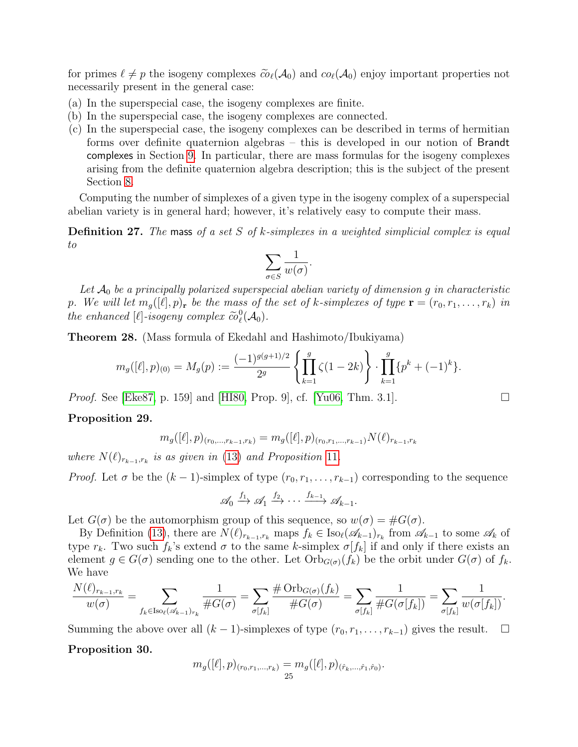for primes $\ell \neq p$ the isogeny complexes $\widetilde{co}_\ell(\mathcal{A}_0)$ and $co_\ell(\mathcal{A}_0)$ enjoy important properties not necessarily present in the general case:

(a) In the superspecial case, the isogeny complexes are finite.
(b) In the superspecial case, the isogeny complexes are connected.
(c) In the superspecial case, the isogeny complexes can be described in terms of hermitian forms over definite quaternion algebras – this is developed in our notion of Brandt complexes in Section 9. In particular, there are mass formulas for the isogeny complexes arising from the definite quaternion algebra description; this is the subject of the present Section 8.

Computing the number of simplexes of a given type in the isogeny complex of a superspecial abelian variety is in general hard; however, it's relatively easy to compute their mass.

**Definition 27.** *The* mass *of a set $S$ of $k$-simplexes in a weighted simplicial complex is equal to*

$$\sum_{\sigma \in S} \frac{1}{w(\sigma)}.$$

*Let $\mathcal{A}_0$ be a principally polarized superspecial abelian variety of dimension $g$ in characteristic $p$. We will let $m_g([\ell],p)_{\mathbf{r}}$ be the mass of the set of $k$-simplexes of type $\mathbf{r} = (r_0, r_1, \ldots, r_k)$ in the enhanced $[\ell]$-isogeny complex $\widetilde{co}^0_\ell(\mathcal{A}_0)$.*

**Theorem 28.** (Mass formula of Ekedahl and Hashimoto/Ibukiyama)

$$m_g([\ell],p)_{(0)} = M_g(p) := \frac{(-1)^{g(g+1)/2}}{2^g}\left\{\prod_{k=1}^{g} \zeta(1-2k)\right\} \cdot \prod_{k=1}^{g}\{p^k + (-1)^k\}.$$

*Proof.* See [Eke87, p. 159] and [HI80, Prop. 9], cf. [Yu06, Thm. 3.1]. $\square$

**Proposition 29.**

$$m_g([\ell],p)_{(r_0,\ldots,r_{k-1},r_k)} = m_g([\ell],p)_{(r_0,r_1,\ldots,r_{k-1})} N(\ell)_{r_{k-1},r_k}$$

*where $N(\ell)_{r_{k-1},r_k}$ is as given in (13) and Proposition 11.*

*Proof.* Let $\sigma$ be the $(k-1)$-simplex of type $(r_0, r_1, \ldots, r_{k-1})$ corresponding to the sequence

$$\mathscr{A}_0 \xrightarrow{f_1} \mathscr{A}_1 \xrightarrow{f_2} \cdots \xrightarrow{f_{k-1}} \mathscr{A}_{k-1}.$$

Let $G(\sigma)$ be the automorphism group of this sequence, so $w(\sigma) = \#G(\sigma)$.

By Definition (13), there are $N(\ell)_{r_{k-1},r_k}$ maps $f_k \in \mathrm{Iso}_\ell(\mathscr{A}_{k-1})_{r_k}$ from $\mathscr{A}_{k-1}$ to some $\mathscr{A}_k$ of type $r_k$. Two such $f_k$'s extend $\sigma$ to the same $k$-simplex $\sigma[f_k]$ if and only if there exists an element $g \in G(\sigma)$ sending one to the other. Let $\mathrm{Orb}_{G(\sigma)}(f_k)$ be the orbit under $G(\sigma)$ of $f_k$. We have

$$\frac{N(\ell)_{r_{k-1},r_k}}{w(\sigma)} = \sum_{f_k \in \mathrm{Iso}_\ell(\mathscr{A}_{k-1})_{r_k}} \frac{1}{\#G(\sigma)} = \sum_{\sigma[f_k]} \frac{\#\,\mathrm{Orb}_{G(\sigma)}(f_k)}{\#G(\sigma)} = \sum_{\sigma[f_k]} \frac{1}{\#G(\sigma[f_k])} = \sum_{\sigma[f_k]} \frac{1}{w(\sigma[f_k])}.$$

Summing the above over all $(k-1)$-simplexes of type $(r_0, r_1, \ldots, r_{k-1})$ gives the result. $\square$

**Proposition 30.**

$$m_g([\ell],p)_{(r_0,r_1,\ldots,r_k)} = m_g([\ell],p)_{(\hat{r}_k,\ldots,\hat{r}_1,\hat{r}_0)}.$$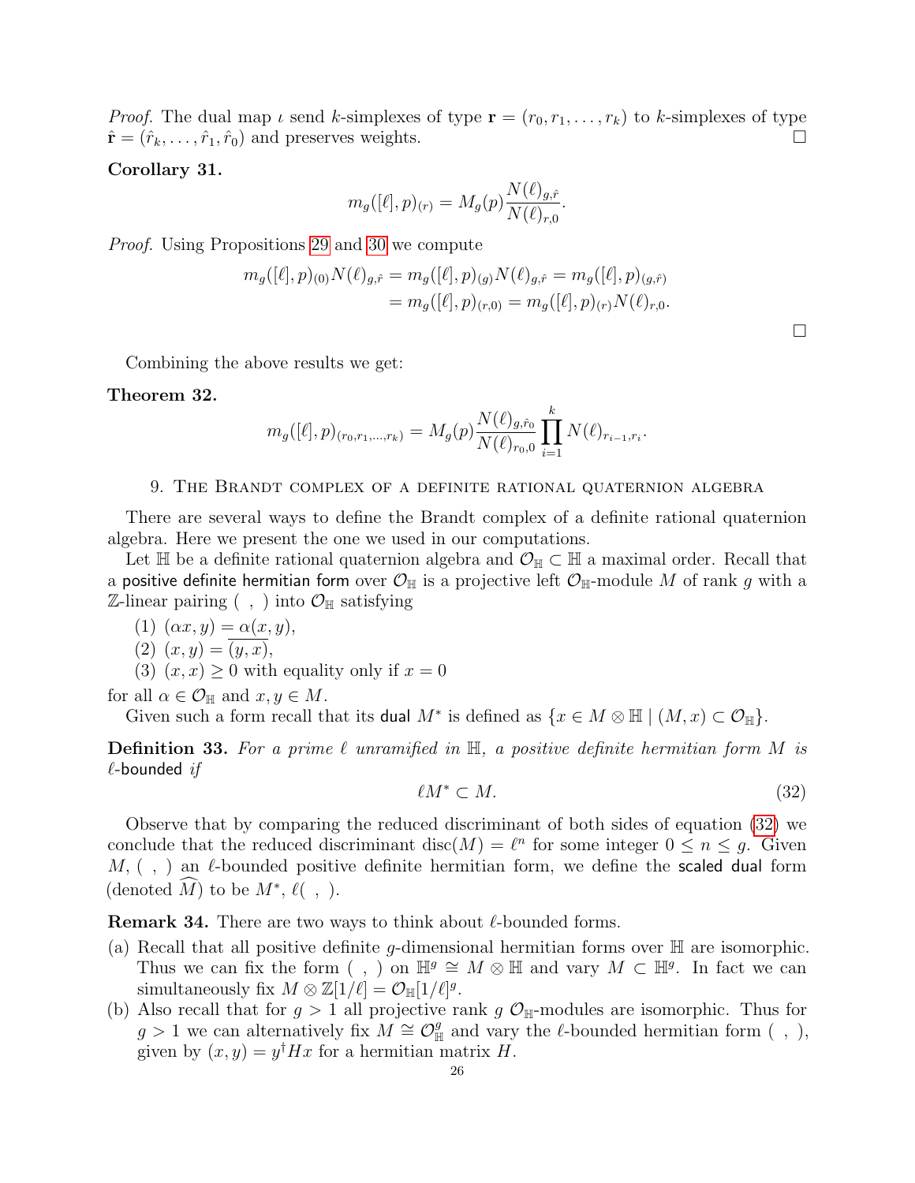*Proof.* The dual map $\iota$ send $k$-simplexes of type $\mathbf{r} = (r_0, r_1, \ldots, r_k)$ to $k$-simplexes of type $\hat{\mathbf{r}} = (\hat{r}_k, \ldots, \hat{r}_1, \hat{r}_0)$ and preserves weights. □

**Corollary 31.**

$$m_g([\ell], p)_{(r)} = M_g(p) \frac{N(\ell)_{g,\hat{r}}}{N(\ell)_{r,0}}.$$

*Proof.* Using Propositions 29 and 30 we compute

$$\begin{aligned} m_g([\ell], p)_{(0)} N(\ell)_{g,\hat{r}} &= m_g([\ell], p)_{(g)} N(\ell)_{g,\hat{r}} = m_g([\ell], p)_{(g,\hat{r})} \\ &= m_g([\ell], p)_{(r,0)} = m_g([\ell], p)_{(r)} N(\ell)_{r,0}. \end{aligned}$$

□

Combining the above results we get:

**Theorem 32.**

$$m_g([\ell], p)_{(r_0, r_1, \ldots, r_k)} = M_g(p) \frac{N(\ell)_{g,\hat{r}_0}}{N(\ell)_{r_0,0}} \prod_{i=1}^{k} N(\ell)_{r_{i-1}, r_i}.$$

## 9. The Brandt complex of a definite rational quaternion algebra

There are several ways to define the Brandt complex of a definite rational quaternion algebra. Here we present the one we used in our computations.

Let $\mathbb{H}$ be a definite rational quaternion algebra and $\mathcal{O}_{\mathbb{H}} \subset \mathbb{H}$ a maximal order. Recall that a positive definite hermitian form over $\mathcal{O}_{\mathbb{H}}$ is a projective left $\mathcal{O}_{\mathbb{H}}$-module $M$ of rank $g$ with a $\mathbb{Z}$-linear pairing $(\ ,\ )$ into $\mathcal{O}_{\mathbb{H}}$ satisfying

(1) $(\alpha x, y) = \alpha(x, y)$,
(2) $(x, y) = \overline{(y, x)}$,
(3) $(x, x) \geq 0$ with equality only if $x = 0$

for all $\alpha \in \mathcal{O}_{\mathbb{H}}$ and $x, y \in M$.

Given such a form recall that its dual $M^*$ is defined as $\{x \in M \otimes \mathbb{H} \mid (M, x) \subset \mathcal{O}_{\mathbb{H}}\}$.

**Definition 33.** *For a prime $\ell$ unramified in $\mathbb{H}$, a positive definite hermitian form $M$ is* $\ell$-bounded *if*

$$\ell M^* \subset M. \tag{32}$$

Observe that by comparing the reduced discriminant of both sides of equation (32) we conclude that the reduced discriminant $\mathrm{disc}(M) = \ell^n$ for some integer $0 \leq n \leq g$. Given $M, (\ ,\ )$ an $\ell$-bounded positive definite hermitian form, we define the scaled dual form (denoted $\widehat{M}$) to be $M^*$, $\ell(\ ,\ )$.

**Remark 34.** There are two ways to think about $\ell$-bounded forms.

(a) Recall that all positive definite $g$-dimensional hermitian forms over $\mathbb{H}$ are isomorphic. Thus we can fix the form $(\ ,\ )$ on $\mathbb{H}^g \cong M \otimes \mathbb{H}$ and vary $M \subset \mathbb{H}^g$. In fact we can simultaneously fix $M \otimes \mathbb{Z}[1/\ell] = \mathcal{O}_{\mathbb{H}}[1/\ell]^g$.

(b) Also recall that for $g > 1$ all projective rank $g$ $\mathcal{O}_{\mathbb{H}}$-modules are isomorphic. Thus for $g > 1$ we can alternatively fix $M \cong \mathcal{O}_{\mathbb{H}}^g$ and vary the $\ell$-bounded hermitian form $(\ ,\ )$, given by $(x, y) = y^\dagger H x$ for a hermitian matrix $H$.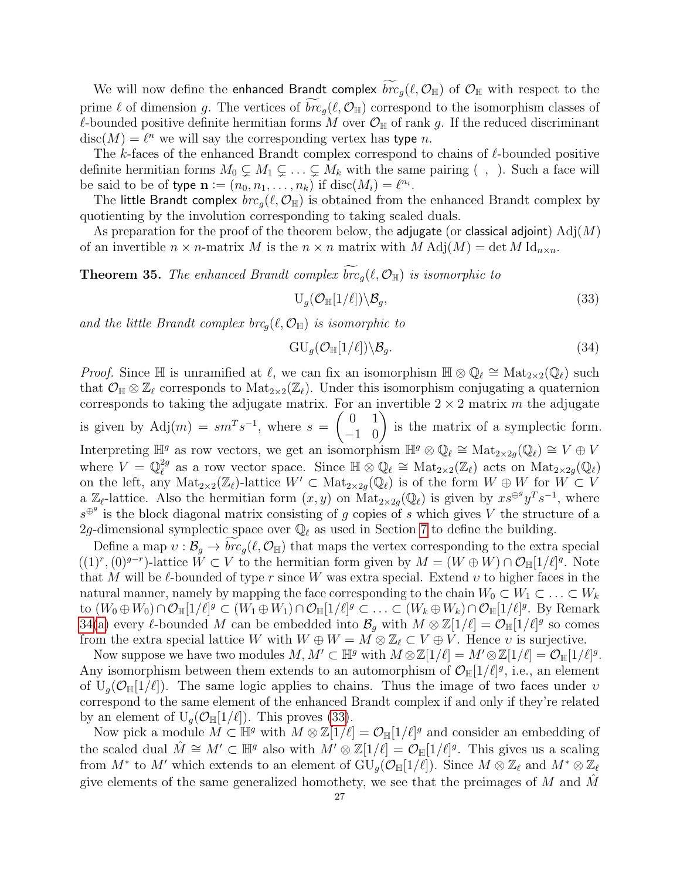We will now define the enhanced Brandt complex $\widetilde{brc}_g(\ell, \mathcal{O}_{\mathbb{H}})$ of $\mathcal{O}_{\mathbb{H}}$ with respect to the prime $\ell$ of dimension $g$. The vertices of $\widetilde{brc}_g(\ell, \mathcal{O}_{\mathbb{H}})$ correspond to the isomorphism classes of $\ell$-bounded positive definite hermitian forms $M$ over $\mathcal{O}_{\mathbb{H}}$ of rank $g$. If the reduced discriminant $\operatorname{disc}(M) = \ell^n$ we will say the corresponding vertex has type $n$.

The $k$-faces of the enhanced Brandt complex correspond to chains of $\ell$-bounded positive definite hermitian forms $M_0 \subsetneq M_1 \subsetneq \ldots \subsetneq M_k$ with the same pairing $(\ ,\ )$. Such a face will be said to be of type $\mathbf{n} := (n_0, n_1, \ldots, n_k)$ if $\operatorname{disc}(M_i) = \ell^{n_i}$.

The little Brandt complex $brc_g(\ell, \mathcal{O}_{\mathbb{H}})$ is obtained from the enhanced Brandt complex by quotienting by the involution corresponding to taking scaled duals.

As preparation for the proof of the theorem below, the adjugate (or classical adjoint) $\operatorname{Adj}(M)$ of an invertible $n \times n$-matrix $M$ is the $n \times n$ matrix with $M \operatorname{Adj}(M) = \det M \operatorname{Id}_{n \times n}$.

**Theorem 35.** *The enhanced Brandt complex $\widetilde{brc}_g(\ell, \mathcal{O}_{\mathbb{H}})$ is isomorphic to*

$$\mathrm{U}_g(\mathcal{O}_{\mathbb{H}}[1/\ell]) \backslash \mathcal{B}_g, \tag{33}$$

*and the little Brandt complex $brc_g(\ell, \mathcal{O}_{\mathbb{H}})$ is isomorphic to*

$$\mathrm{GU}_g(\mathcal{O}_{\mathbb{H}}[1/\ell]) \backslash \mathcal{B}_g. \tag{34}$$

*Proof.* Since $\mathbb{H}$ is unramified at $\ell$, we can fix an isomorphism $\mathbb{H} \otimes \mathbb{Q}_\ell \cong \operatorname{Mat}_{2\times 2}(\mathbb{Q}_\ell)$ such that $\mathcal{O}_{\mathbb{H}} \otimes \mathbb{Z}_\ell$ corresponds to $\operatorname{Mat}_{2\times 2}(\mathbb{Z}_\ell)$. Under this isomorphism conjugating a quaternion corresponds to taking the adjugate matrix. For an invertible $2 \times 2$ matrix $m$ the adjugate is given by $\operatorname{Adj}(m) = s m^T s^{-1}$, where $s = \begin{pmatrix} 0 & 1 \\ -1 & 0 \end{pmatrix}$ is the matrix of a symplectic form. Interpreting $\mathbb{H}^g$ as row vectors, we get an isomorphism $\mathbb{H}^g \otimes \mathbb{Q}_\ell \cong \operatorname{Mat}_{2\times 2g}(\mathbb{Q}_\ell) \cong V \oplus V$ where $V = \mathbb{Q}_\ell^{2g}$ as a row vector space. Since $\mathbb{H} \otimes \mathbb{Q}_\ell \cong \operatorname{Mat}_{2\times 2}(\mathbb{Z}_\ell)$ acts on $\operatorname{Mat}_{2\times 2g}(\mathbb{Q}_\ell)$ on the left, any $\operatorname{Mat}_{2\times 2}(\mathbb{Z}_\ell)$-lattice $W' \subset \operatorname{Mat}_{2\times 2g}(\mathbb{Q}_\ell)$ is of the form $W \oplus W$ for $W \subset V$ a $\mathbb{Z}_\ell$-lattice. Also the hermitian form $(x, y)$ on $\operatorname{Mat}_{2\times 2g}(\mathbb{Q}_\ell)$ is given by $x s^{\oplus g} y^T s^{-1}$, where $s^{\oplus g}$ is the block diagonal matrix consisting of $g$ copies of $s$ which gives $V$ the structure of a $2g$-dimensional symplectic space over $\mathbb{Q}_\ell$ as used in Section 7 to define the building.

Define a map $\upsilon : \mathcal{B}_g \to \widetilde{brc}_g(\ell, \mathcal{O}_{\mathbb{H}})$ that maps the vertex corresponding to the extra special $((1)^r, (0)^{g-r})$-lattice $W \subset V$ to the hermitian form given by $M = (W \oplus W) \cap \mathcal{O}_{\mathbb{H}}[1/\ell]^g$. Note that $M$ will be $\ell$-bounded of type $r$ since $W$ was extra special. Extend $\upsilon$ to higher faces in the natural manner, namely by mapping the face corresponding to the chain $W_0 \subset W_1 \subset \ldots \subset W_k$ to $(W_0 \oplus W_0) \cap \mathcal{O}_{\mathbb{H}}[1/\ell]^g \subset (W_1 \oplus W_1) \cap \mathcal{O}_{\mathbb{H}}[1/\ell]^g \subset \ldots \subset (W_k \oplus W_k) \cap \mathcal{O}_{\mathbb{H}}[1/\ell]^g$. By Remark 34(a) every $\ell$-bounded $M$ can be embedded into $\mathcal{B}_g$ with $M \otimes \mathbb{Z}[1/\ell] = \mathcal{O}_{\mathbb{H}}[1/\ell]^g$ so comes from the extra special lattice $W$ with $W \oplus W = M \otimes \mathbb{Z}_\ell \subset V \oplus V$. Hence $\upsilon$ is surjective.

Now suppose we have two modules $M, M' \subset \mathbb{H}^g$ with $M \otimes \mathbb{Z}[1/\ell] = M' \otimes \mathbb{Z}[1/\ell] = \mathcal{O}_{\mathbb{H}}[1/\ell]^g$. Any isomorphism between them extends to an automorphism of $\mathcal{O}_{\mathbb{H}}[1/\ell]^g$, i.e., an element of $\mathrm{U}_g(\mathcal{O}_{\mathbb{H}}[1/\ell])$. The same logic applies to chains. Thus the image of two faces under $\upsilon$ correspond to the same element of the enhanced Brandt complex if and only if they're related by an element of $\mathrm{U}_g(\mathcal{O}_{\mathbb{H}}[1/\ell])$. This proves (33).

Now pick a module $M \subset \mathbb{H}^g$ with $M \otimes \mathbb{Z}[1/\ell] = \mathcal{O}_{\mathbb{H}}[1/\ell]^g$ and consider an embedding of the scaled dual $\hat{M} \cong M' \subset \mathbb{H}^g$ also with $M' \otimes \mathbb{Z}[1/\ell] = \mathcal{O}_{\mathbb{H}}[1/\ell]^g$. This gives us a scaling from $M^*$ to $M'$ which extends to an element of $\mathrm{GU}_g(\mathcal{O}_{\mathbb{H}}[1/\ell])$. Since $M \otimes \mathbb{Z}_\ell$ and $M^* \otimes \mathbb{Z}_\ell$ give elements of the same generalized homothety, we see that the preimages of $M$ and $\hat{M}$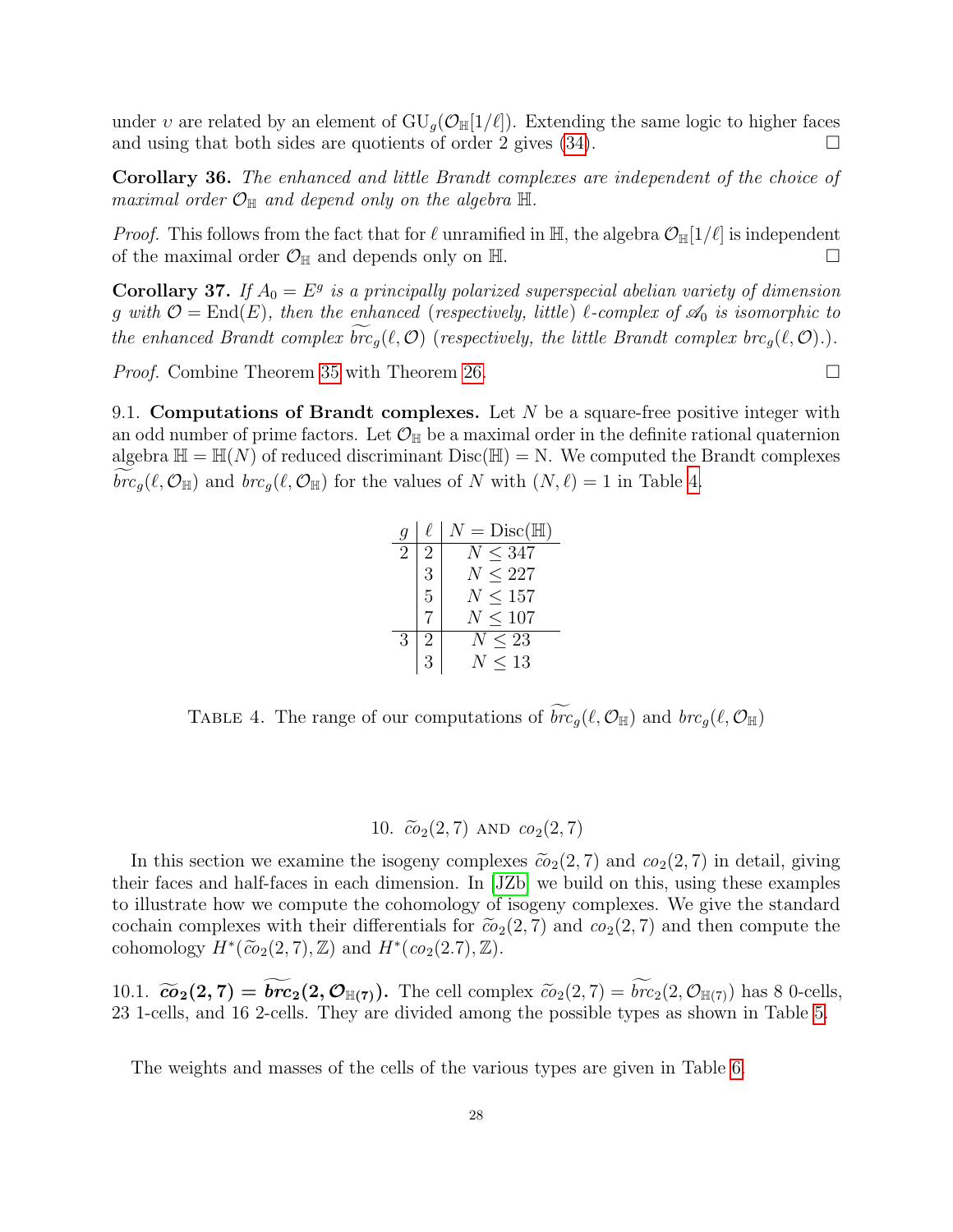under $\upsilon$ are related by an element of $\mathrm{GU}_g(\mathcal{O}_{\mathbb{H}}[1/\ell])$. Extending the same logic to higher faces and using that both sides are quotients of order 2 gives (34). $\square$

**Corollary 36.** *The enhanced and little Brandt complexes are independent of the choice of maximal order $\mathcal{O}_{\mathbb{H}}$ and depend only on the algebra $\mathbb{H}$.*

*Proof.* This follows from the fact that for $\ell$ unramified in $\mathbb{H}$, the algebra $\mathcal{O}_{\mathbb{H}}[1/\ell]$ is independent of the maximal order $\mathcal{O}_{\mathbb{H}}$ and depends only on $\mathbb{H}$. $\square$

**Corollary 37.** *If $A_0 = E^g$ is a principally polarized superspecial abelian variety of dimension $g$ with $\mathcal{O} = \mathrm{End}(E)$, then the enhanced (respectively, little) $\ell$-complex of $\mathscr{A}_0$ is isomorphic to the enhanced Brandt complex $\widetilde{brc}_g(\ell, \mathcal{O})$ (respectively, the little Brandt complex $brc_g(\ell, \mathcal{O})$.).*

*Proof.* Combine Theorem 35 with Theorem 26. $\square$

9.1. **Computations of Brandt complexes.** Let $N$ be a square-free positive integer with an odd number of prime factors. Let $\mathcal{O}_{\mathbb{H}}$ be a maximal order in the definite rational quaternion algebra $\mathbb{H} = \mathbb{H}(N)$ of reduced discriminant $\mathrm{Disc}(\mathbb{H}) = \mathrm{N}$. We computed the Brandt complexes $\widetilde{brc}_g(\ell, \mathcal{O}_{\mathbb{H}})$ and $brc_g(\ell, \mathcal{O}_{\mathbb{H}})$ for the values of $N$ with $(N, \ell) = 1$ in Table 4.

| $g$ | $\ell$ | $N = \mathrm{Disc}(\mathbb{H})$ |
|---|---|---|
| 2 | 2 | $N \leq 347$ |
| | 3 | $N \leq 227$ |
| | 5 | $N \leq 157$ |
| | 7 | $N \leq 107$ |
| 3 | 2 | $N \leq 23$ |
| | 3 | $N \leq 13$ |

TABLE 4. The range of our computations of $\widetilde{brc}_g(\ell, \mathcal{O}_{\mathbb{H}})$ and $brc_g(\ell, \mathcal{O}_{\mathbb{H}})$

## 10. $\widetilde{co}_2(2, 7)$ AND $co_2(2, 7)$

In this section we examine the isogeny complexes $\widetilde{co}_2(2, 7)$ and $co_2(2, 7)$ in detail, giving their faces and half-faces in each dimension. In [JZb] we build on this, using these examples to illustrate how we compute the cohomology of isogeny complexes. We give the standard cochain complexes with their differentials for $\widetilde{co}_2(2, 7)$ and $co_2(2, 7)$ and then compute the cohomology $H^*(\widetilde{co}_2(2, 7), \mathbb{Z})$ and $H^*(co_2(2.7), \mathbb{Z})$.

10.1. $\boldsymbol{\widetilde{co}_2(2, 7) = \widetilde{brc}_2(2, \mathcal{O}_{\mathbb{H}(7)})}$. The cell complex $\widetilde{co}_2(2, 7) = \widetilde{brc}_2(2, \mathcal{O}_{\mathbb{H}(7)})$ has 8 0-cells, 23 1-cells, and 16 2-cells. They are divided among the possible types as shown in Table 5.

The weights and masses of the cells of the various types are given in Table 6.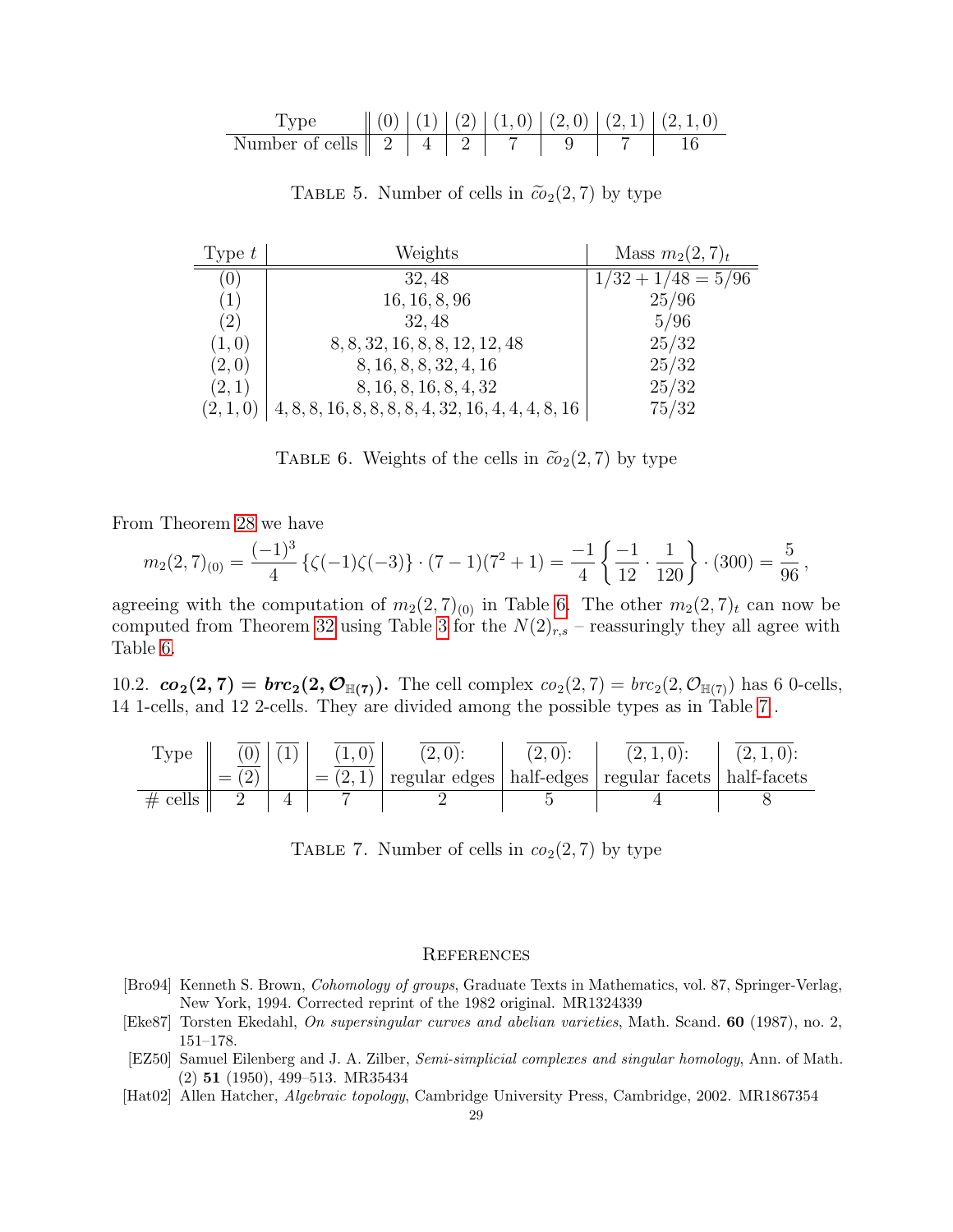| Type | (0) | (1) | (2) | (1, 0) | (2, 0) | (2, 1) | (2, 1, 0) |
|---|---|---|---|---|---|---|---|
| Number of cells | 2 | 4 | 2 | 7 | 9 | 7 | 16 |

TABLE 5. Number of cells in $\widetilde{co}_2(2,7)$ by type

| Type $t$ | Weights | Mass $m_2(2,7)_t$ |
|---|---|---|
| (0) | 32, 48 | $1/32 + 1/48 = 5/96$ |
| (1) | 16, 16, 8, 96 | 25/96 |
| (2) | 32, 48 | 5/96 |
| (1, 0) | 8, 8, 32, 16, 8, 8, 12, 12, 48 | 25/32 |
| (2, 0) | 8, 16, 8, 8, 32, 4, 16 | 25/32 |
| (2, 1) | 8, 16, 8, 16, 8, 4, 32 | 25/32 |
| (2, 1, 0) | 4, 8, 8, 16, 8, 8, 8, 8, 4, 32, 16, 4, 4, 4, 8, 16 | 75/32 |

TABLE 6. Weights of the cells in $\widetilde{co}_2(2,7)$ by type

From Theorem 28 we have

$$m_2(2,7)_{(0)} = \frac{(-1)^3}{4}\left\{\zeta(-1)\zeta(-3)\right\} \cdot (7-1)(7^2+1) = \frac{-1}{4}\left\{\frac{-1}{12}\cdot\frac{1}{120}\right\}\cdot(300) = \frac{5}{96}\,,$$

agreeing with the computation of $m_2(2,7)_{(0)}$ in Table 6. The other $m_2(2,7)_t$ can now be computed from Theorem 32 using Table 3 for the $N(2)_{r,s}$ – reassuringly they all agree with Table 6.

10.2. $\boldsymbol{co_2(2,7) = brc_2(2,\mathcal{O}_{\mathbb{H}(7)})}$**.** The cell complex $co_2(2,7) = brc_2(2,\mathcal{O}_{\mathbb{H}(7)})$ has 6 0-cells, 14 1-cells, and 12 2-cells. They are divided among the possible types as in Table 7.

| Type | $\overline{(0)} = \overline{(2)}$ | $\overline{(1)}$ | $\overline{(1,0)} = \overline{(2,1)}$ | $\overline{(2,0)}$: regular edges | $\overline{(2,0)}$: half-edges | $\overline{(2,1,0)}$: regular facets | $\overline{(2,1,0)}$: half-facets |
|---|---|---|---|---|---|---|---|
| # cells | 2 | 4 | 7 | 2 | 5 | 4 | 8 |

TABLE 7. Number of cells in $co_2(2,7)$ by type

## REFERENCES

[Bro94] Kenneth S. Brown, *Cohomology of groups*, Graduate Texts in Mathematics, vol. 87, Springer-Verlag, New York, 1994. Corrected reprint of the 1982 original. MR1324339

[Eke87] Torsten Ekedahl, *On supersingular curves and abelian varieties*, Math. Scand. **60** (1987), no. 2, 151–178.

[EZ50] Samuel Eilenberg and J. A. Zilber, *Semi-simplicial complexes and singular homology*, Ann. of Math. (2) **51** (1950), 499–513. MR35434

[Hat02] Allen Hatcher, *Algebraic topology*, Cambridge University Press, Cambridge, 2002. MR1867354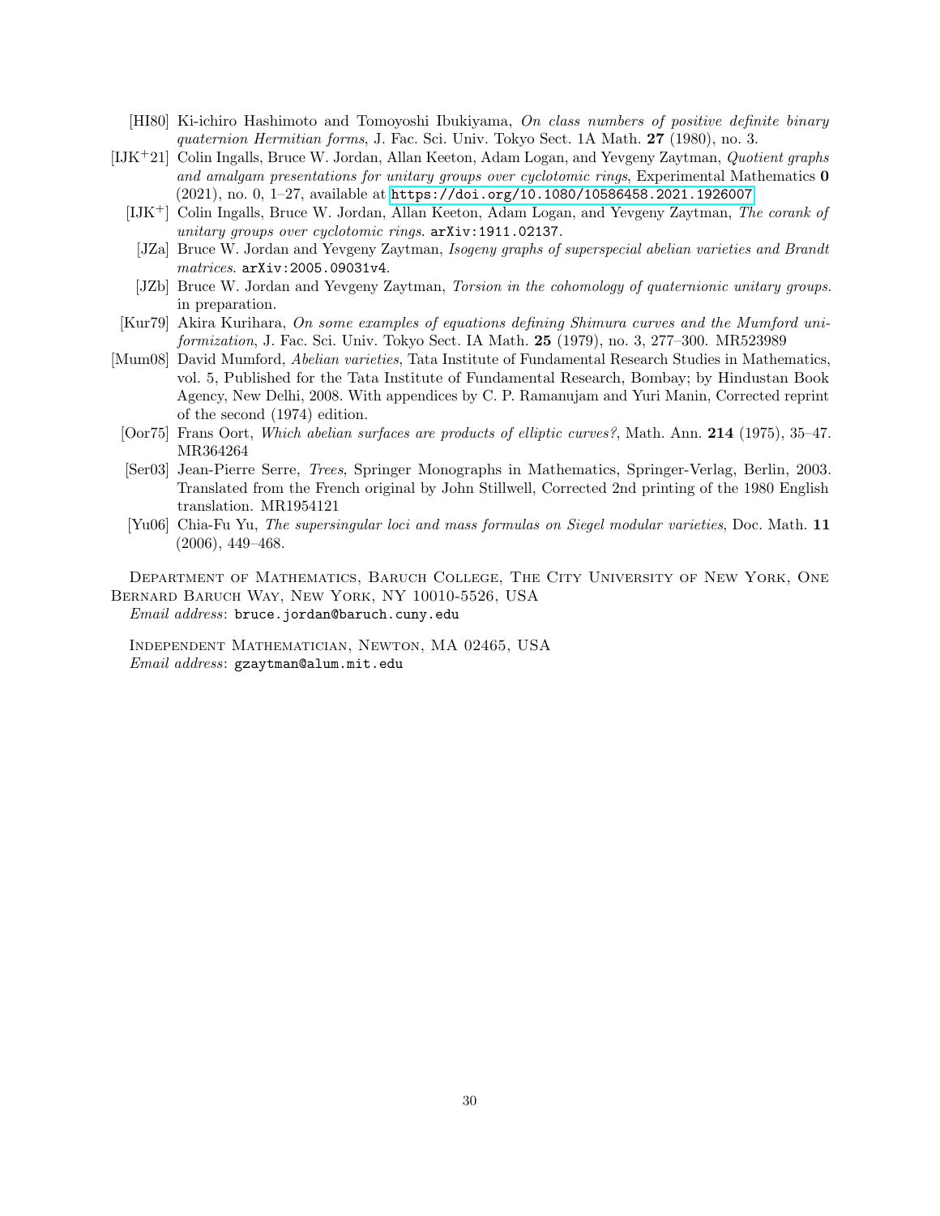- [HI80] Ki-ichiro Hashimoto and Tomoyoshi Ibukiyama, *On class numbers of positive definite binary quaternion Hermitian forms*, J. Fac. Sci. Univ. Tokyo Sect. 1A Math. **27** (1980), no. 3.
- [IJK+21] Colin Ingalls, Bruce W. Jordan, Allan Keeton, Adam Logan, and Yevgeny Zaytman, *Quotient graphs and amalgam presentations for unitary groups over cyclotomic rings*, Experimental Mathematics **0** (2021), no. 0, 1–27, available at `https://doi.org/10.1080/10586458.2021.1926007`.
- [IJK+] Colin Ingalls, Bruce W. Jordan, Allan Keeton, Adam Logan, and Yevgeny Zaytman, *The corank of unitary groups over cyclotomic rings*. `arXiv:1911.02137`.
- [JZa] Bruce W. Jordan and Yevgeny Zaytman, *Isogeny graphs of superspecial abelian varieties and Brandt matrices*. `arXiv:2005.09031v4`.
- [JZb] Bruce W. Jordan and Yevgeny Zaytman, *Torsion in the cohomology of quaternionic unitary groups*. in preparation.
- [Kur79] Akira Kurihara, *On some examples of equations defining Shimura curves and the Mumford uniformization*, J. Fac. Sci. Univ. Tokyo Sect. IA Math. **25** (1979), no. 3, 277–300. MR523989
- [Mum08] David Mumford, *Abelian varieties*, Tata Institute of Fundamental Research Studies in Mathematics, vol. 5, Published for the Tata Institute of Fundamental Research, Bombay; by Hindustan Book Agency, New Delhi, 2008. With appendices by C. P. Ramanujam and Yuri Manin, Corrected reprint of the second (1974) edition.
- [Oor75] Frans Oort, *Which abelian surfaces are products of elliptic curves?*, Math. Ann. **214** (1975), 35–47. MR364264
- [Ser03] Jean-Pierre Serre, *Trees*, Springer Monographs in Mathematics, Springer-Verlag, Berlin, 2003. Translated from the French original by John Stillwell, Corrected 2nd printing of the 1980 English translation. MR1954121
- [Yu06] Chia-Fu Yu, *The supersingular loci and mass formulas on Siegel modular varieties*, Doc. Math. **11** (2006), 449–468.

Department of Mathematics, Baruch College, The City University of New York, One Bernard Baruch Way, New York, NY 10010-5526, USA
*Email address*: `bruce.jordan@baruch.cuny.edu`

Independent Mathematician, Newton, MA 02465, USA
*Email address*: `gzaytman@alum.mit.edu`